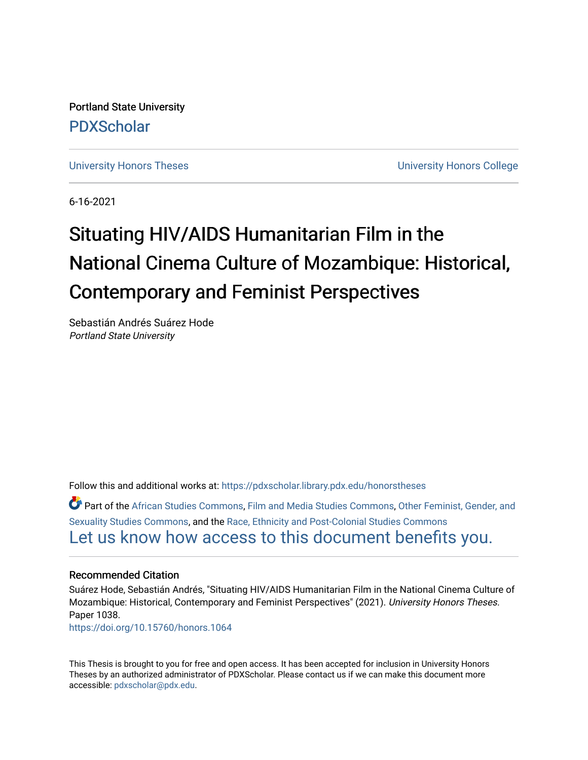Portland State University

PDXScholar

University Honors Theses | University Honors College

6-16-2021

# Situating HIV/AIDS Humanitarian Film in the National Cinema Culture of Mozambique: Historical, Contemporary and Feminist Perspectives

Sebastián Andrés Suárez Hode
*Portland State University*

Follow this and additional works at: https://pdxscholar.library.pdx.edu/honorstheses

Part of the African Studies Commons, Film and Media Studies Commons, Other Feminist, Gender, and Sexuality Studies Commons, and the Race, Ethnicity and Post-Colonial Studies Commons

Let us know how access to this document benefits you.

### Recommended Citation

Suárez Hode, Sebastián Andrés, "Situating HIV/AIDS Humanitarian Film in the National Cinema Culture of Mozambique: Historical, Contemporary and Feminist Perspectives" (2021). *University Honors Theses.* Paper 1038.
https://doi.org/10.15760/honors.1064

This Thesis is brought to you for free and open access. It has been accepted for inclusion in University Honors Theses by an authorized administrator of PDXScholar. Please contact us if we can make this document more accessible: pdxscholar@pdx.edu.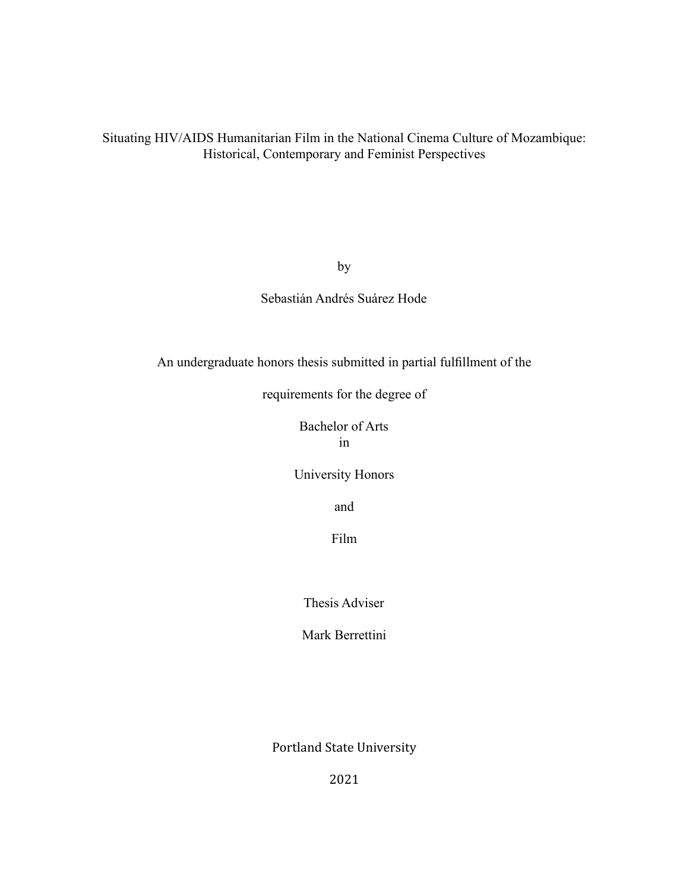Situating HIV/AIDS Humanitarian Film in the National Cinema Culture of Mozambique: Historical, Contemporary and Feminist Perspectives

by

Sebastián Andrés Suárez Hode

An undergraduate honors thesis submitted in partial fulfillment of the

requirements for the degree of

Bachelor of Arts
in

University Honors

and

Film

Thesis Adviser

Mark Berrettini

Portland State University

2021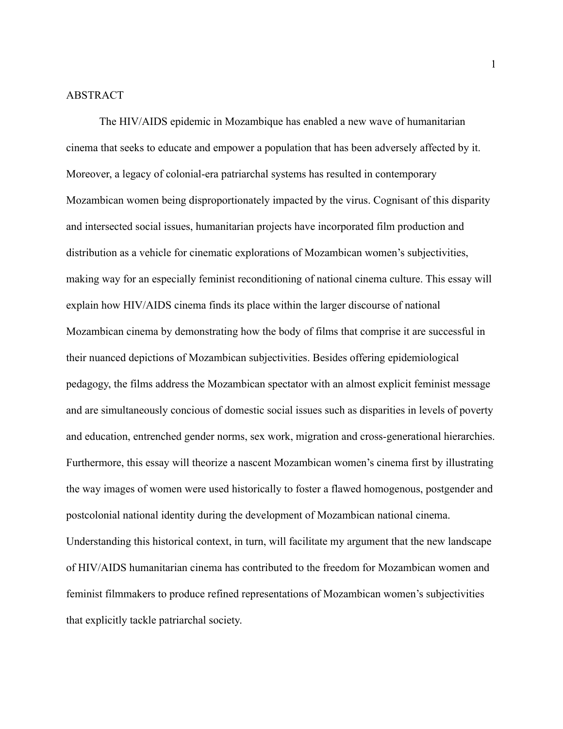# ABSTRACT

The HIV/AIDS epidemic in Mozambique has enabled a new wave of humanitarian cinema that seeks to educate and empower a population that has been adversely affected by it. Moreover, a legacy of colonial-era patriarchal systems has resulted in contemporary Mozambican women being disproportionately impacted by the virus. Cognisant of this disparity and intersected social issues, humanitarian projects have incorporated film production and distribution as a vehicle for cinematic explorations of Mozambican women's subjectivities, making way for an especially feminist reconditioning of national cinema culture. This essay will explain how HIV/AIDS cinema finds its place within the larger discourse of national Mozambican cinema by demonstrating how the body of films that comprise it are successful in their nuanced depictions of Mozambican subjectivities. Besides offering epidemiological pedagogy, the films address the Mozambican spectator with an almost explicit feminist message and are simultaneously concious of domestic social issues such as disparities in levels of poverty and education, entrenched gender norms, sex work, migration and cross-generational hierarchies. Furthermore, this essay will theorize a nascent Mozambican women's cinema first by illustrating the way images of women were used historically to foster a flawed homogenous, postgender and postcolonial national identity during the development of Mozambican national cinema. Understanding this historical context, in turn, will facilitate my argument that the new landscape of HIV/AIDS humanitarian cinema has contributed to the freedom for Mozambican women and feminist filmmakers to produce refined representations of Mozambican women's subjectivities that explicitly tackle patriarchal society.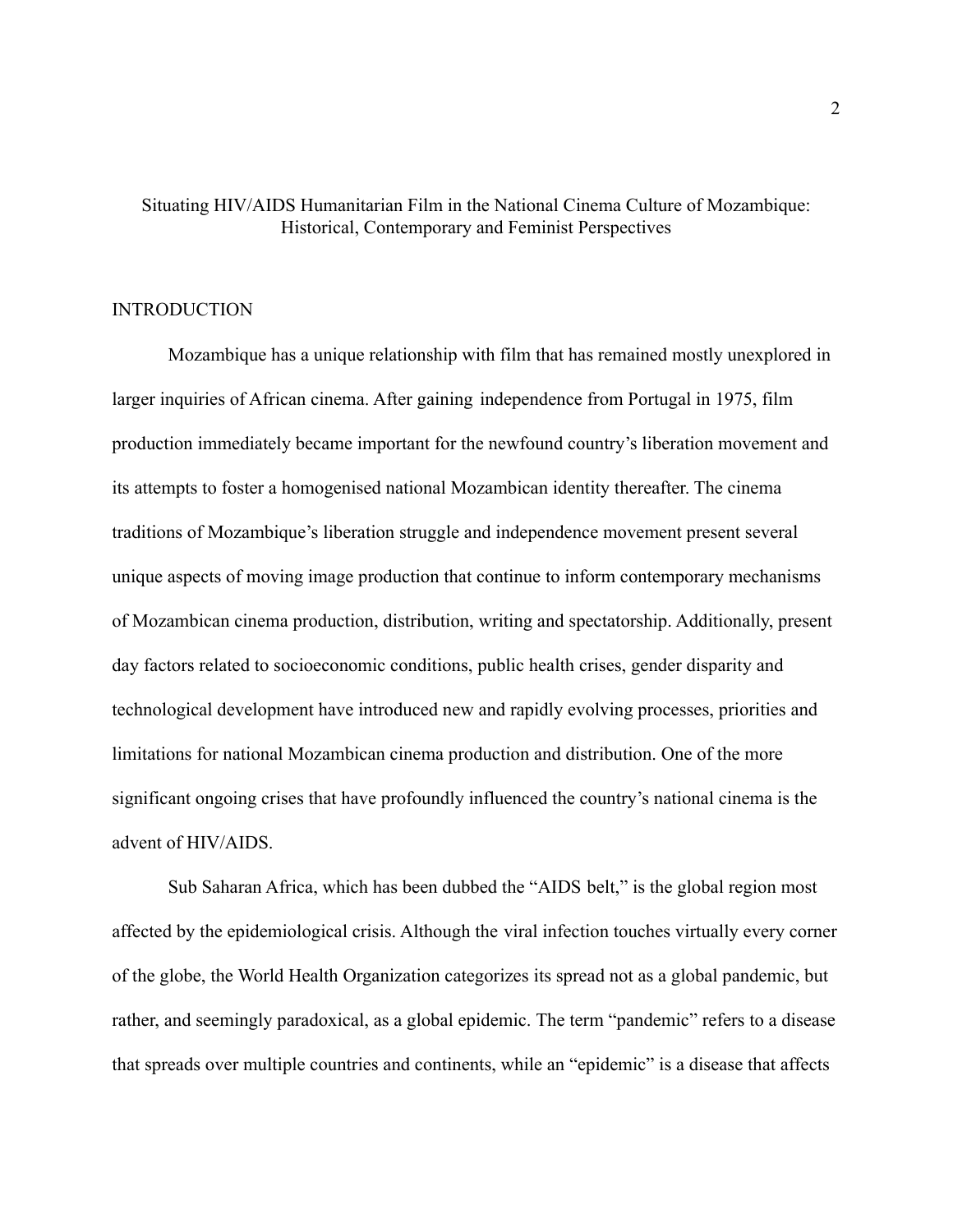Situating HIV/AIDS Humanitarian Film in the National Cinema Culture of Mozambique: Historical, Contemporary and Feminist Perspectives

## INTRODUCTION

Mozambique has a unique relationship with film that has remained mostly unexplored in larger inquiries of African cinema. After gaining independence from Portugal in 1975, film production immediately became important for the newfound country's liberation movement and its attempts to foster a homogenised national Mozambican identity thereafter. The cinema traditions of Mozambique's liberation struggle and independence movement present several unique aspects of moving image production that continue to inform contemporary mechanisms of Mozambican cinema production, distribution, writing and spectatorship. Additionally, present day factors related to socioeconomic conditions, public health crises, gender disparity and technological development have introduced new and rapidly evolving processes, priorities and limitations for national Mozambican cinema production and distribution. One of the more significant ongoing crises that have profoundly influenced the country's national cinema is the advent of HIV/AIDS.

Sub Saharan Africa, which has been dubbed the "AIDS belt," is the global region most affected by the epidemiological crisis. Although the viral infection touches virtually every corner of the globe, the World Health Organization categorizes its spread not as a global pandemic, but rather, and seemingly paradoxical, as a global epidemic. The term "pandemic" refers to a disease that spreads over multiple countries and continents, while an "epidemic" is a disease that affects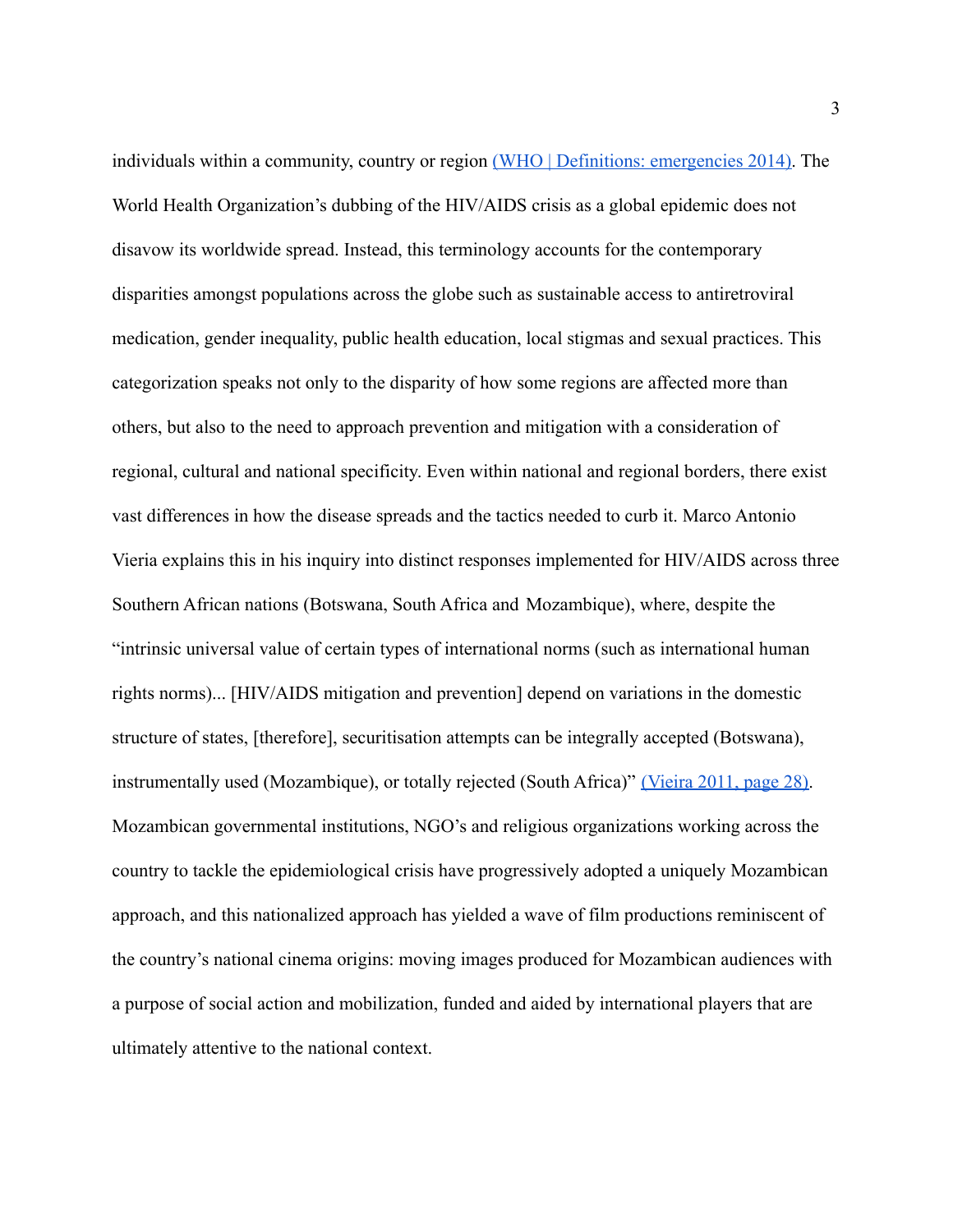individuals within a community, country or region (WHO | Definitions: emergencies 2014). The World Health Organization's dubbing of the HIV/AIDS crisis as a global epidemic does not disavow its worldwide spread. Instead, this terminology accounts for the contemporary disparities amongst populations across the globe such as sustainable access to antiretroviral medication, gender inequality, public health education, local stigmas and sexual practices. This categorization speaks not only to the disparity of how some regions are affected more than others, but also to the need to approach prevention and mitigation with a consideration of regional, cultural and national specificity. Even within national and regional borders, there exist vast differences in how the disease spreads and the tactics needed to curb it. Marco Antonio Vieria explains this in his inquiry into distinct responses implemented for HIV/AIDS across three Southern African nations (Botswana, South Africa and Mozambique), where, despite the "intrinsic universal value of certain types of international norms (such as international human rights norms)... [HIV/AIDS mitigation and prevention] depend on variations in the domestic structure of states, [therefore], securitisation attempts can be integrally accepted (Botswana), instrumentally used (Mozambique), or totally rejected (South Africa)" (Vieira 2011, page 28). Mozambican governmental institutions, NGO's and religious organizations working across the country to tackle the epidemiological crisis have progressively adopted a uniquely Mozambican approach, and this nationalized approach has yielded a wave of film productions reminiscent of the country's national cinema origins: moving images produced for Mozambican audiences with a purpose of social action and mobilization, funded and aided by international players that are ultimately attentive to the national context.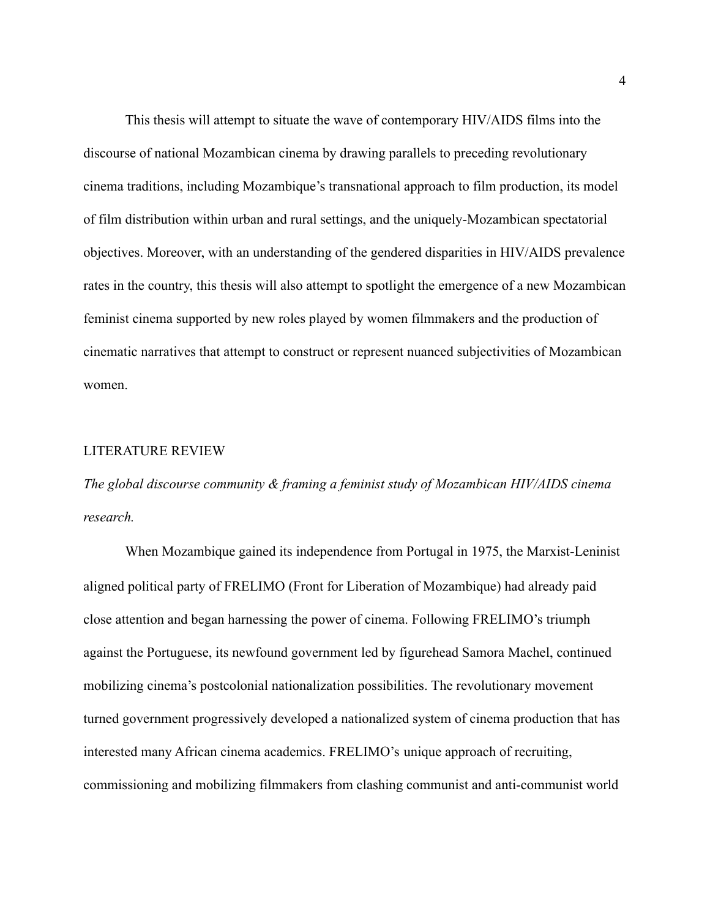This thesis will attempt to situate the wave of contemporary HIV/AIDS films into the discourse of national Mozambican cinema by drawing parallels to preceding revolutionary cinema traditions, including Mozambique's transnational approach to film production, its model of film distribution within urban and rural settings, and the uniquely-Mozambican spectatorial objectives. Moreover, with an understanding of the gendered disparities in HIV/AIDS prevalence rates in the country, this thesis will also attempt to spotlight the emergence of a new Mozambican feminist cinema supported by new roles played by women filmmakers and the production of cinematic narratives that attempt to construct or represent nuanced subjectivities of Mozambican women.

## LITERATURE REVIEW

### *The global discourse community & framing a feminist study of Mozambican HIV/AIDS cinema research.*

When Mozambique gained its independence from Portugal in 1975, the Marxist-Leninist aligned political party of FRELIMO (Front for Liberation of Mozambique) had already paid close attention and began harnessing the power of cinema. Following FRELIMO's triumph against the Portuguese, its newfound government led by figurehead Samora Machel, continued mobilizing cinema's postcolonial nationalization possibilities. The revolutionary movement turned government progressively developed a nationalized system of cinema production that has interested many African cinema academics. FRELIMO's unique approach of recruiting, commissioning and mobilizing filmmakers from clashing communist and anti-communist world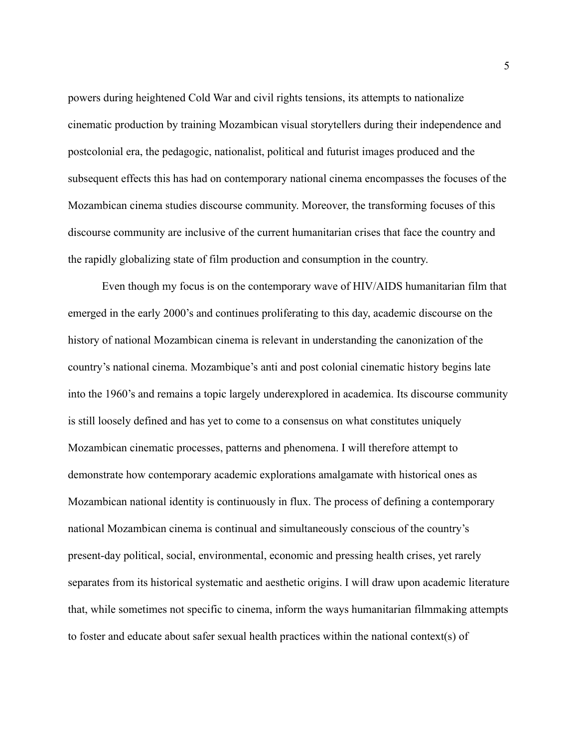powers during heightened Cold War and civil rights tensions, its attempts to nationalize cinematic production by training Mozambican visual storytellers during their independence and postcolonial era, the pedagogic, nationalist, political and futurist images produced and the subsequent effects this has had on contemporary national cinema encompasses the focuses of the Mozambican cinema studies discourse community. Moreover, the transforming focuses of this discourse community are inclusive of the current humanitarian crises that face the country and the rapidly globalizing state of film production and consumption in the country.

Even though my focus is on the contemporary wave of HIV/AIDS humanitarian film that emerged in the early 2000's and continues proliferating to this day, academic discourse on the history of national Mozambican cinema is relevant in understanding the canonization of the country's national cinema. Mozambique's anti and post colonial cinematic history begins late into the 1960's and remains a topic largely underexplored in academica. Its discourse community is still loosely defined and has yet to come to a consensus on what constitutes uniquely Mozambican cinematic processes, patterns and phenomena. I will therefore attempt to demonstrate how contemporary academic explorations amalgamate with historical ones as Mozambican national identity is continuously in flux. The process of defining a contemporary national Mozambican cinema is continual and simultaneously conscious of the country's present-day political, social, environmental, economic and pressing health crises, yet rarely separates from its historical systematic and aesthetic origins. I will draw upon academic literature that, while sometimes not specific to cinema, inform the ways humanitarian filmmaking attempts to foster and educate about safer sexual health practices within the national context(s) of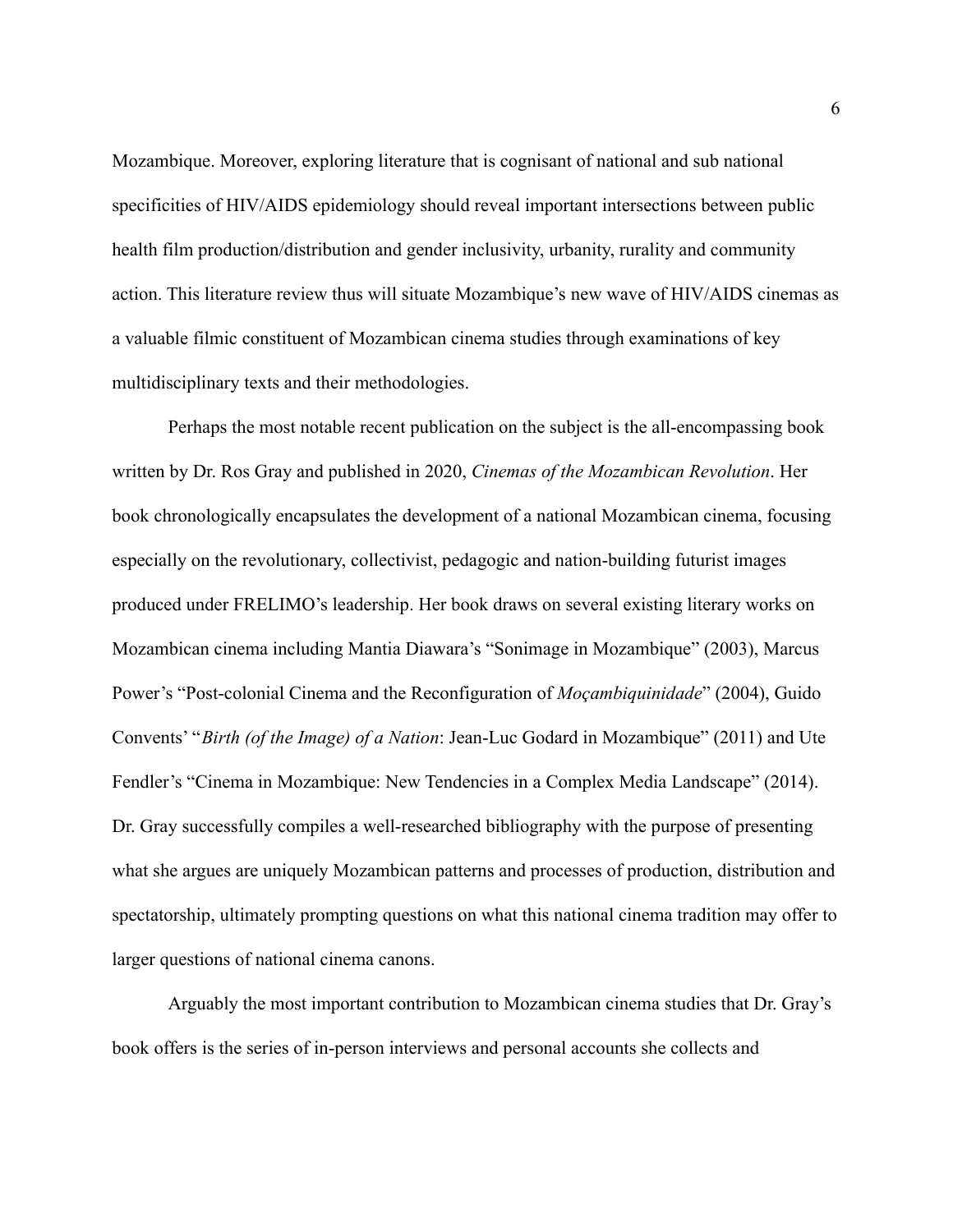Mozambique. Moreover, exploring literature that is cognisant of national and sub national specificities of HIV/AIDS epidemiology should reveal important intersections between public health film production/distribution and gender inclusivity, urbanity, rurality and community action. This literature review thus will situate Mozambique's new wave of HIV/AIDS cinemas as a valuable filmic constituent of Mozambican cinema studies through examinations of key multidisciplinary texts and their methodologies.

Perhaps the most notable recent publication on the subject is the all-encompassing book written by Dr. Ros Gray and published in 2020, *Cinemas of the Mozambican Revolution*. Her book chronologically encapsulates the development of a national Mozambican cinema, focusing especially on the revolutionary, collectivist, pedagogic and nation-building futurist images produced under FRELIMO's leadership. Her book draws on several existing literary works on Mozambican cinema including Mantia Diawara's "Sonimage in Mozambique" (2003), Marcus Power's "Post-colonial Cinema and the Reconfiguration of *Moçambiquinidade*" (2004), Guido Convents' "*Birth (of the Image) of a Nation*: Jean-Luc Godard in Mozambique" (2011) and Ute Fendler's "Cinema in Mozambique: New Tendencies in a Complex Media Landscape" (2014). Dr. Gray successfully compiles a well-researched bibliography with the purpose of presenting what she argues are uniquely Mozambican patterns and processes of production, distribution and spectatorship, ultimately prompting questions on what this national cinema tradition may offer to larger questions of national cinema canons.

Arguably the most important contribution to Mozambican cinema studies that Dr. Gray's book offers is the series of in-person interviews and personal accounts she collects and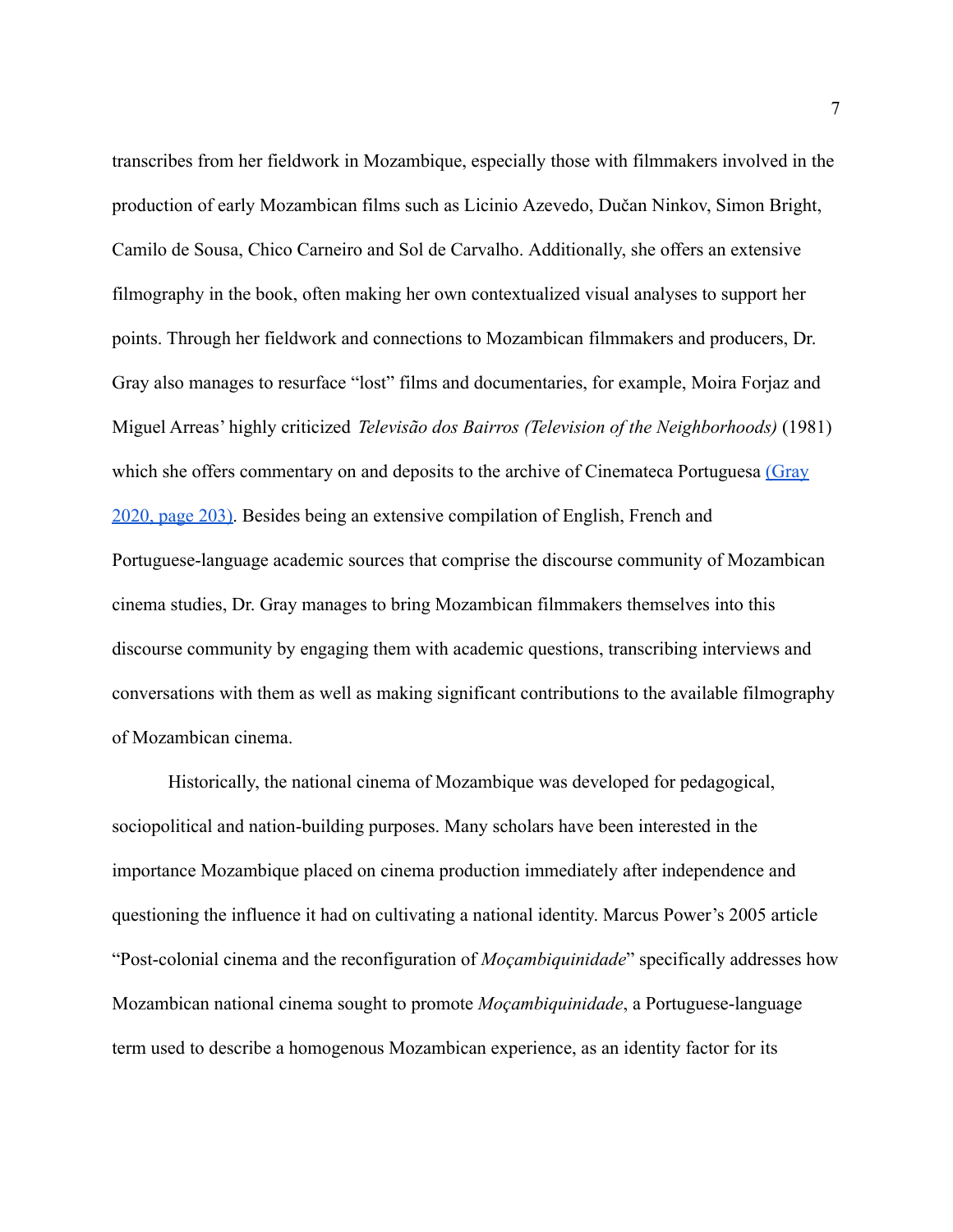transcribes from her fieldwork in Mozambique, especially those with filmmakers involved in the production of early Mozambican films such as Licinio Azevedo, Dučan Ninkov, Simon Bright, Camilo de Sousa, Chico Carneiro and Sol de Carvalho. Additionally, she offers an extensive filmography in the book, often making her own contextualized visual analyses to support her points. Through her fieldwork and connections to Mozambican filmmakers and producers, Dr. Gray also manages to resurface "lost" films and documentaries, for example, Moira Forjaz and Miguel Arreas' highly criticized *Televisão dos Bairros (Television of the Neighborhoods)* (1981) which she offers commentary on and deposits to the archive of Cinemateca Portuguesa (Gray 2020, page 203). Besides being an extensive compilation of English, French and Portuguese-language academic sources that comprise the discourse community of Mozambican cinema studies, Dr. Gray manages to bring Mozambican filmmakers themselves into this discourse community by engaging them with academic questions, transcribing interviews and conversations with them as well as making significant contributions to the available filmography of Mozambican cinema.

Historically, the national cinema of Mozambique was developed for pedagogical, sociopolitical and nation-building purposes. Many scholars have been interested in the importance Mozambique placed on cinema production immediately after independence and questioning the influence it had on cultivating a national identity. Marcus Power's 2005 article "Post-colonial cinema and the reconfiguration of *Moçambiquinidade*" specifically addresses how Mozambican national cinema sought to promote *Moçambiquinidade*, a Portuguese-language term used to describe a homogenous Mozambican experience, as an identity factor for its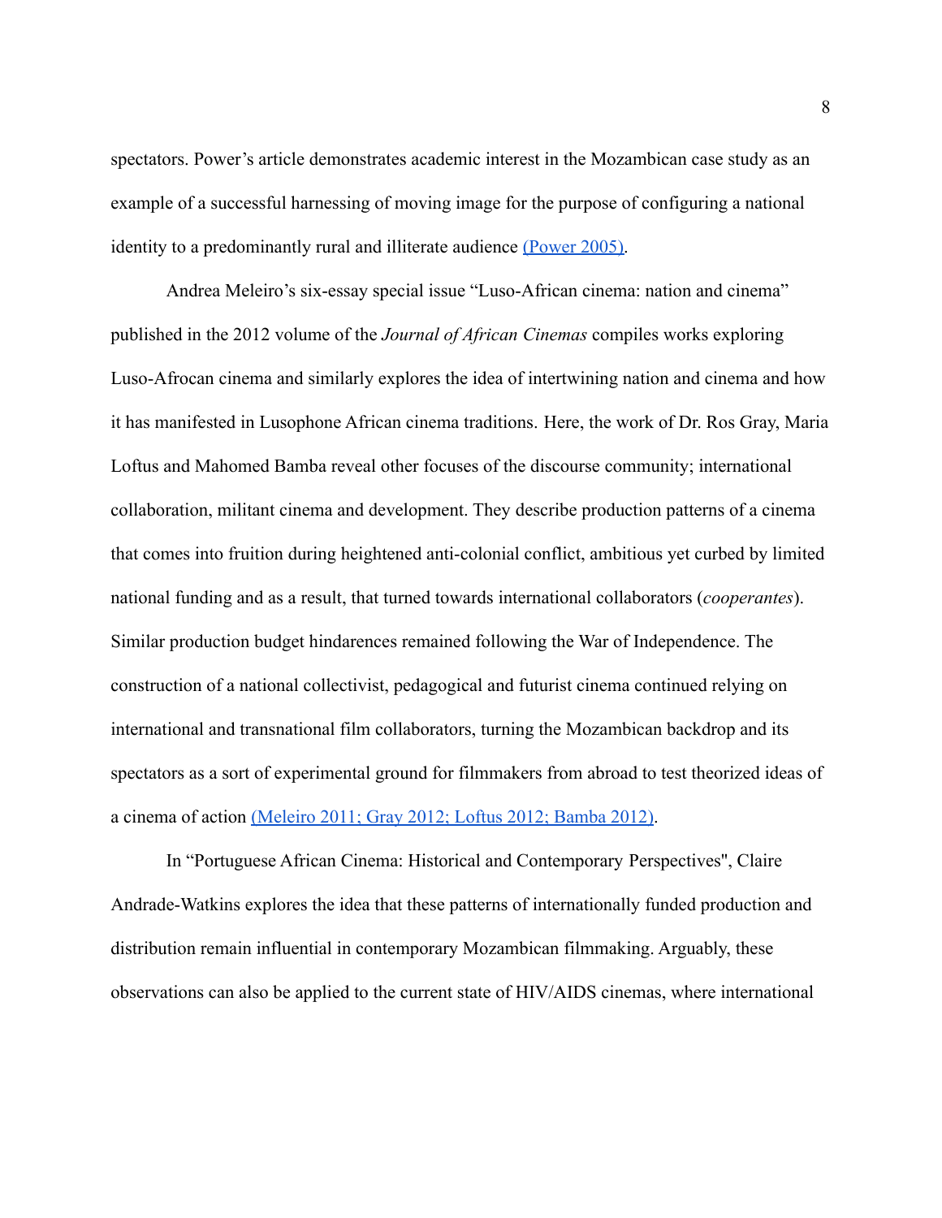spectators. Power's article demonstrates academic interest in the Mozambican case study as an example of a successful harnessing of moving image for the purpose of configuring a national identity to a predominantly rural and illiterate audience (Power 2005).

Andrea Meleiro's six-essay special issue "Luso-African cinema: nation and cinema" published in the 2012 volume of the *Journal of African Cinemas* compiles works exploring Luso-Afrocan cinema and similarly explores the idea of intertwining nation and cinema and how it has manifested in Lusophone African cinema traditions. Here, the work of Dr. Ros Gray, Maria Loftus and Mahomed Bamba reveal other focuses of the discourse community; international collaboration, militant cinema and development. They describe production patterns of a cinema that comes into fruition during heightened anti-colonial conflict, ambitious yet curbed by limited national funding and as a result, that turned towards international collaborators (*cooperantes*). Similar production budget hindarences remained following the War of Independence. The construction of a national collectivist, pedagogical and futurist cinema continued relying on international and transnational film collaborators, turning the Mozambican backdrop and its spectators as a sort of experimental ground for filmmakers from abroad to test theorized ideas of a cinema of action (Meleiro 2011; Gray 2012; Loftus 2012; Bamba 2012).

In "Portuguese African Cinema: Historical and Contemporary Perspectives'', Claire Andrade-Watkins explores the idea that these patterns of internationally funded production and distribution remain influential in contemporary Mozambican filmmaking. Arguably, these observations can also be applied to the current state of HIV/AIDS cinemas, where international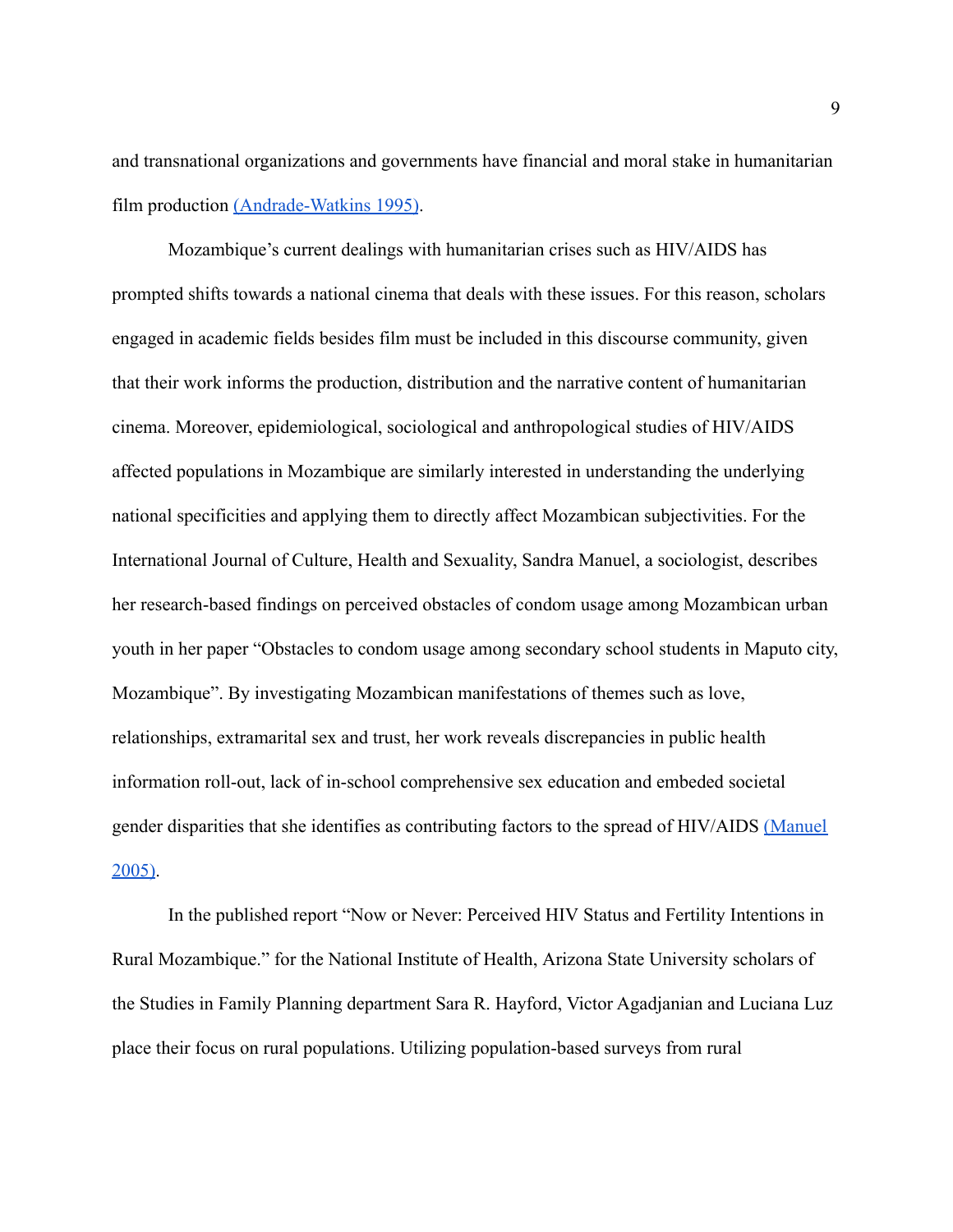and transnational organizations and governments have financial and moral stake in humanitarian film production (Andrade-Watkins 1995).

Mozambique's current dealings with humanitarian crises such as HIV/AIDS has prompted shifts towards a national cinema that deals with these issues. For this reason, scholars engaged in academic fields besides film must be included in this discourse community, given that their work informs the production, distribution and the narrative content of humanitarian cinema. Moreover, epidemiological, sociological and anthropological studies of HIV/AIDS affected populations in Mozambique are similarly interested in understanding the underlying national specificities and applying them to directly affect Mozambican subjectivities. For the International Journal of Culture, Health and Sexuality, Sandra Manuel, a sociologist, describes her research-based findings on perceived obstacles of condom usage among Mozambican urban youth in her paper "Obstacles to condom usage among secondary school students in Maputo city, Mozambique". By investigating Mozambican manifestations of themes such as love, relationships, extramarital sex and trust, her work reveals discrepancies in public health information roll-out, lack of in-school comprehensive sex education and embeded societal gender disparities that she identifies as contributing factors to the spread of HIV/AIDS (Manuel 2005).

In the published report "Now or Never: Perceived HIV Status and Fertility Intentions in Rural Mozambique." for the National Institute of Health, Arizona State University scholars of the Studies in Family Planning department Sara R. Hayford, Victor Agadjanian and Luciana Luz place their focus on rural populations. Utilizing population-based surveys from rural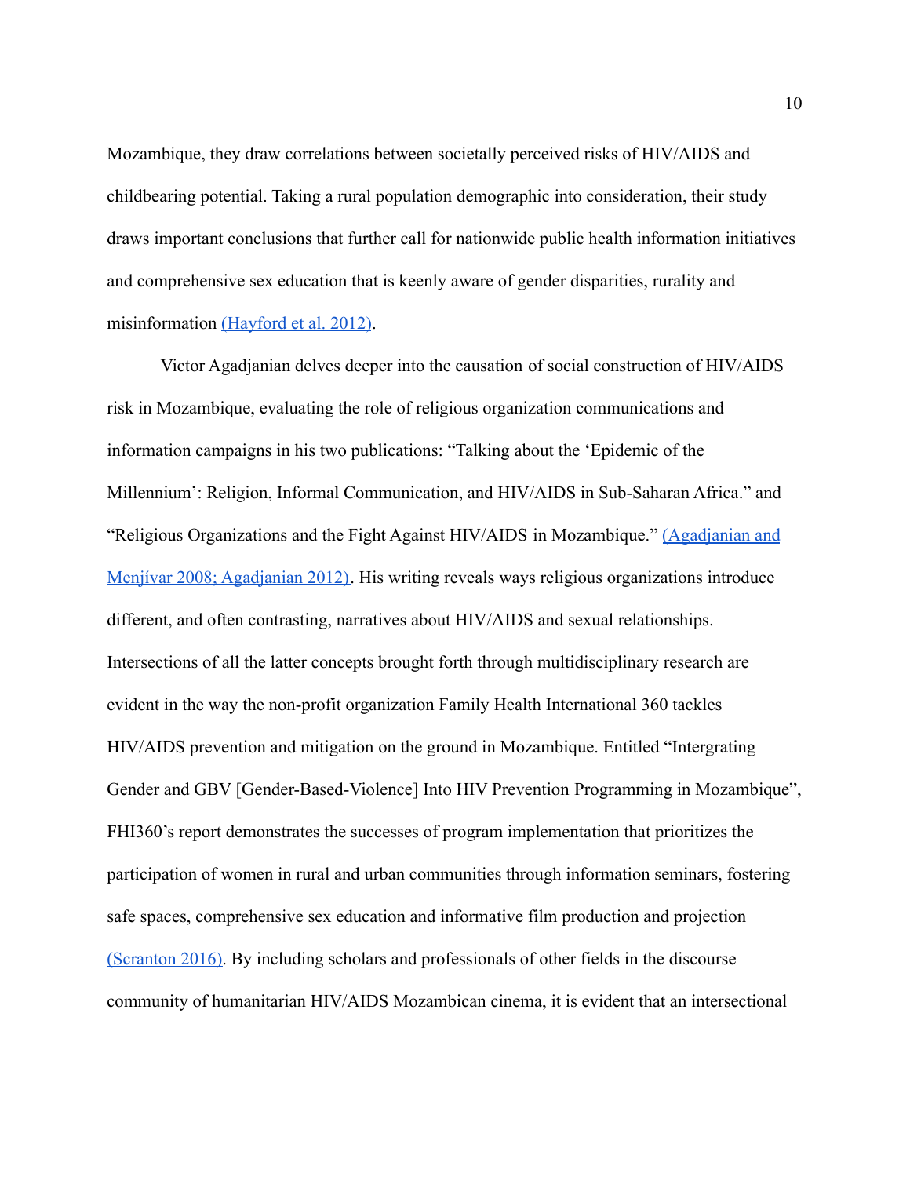Mozambique, they draw correlations between societally perceived risks of HIV/AIDS and childbearing potential. Taking a rural population demographic into consideration, their study draws important conclusions that further call for nationwide public health information initiatives and comprehensive sex education that is keenly aware of gender disparities, rurality and misinformation (Hayford et al. 2012).

Victor Agadjanian delves deeper into the causation of social construction of HIV/AIDS risk in Mozambique, evaluating the role of religious organization communications and information campaigns in his two publications: "Talking about the 'Epidemic of the Millennium': Religion, Informal Communication, and HIV/AIDS in Sub-Saharan Africa." and "Religious Organizations and the Fight Against HIV/AIDS in Mozambique." (Agadjanian and Menjívar 2008; Agadjanian 2012). His writing reveals ways religious organizations introduce different, and often contrasting, narratives about HIV/AIDS and sexual relationships. Intersections of all the latter concepts brought forth through multidisciplinary research are evident in the way the non-profit organization Family Health International 360 tackles HIV/AIDS prevention and mitigation on the ground in Mozambique. Entitled "Intergrating Gender and GBV [Gender-Based-Violence] Into HIV Prevention Programming in Mozambique", FHI360's report demonstrates the successes of program implementation that prioritizes the participation of women in rural and urban communities through information seminars, fostering safe spaces, comprehensive sex education and informative film production and projection (Scranton 2016). By including scholars and professionals of other fields in the discourse community of humanitarian HIV/AIDS Mozambican cinema, it is evident that an intersectional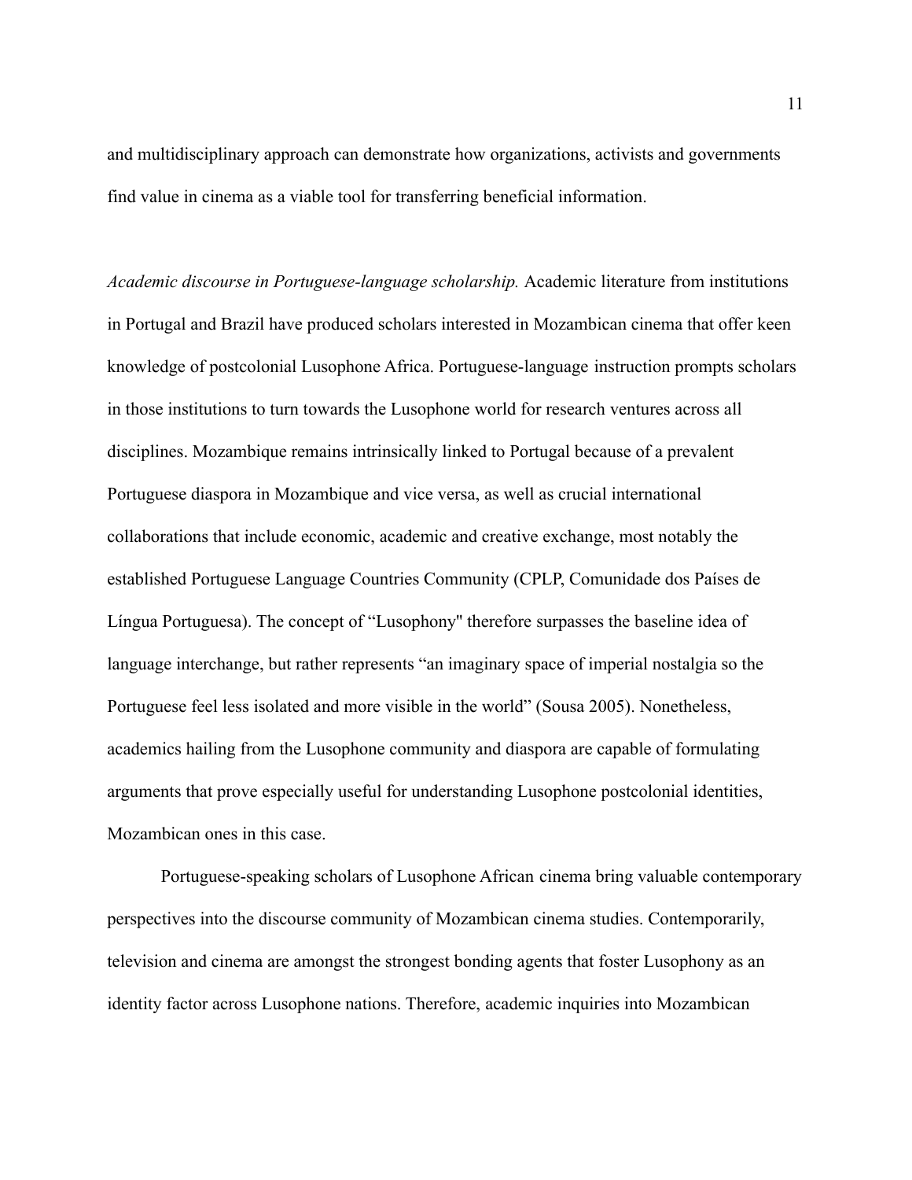and multidisciplinary approach can demonstrate how organizations, activists and governments find value in cinema as a viable tool for transferring beneficial information.

*Academic discourse in Portuguese-language scholarship.* Academic literature from institutions in Portugal and Brazil have produced scholars interested in Mozambican cinema that offer keen knowledge of postcolonial Lusophone Africa. Portuguese-language instruction prompts scholars in those institutions to turn towards the Lusophone world for research ventures across all disciplines. Mozambique remains intrinsically linked to Portugal because of a prevalent Portuguese diaspora in Mozambique and vice versa, as well as crucial international collaborations that include economic, academic and creative exchange, most notably the established Portuguese Language Countries Community (CPLP, Comunidade dos Países de Língua Portuguesa). The concept of "Lusophony" therefore surpasses the baseline idea of language interchange, but rather represents "an imaginary space of imperial nostalgia so the Portuguese feel less isolated and more visible in the world" (Sousa 2005). Nonetheless, academics hailing from the Lusophone community and diaspora are capable of formulating arguments that prove especially useful for understanding Lusophone postcolonial identities, Mozambican ones in this case.

Portuguese-speaking scholars of Lusophone African cinema bring valuable contemporary perspectives into the discourse community of Mozambican cinema studies. Contemporarily, television and cinema are amongst the strongest bonding agents that foster Lusophony as an identity factor across Lusophone nations. Therefore, academic inquiries into Mozambican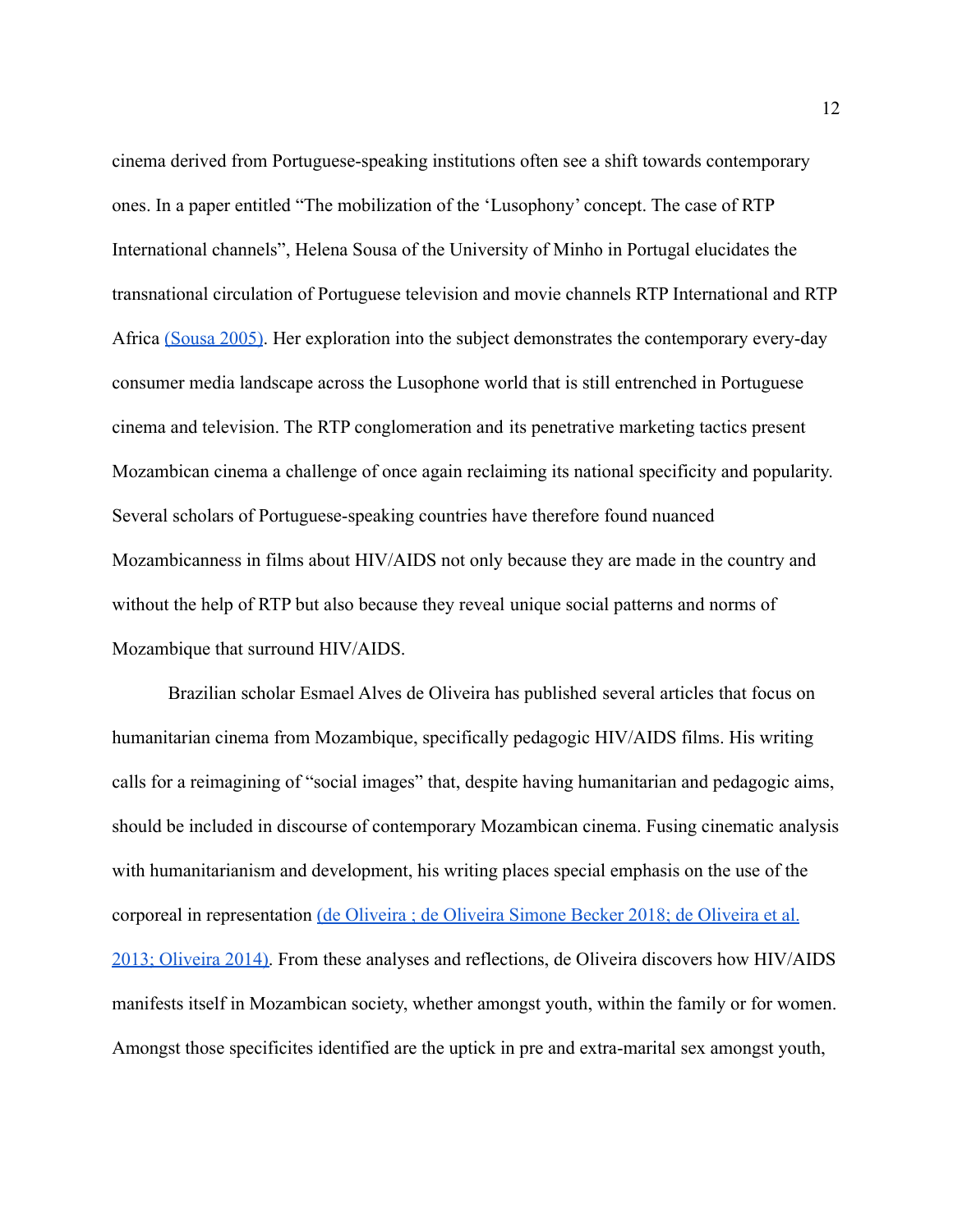cinema derived from Portuguese-speaking institutions often see a shift towards contemporary ones. In a paper entitled "The mobilization of the 'Lusophony' concept. The case of RTP International channels", Helena Sousa of the University of Minho in Portugal elucidates the transnational circulation of Portuguese television and movie channels RTP International and RTP Africa [(Sousa 2005)](). Her exploration into the subject demonstrates the contemporary every-day consumer media landscape across the Lusophone world that is still entrenched in Portuguese cinema and television. The RTP conglomeration and its penetrative marketing tactics present Mozambican cinema a challenge of once again reclaiming its national specificity and popularity. Several scholars of Portuguese-speaking countries have therefore found nuanced Mozambicanness in films about HIV/AIDS not only because they are made in the country and without the help of RTP but also because they reveal unique social patterns and norms of Mozambique that surround HIV/AIDS.

Brazilian scholar Esmael Alves de Oliveira has published several articles that focus on humanitarian cinema from Mozambique, specifically pedagogic HIV/AIDS films. His writing calls for a reimagining of "social images" that, despite having humanitarian and pedagogic aims, should be included in discourse of contemporary Mozambican cinema. Fusing cinematic analysis with humanitarianism and development, his writing places special emphasis on the use of the corporeal in representation [(de Oliveira ; de Oliveira Simone Becker 2018; de Oliveira et al. 2013; Oliveira 2014)](). From these analyses and reflections, de Oliveira discovers how HIV/AIDS manifests itself in Mozambican society, whether amongst youth, within the family or for women. Amongst those specificites identified are the uptick in pre and extra-marital sex amongst youth,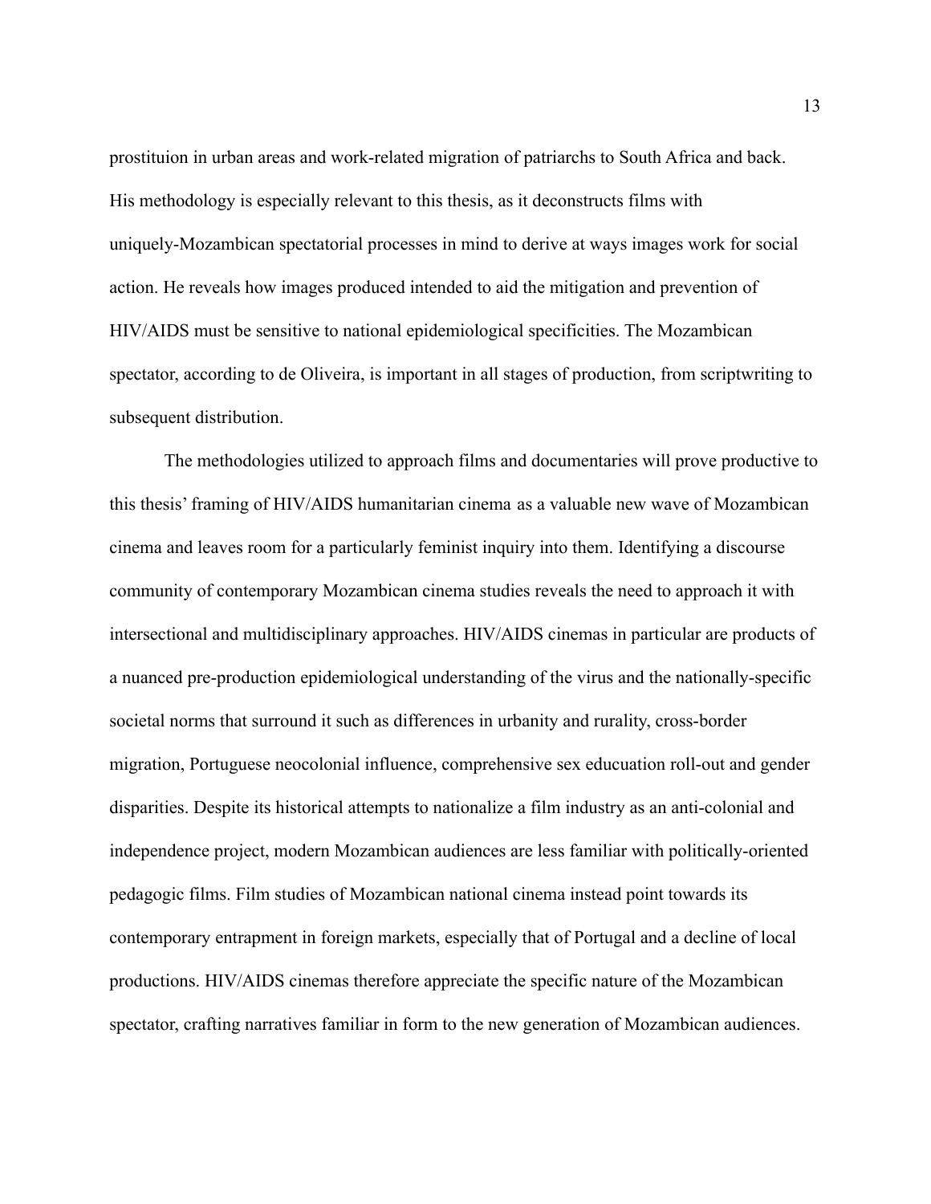prostituion in urban areas and work-related migration of patriarchs to South Africa and back. His methodology is especially relevant to this thesis, as it deconstructs films with uniquely-Mozambican spectatorial processes in mind to derive at ways images work for social action. He reveals how images produced intended to aid the mitigation and prevention of HIV/AIDS must be sensitive to national epidemiological specificities. The Mozambican spectator, according to de Oliveira, is important in all stages of production, from scriptwriting to subsequent distribution.

The methodologies utilized to approach films and documentaries will prove productive to this thesis' framing of HIV/AIDS humanitarian cinema as a valuable new wave of Mozambican cinema and leaves room for a particularly feminist inquiry into them. Identifying a discourse community of contemporary Mozambican cinema studies reveals the need to approach it with intersectional and multidisciplinary approaches. HIV/AIDS cinemas in particular are products of a nuanced pre-production epidemiological understanding of the virus and the nationally-specific societal norms that surround it such as differences in urbanity and rurality, cross-border migration, Portuguese neocolonial influence, comprehensive sex educuation roll-out and gender disparities. Despite its historical attempts to nationalize a film industry as an anti-colonial and independence project, modern Mozambican audiences are less familiar with politically-oriented pedagogic films. Film studies of Mozambican national cinema instead point towards its contemporary entrapment in foreign markets, especially that of Portugal and a decline of local productions. HIV/AIDS cinemas therefore appreciate the specific nature of the Mozambican spectator, crafting narratives familiar in form to the new generation of Mozambican audiences.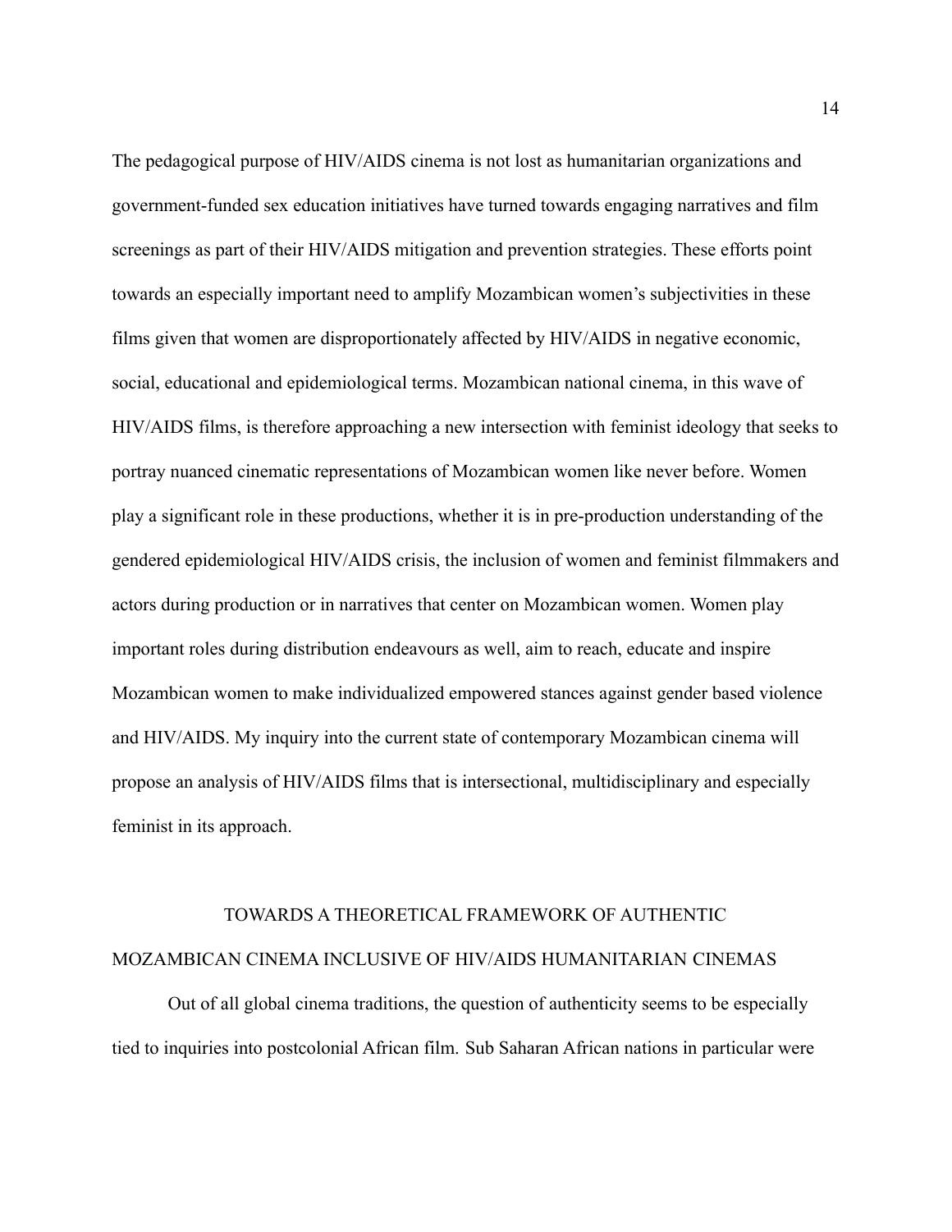The pedagogical purpose of HIV/AIDS cinema is not lost as humanitarian organizations and government-funded sex education initiatives have turned towards engaging narratives and film screenings as part of their HIV/AIDS mitigation and prevention strategies. These efforts point towards an especially important need to amplify Mozambican women's subjectivities in these films given that women are disproportionately affected by HIV/AIDS in negative economic, social, educational and epidemiological terms. Mozambican national cinema, in this wave of HIV/AIDS films, is therefore approaching a new intersection with feminist ideology that seeks to portray nuanced cinematic representations of Mozambican women like never before. Women play a significant role in these productions, whether it is in pre-production understanding of the gendered epidemiological HIV/AIDS crisis, the inclusion of women and feminist filmmakers and actors during production or in narratives that center on Mozambican women. Women play important roles during distribution endeavours as well, aim to reach, educate and inspire Mozambican women to make individualized empowered stances against gender based violence and HIV/AIDS. My inquiry into the current state of contemporary Mozambican cinema will propose an analysis of HIV/AIDS films that is intersectional, multidisciplinary and especially feminist in its approach.

## TOWARDS A THEORETICAL FRAMEWORK OF AUTHENTIC MOZAMBICAN CINEMA INCLUSIVE OF HIV/AIDS HUMANITARIAN CINEMAS

Out of all global cinema traditions, the question of authenticity seems to be especially tied to inquiries into postcolonial African film. Sub Saharan African nations in particular were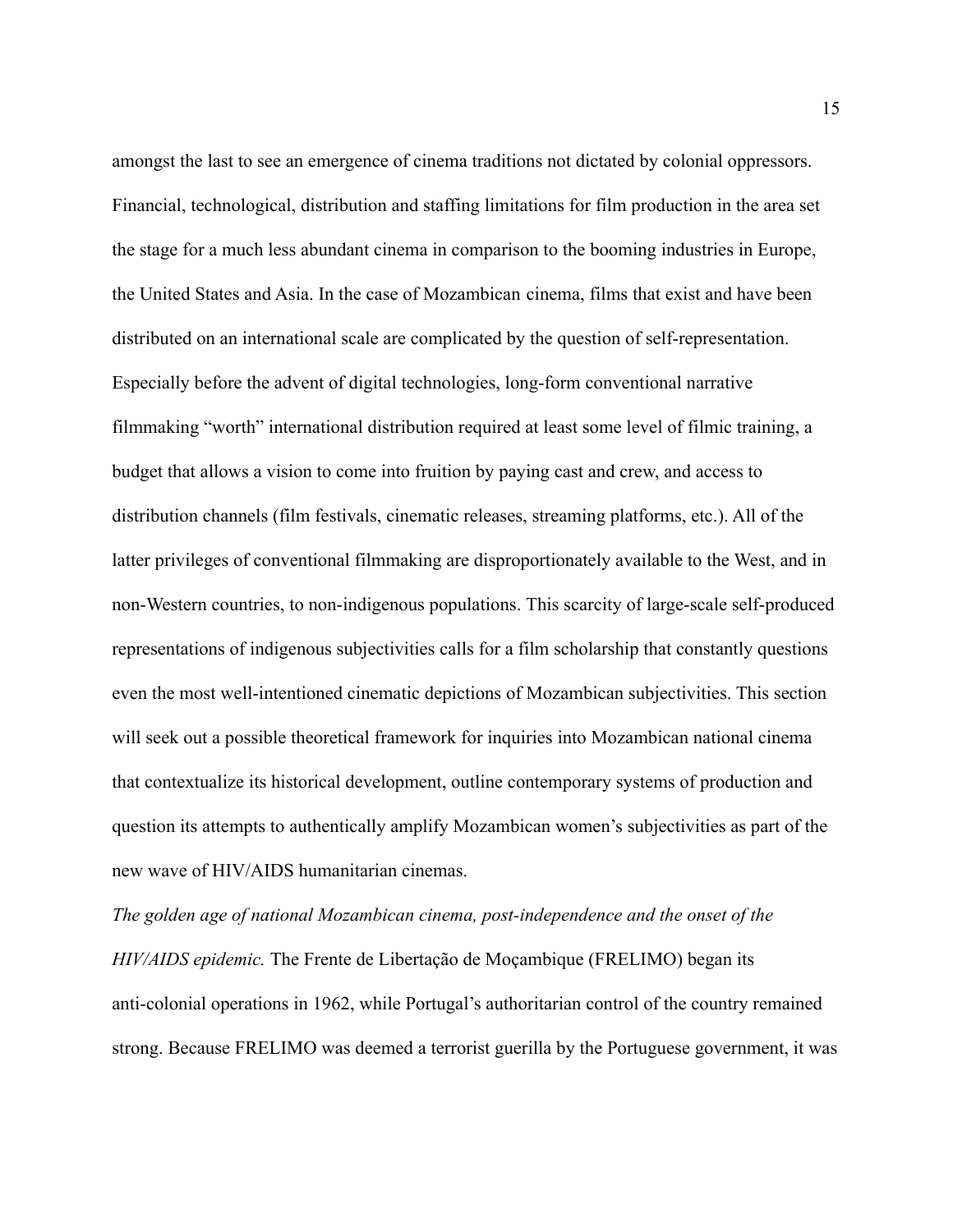amongst the last to see an emergence of cinema traditions not dictated by colonial oppressors. Financial, technological, distribution and staffing limitations for film production in the area set the stage for a much less abundant cinema in comparison to the booming industries in Europe, the United States and Asia. In the case of Mozambican cinema, films that exist and have been distributed on an international scale are complicated by the question of self-representation. Especially before the advent of digital technologies, long-form conventional narrative filmmaking "worth" international distribution required at least some level of filmic training, a budget that allows a vision to come into fruition by paying cast and crew, and access to distribution channels (film festivals, cinematic releases, streaming platforms, etc.). All of the latter privileges of conventional filmmaking are disproportionately available to the West, and in non-Western countries, to non-indigenous populations. This scarcity of large-scale self-produced representations of indigenous subjectivities calls for a film scholarship that constantly questions even the most well-intentioned cinematic depictions of Mozambican subjectivities. This section will seek out a possible theoretical framework for inquiries into Mozambican national cinema that contextualize its historical development, outline contemporary systems of production and question its attempts to authentically amplify Mozambican women's subjectivities as part of the new wave of HIV/AIDS humanitarian cinemas.

*The golden age of national Mozambican cinema, post-independence and the onset of the HIV/AIDS epidemic.* The Frente de Libertação de Moçambique (FRELIMO) began its anti-colonial operations in 1962, while Portugal's authoritarian control of the country remained strong. Because FRELIMO was deemed a terrorist guerilla by the Portuguese government, it was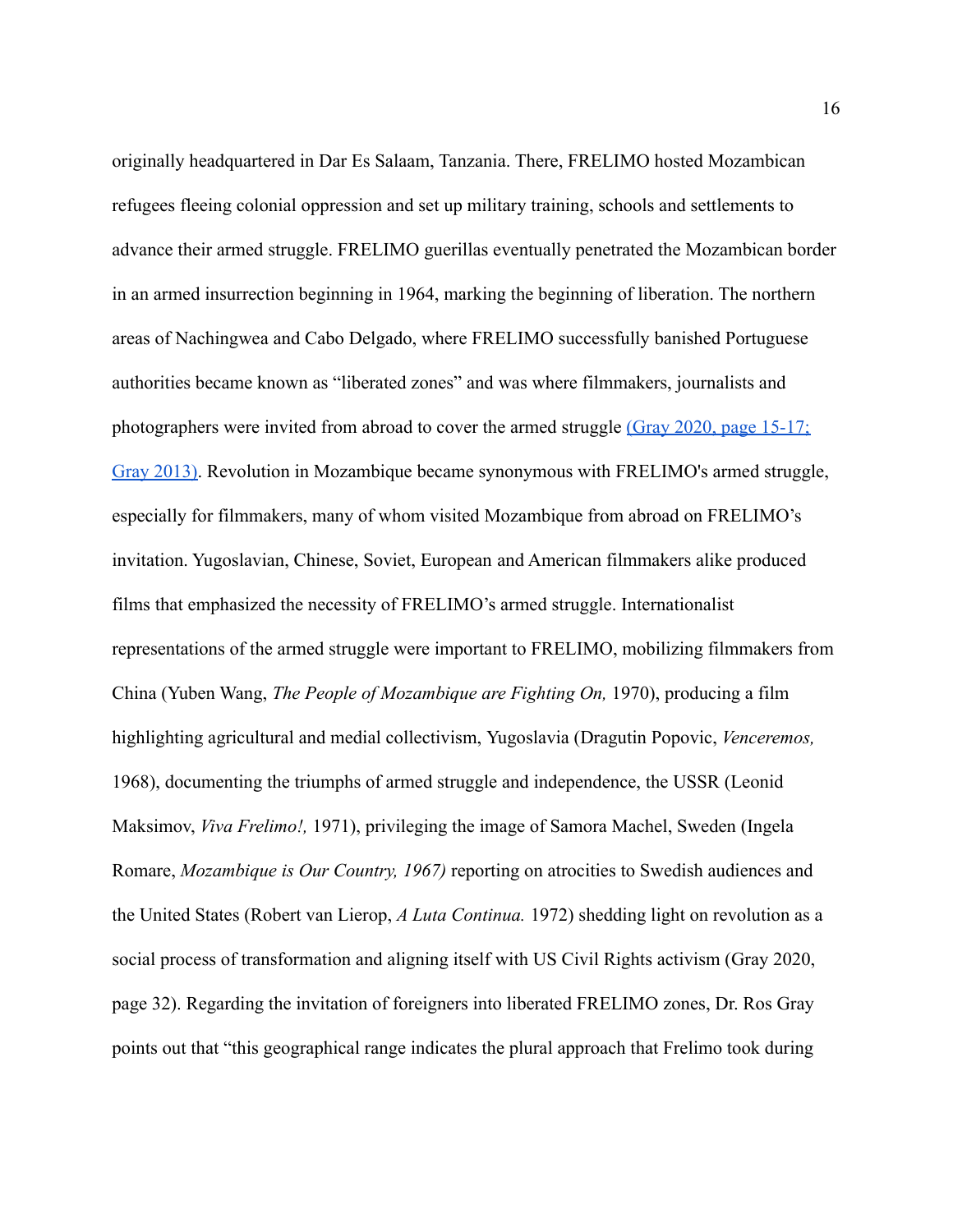originally headquartered in Dar Es Salaam, Tanzania. There, FRELIMO hosted Mozambican refugees fleeing colonial oppression and set up military training, schools and settlements to advance their armed struggle. FRELIMO guerillas eventually penetrated the Mozambican border in an armed insurrection beginning in 1964, marking the beginning of liberation. The northern areas of Nachingwea and Cabo Delgado, where FRELIMO successfully banished Portuguese authorities became known as "liberated zones" and was where filmmakers, journalists and photographers were invited from abroad to cover the armed struggle (Gray 2020, page 15-17; Gray 2013). Revolution in Mozambique became synonymous with FRELIMO's armed struggle, especially for filmmakers, many of whom visited Mozambique from abroad on FRELIMO's invitation. Yugoslavian, Chinese, Soviet, European and American filmmakers alike produced films that emphasized the necessity of FRELIMO's armed struggle. Internationalist representations of the armed struggle were important to FRELIMO, mobilizing filmmakers from China (Yuben Wang, *The People of Mozambique are Fighting On,* 1970), producing a film highlighting agricultural and medial collectivism, Yugoslavia (Dragutin Popovic, *Venceremos,* 1968), documenting the triumphs of armed struggle and independence, the USSR (Leonid Maksimov, *Viva Frelimo!,* 1971), privileging the image of Samora Machel, Sweden (Ingela Romare, *Mozambique is Our Country, 1967)* reporting on atrocities to Swedish audiences and the United States (Robert van Lierop, *A Luta Continua.* 1972) shedding light on revolution as a social process of transformation and aligning itself with US Civil Rights activism (Gray 2020, page 32). Regarding the invitation of foreigners into liberated FRELIMO zones, Dr. Ros Gray points out that "this geographical range indicates the plural approach that Frelimo took during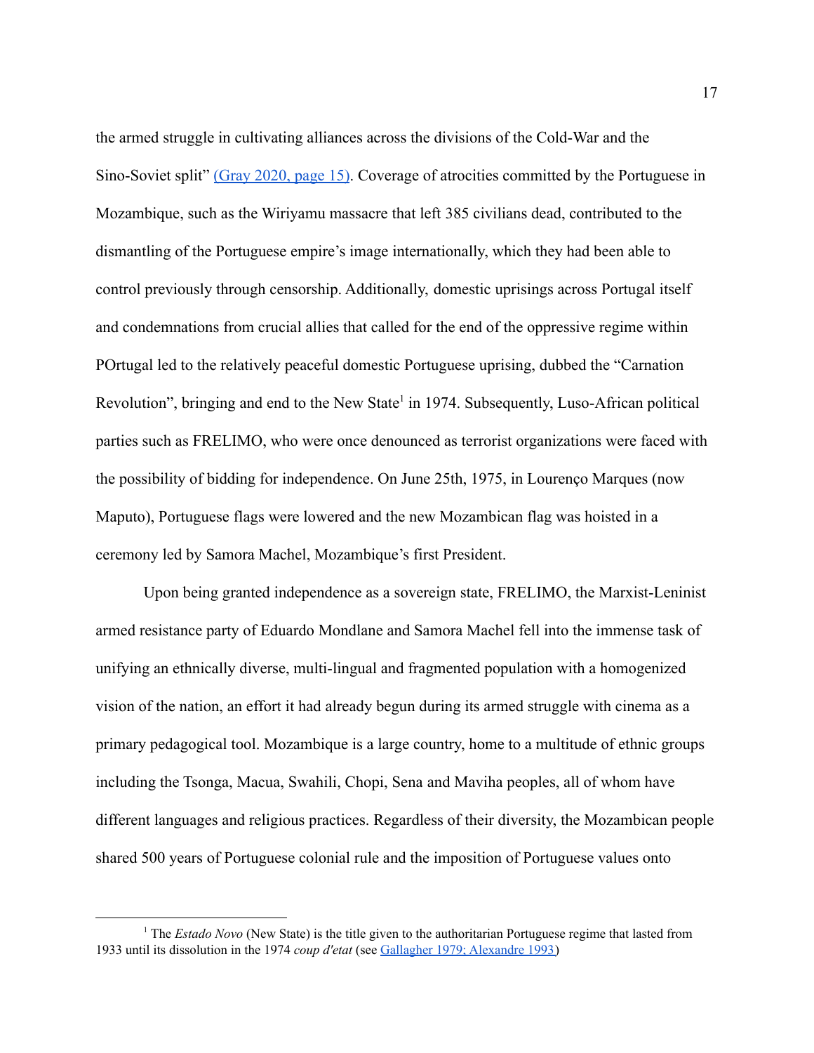the armed struggle in cultivating alliances across the divisions of the Cold-War and the Sino-Soviet split" (Gray 2020, page 15). Coverage of atrocities committed by the Portuguese in Mozambique, such as the Wiriyamu massacre that left 385 civilians dead, contributed to the dismantling of the Portuguese empire's image internationally, which they had been able to control previously through censorship. Additionally, domestic uprisings across Portugal itself and condemnations from crucial allies that called for the end of the oppressive regime within POrtugal led to the relatively peaceful domestic Portuguese uprising, dubbed the "Carnation Revolution", bringing and end to the New State[1] in 1974. Subsequently, Luso-African political parties such as FRELIMO, who were once denounced as terrorist organizations were faced with the possibility of bidding for independence. On June 25th, 1975, in Lourenço Marques (now Maputo), Portuguese flags were lowered and the new Mozambican flag was hoisted in a ceremony led by Samora Machel, Mozambique's first President.

Upon being granted independence as a sovereign state, FRELIMO, the Marxist-Leninist armed resistance party of Eduardo Mondlane and Samora Machel fell into the immense task of unifying an ethnically diverse, multi-lingual and fragmented population with a homogenized vision of the nation, an effort it had already begun during its armed struggle with cinema as a primary pedagogical tool. Mozambique is a large country, home to a multitude of ethnic groups including the Tsonga, Macua, Swahili, Chopi, Sena and Maviha peoples, all of whom have different languages and religious practices. Regardless of their diversity, the Mozambican people shared 500 years of Portuguese colonial rule and the imposition of Portuguese values onto

[1] The *Estado Novo* (New State) is the title given to the authoritarian Portuguese regime that lasted from 1933 until its dissolution in the 1974 *coup d'etat* (see Gallagher 1979; Alexandre 1993)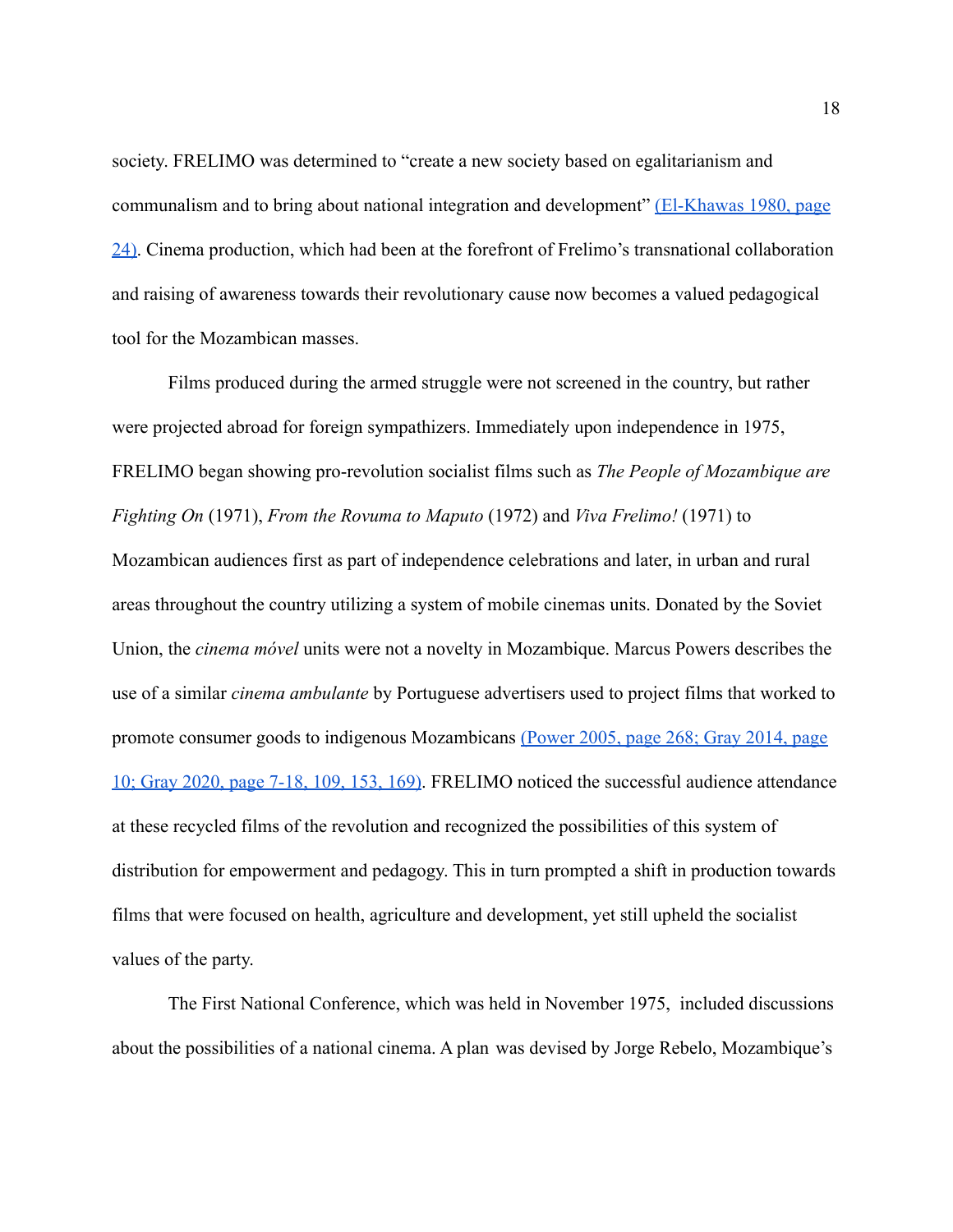society. FRELIMO was determined to “create a new society based on egalitarianism and communalism and to bring about national integration and development” [(El-Khawas 1980, page 24)](). Cinema production, which had been at the forefront of Frelimo’s transnational collaboration and raising of awareness towards their revolutionary cause now becomes a valued pedagogical tool for the Mozambican masses.

Films produced during the armed struggle were not screened in the country, but rather were projected abroad for foreign sympathizers. Immediately upon independence in 1975, FRELIMO began showing pro-revolution socialist films such as *The People of Mozambique are Fighting On* (1971), *From the Rovuma to Maputo* (1972) and *Viva Frelimo!* (1971) to Mozambican audiences first as part of independence celebrations and later, in urban and rural areas throughout the country utilizing a system of mobile cinemas units. Donated by the Soviet Union, the *cinema móvel* units were not a novelty in Mozambique. Marcus Powers describes the use of a similar *cinema ambulante* by Portuguese advertisers used to project films that worked to promote consumer goods to indigenous Mozambicans [(Power 2005, page 268; Gray 2014, page 10; Gray 2020, page 7-18, 109, 153, 169)](). FRELIMO noticed the successful audience attendance at these recycled films of the revolution and recognized the possibilities of this system of distribution for empowerment and pedagogy. This in turn prompted a shift in production towards films that were focused on health, agriculture and development, yet still upheld the socialist values of the party.

The First National Conference, which was held in November 1975, included discussions about the possibilities of a national cinema. A plan was devised by Jorge Rebelo, Mozambique’s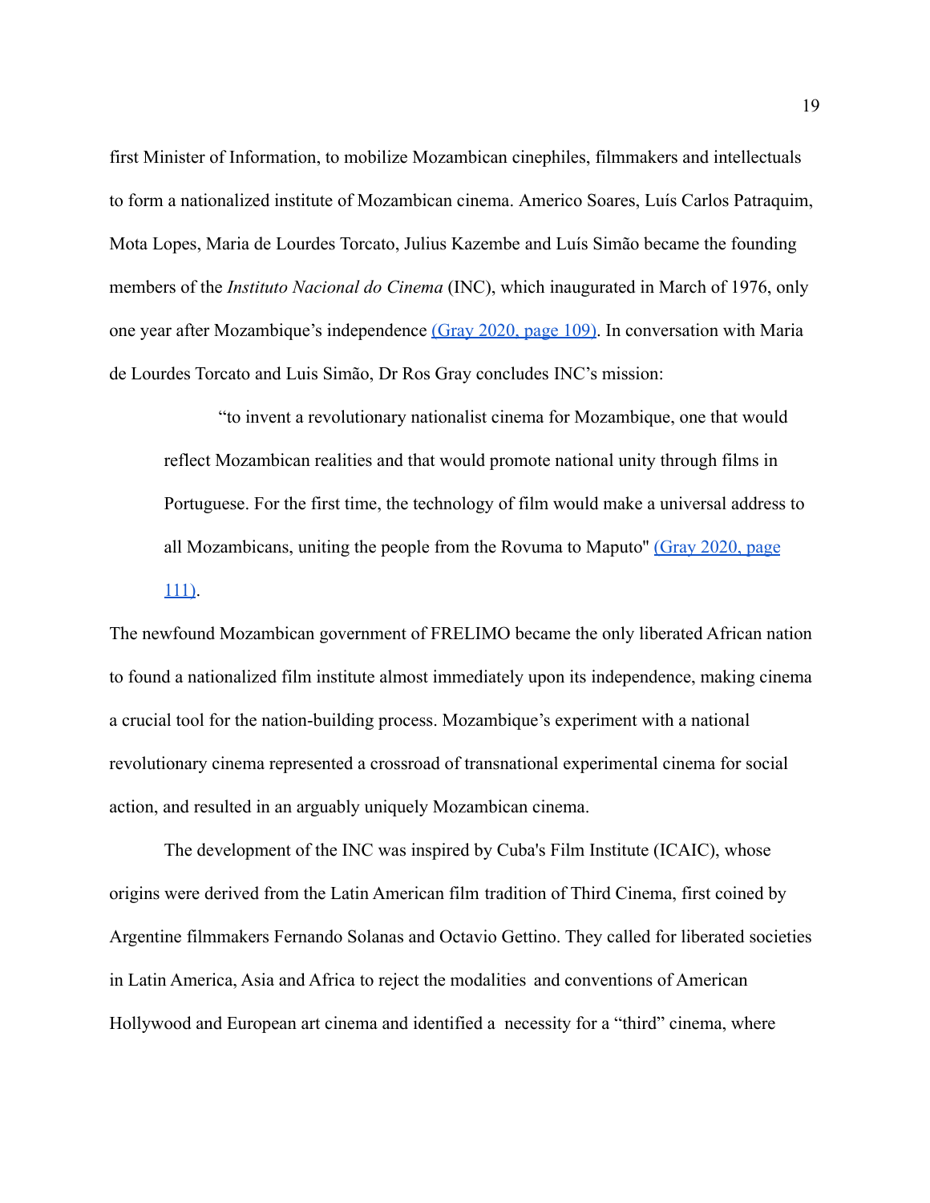first Minister of Information, to mobilize Mozambican cinephiles, filmmakers and intellectuals to form a nationalized institute of Mozambican cinema. Americo Soares, Luís Carlos Patraquim, Mota Lopes, Maria de Lourdes Torcato, Julius Kazembe and Luís Simão became the founding members of the *Instituto Nacional do Cinema* (INC), which inaugurated in March of 1976, only one year after Mozambique's independence (Gray 2020, page 109). In conversation with Maria de Lourdes Torcato and Luis Simão, Dr Ros Gray concludes INC's mission:

> "to invent a revolutionary nationalist cinema for Mozambique, one that would reflect Mozambican realities and that would promote national unity through films in Portuguese. For the first time, the technology of film would make a universal address to all Mozambicans, uniting the people from the Rovuma to Maputo" (Gray 2020, page 111).

The newfound Mozambican government of FRELIMO became the only liberated African nation to found a nationalized film institute almost immediately upon its independence, making cinema a crucial tool for the nation-building process. Mozambique's experiment with a national revolutionary cinema represented a crossroad of transnational experimental cinema for social action, and resulted in an arguably uniquely Mozambican cinema.

The development of the INC was inspired by Cuba's Film Institute (ICAIC), whose origins were derived from the Latin American film tradition of Third Cinema, first coined by Argentine filmmakers Fernando Solanas and Octavio Gettino. They called for liberated societies in Latin America, Asia and Africa to reject the modalities and conventions of American Hollywood and European art cinema and identified a necessity for a "third" cinema, where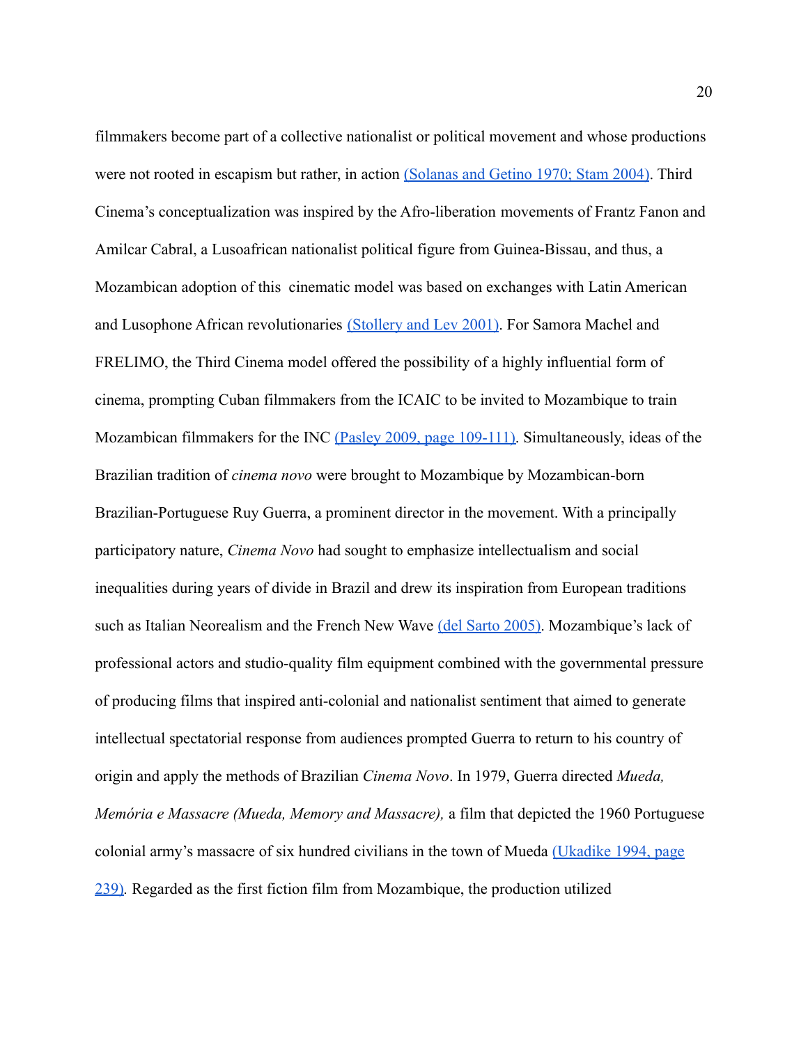filmmakers become part of a collective nationalist or political movement and whose productions were not rooted in escapism but rather, in action (Solanas and Getino 1970; Stam 2004). Third Cinema's conceptualization was inspired by the Afro-liberation movements of Frantz Fanon and Amilcar Cabral, a Lusoafrican nationalist political figure from Guinea-Bissau, and thus, a Mozambican adoption of this cinematic model was based on exchanges with Latin American and Lusophone African revolutionaries (Stollery and Lev 2001). For Samora Machel and FRELIMO, the Third Cinema model offered the possibility of a highly influential form of cinema, prompting Cuban filmmakers from the ICAIC to be invited to Mozambique to train Mozambican filmmakers for the INC (Pasley 2009, page 109-111). Simultaneously, ideas of the Brazilian tradition of *cinema novo* were brought to Mozambique by Mozambican-born Brazilian-Portuguese Ruy Guerra, a prominent director in the movement. With a principally participatory nature, *Cinema Novo* had sought to emphasize intellectualism and social inequalities during years of divide in Brazil and drew its inspiration from European traditions such as Italian Neorealism and the French New Wave (del Sarto 2005). Mozambique's lack of professional actors and studio-quality film equipment combined with the governmental pressure of producing films that inspired anti-colonial and nationalist sentiment that aimed to generate intellectual spectatorial response from audiences prompted Guerra to return to his country of origin and apply the methods of Brazilian *Cinema Novo*. In 1979, Guerra directed *Mueda, Memória e Massacre (Mueda, Memory and Massacre),* a film that depicted the 1960 Portuguese colonial army's massacre of six hundred civilians in the town of Mueda (Ukadike 1994, page 239). Regarded as the first fiction film from Mozambique, the production utilized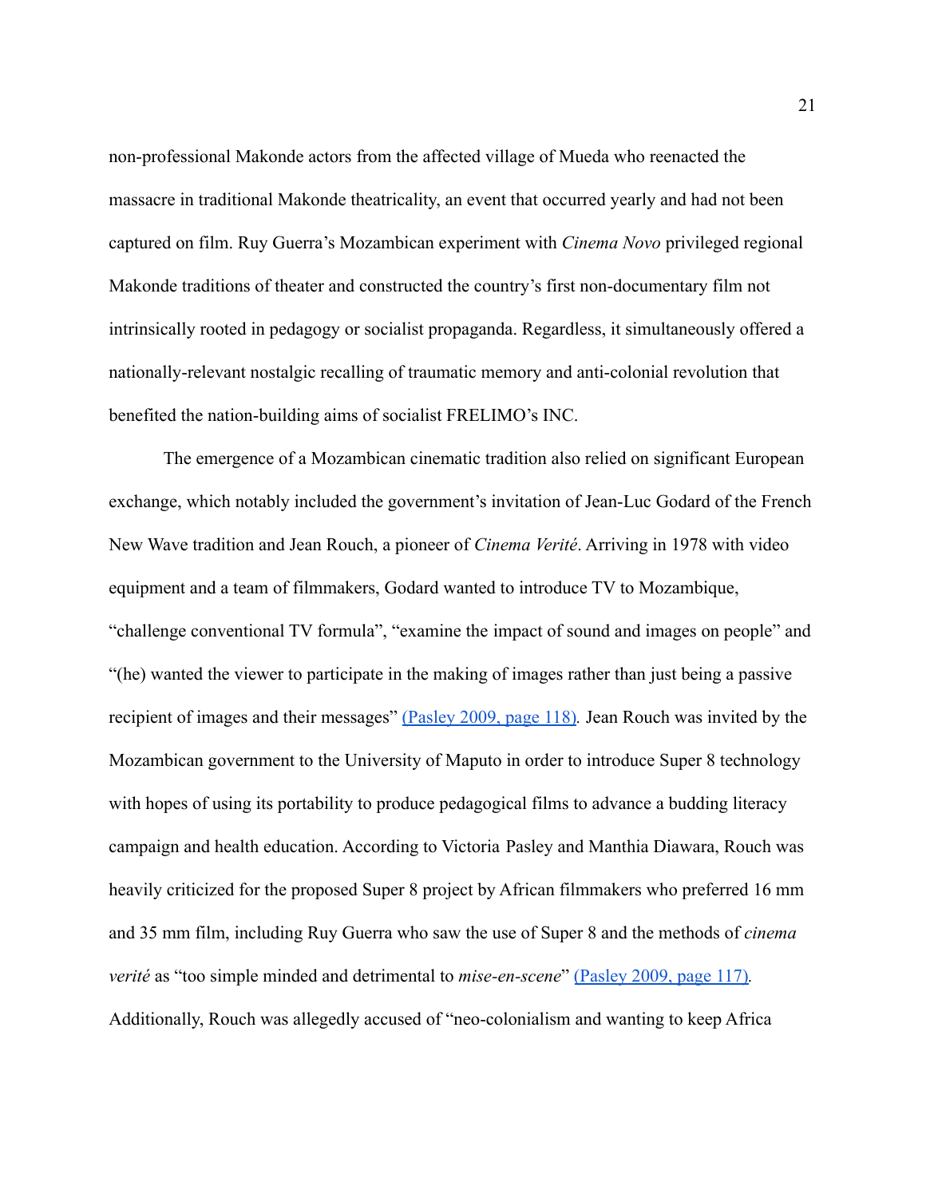non-professional Makonde actors from the affected village of Mueda who reenacted the massacre in traditional Makonde theatricality, an event that occurred yearly and had not been captured on film. Ruy Guerra's Mozambican experiment with *Cinema Novo* privileged regional Makonde traditions of theater and constructed the country's first non-documentary film not intrinsically rooted in pedagogy or socialist propaganda. Regardless, it simultaneously offered a nationally-relevant nostalgic recalling of traumatic memory and anti-colonial revolution that benefited the nation-building aims of socialist FRELIMO's INC.

The emergence of a Mozambican cinematic tradition also relied on significant European exchange, which notably included the government's invitation of Jean-Luc Godard of the French New Wave tradition and Jean Rouch, a pioneer of *Cinema Verité*. Arriving in 1978 with video equipment and a team of filmmakers, Godard wanted to introduce TV to Mozambique, "challenge conventional TV formula", "examine the impact of sound and images on people" and "(he) wanted the viewer to participate in the making of images rather than just being a passive recipient of images and their messages" [(Pasley 2009, page 118)](). Jean Rouch was invited by the Mozambican government to the University of Maputo in order to introduce Super 8 technology with hopes of using its portability to produce pedagogical films to advance a budding literacy campaign and health education. According to Victoria Pasley and Manthia Diawara, Rouch was heavily criticized for the proposed Super 8 project by African filmmakers who preferred 16 mm and 35 mm film, including Ruy Guerra who saw the use of Super 8 and the methods of *cinema verité* as "too simple minded and detrimental to *mise-en-scene*" [(Pasley 2009, page 117)](). Additionally, Rouch was allegedly accused of "neo-colonialism and wanting to keep Africa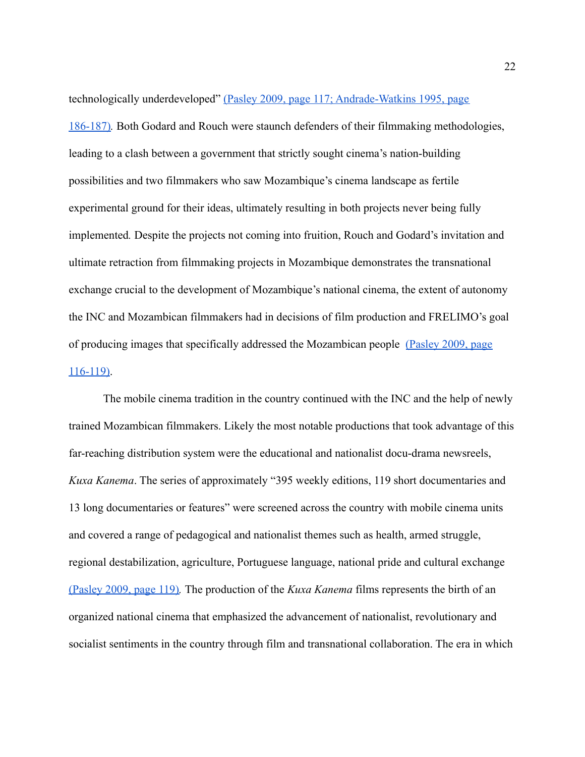technologically underdeveloped" (Pasley 2009, page 117; Andrade-Watkins 1995, page 186-187). Both Godard and Rouch were staunch defenders of their filmmaking methodologies, leading to a clash between a government that strictly sought cinema's nation-building possibilities and two filmmakers who saw Mozambique's cinema landscape as fertile experimental ground for their ideas, ultimately resulting in both projects never being fully implemented. Despite the projects not coming into fruition, Rouch and Godard's invitation and ultimate retraction from filmmaking projects in Mozambique demonstrates the transnational exchange crucial to the development of Mozambique's national cinema, the extent of autonomy the INC and Mozambican filmmakers had in decisions of film production and FRELIMO's goal of producing images that specifically addressed the Mozambican people (Pasley 2009, page 116-119).

The mobile cinema tradition in the country continued with the INC and the help of newly trained Mozambican filmmakers. Likely the most notable productions that took advantage of this far-reaching distribution system were the educational and nationalist docu-drama newsreels, *Kuxa Kanema*. The series of approximately "395 weekly editions, 119 short documentaries and 13 long documentaries or features" were screened across the country with mobile cinema units and covered a range of pedagogical and nationalist themes such as health, armed struggle, regional destabilization, agriculture, Portuguese language, national pride and cultural exchange (Pasley 2009, page 119). The production of the *Kuxa Kanema* films represents the birth of an organized national cinema that emphasized the advancement of nationalist, revolutionary and socialist sentiments in the country through film and transnational collaboration. The era in which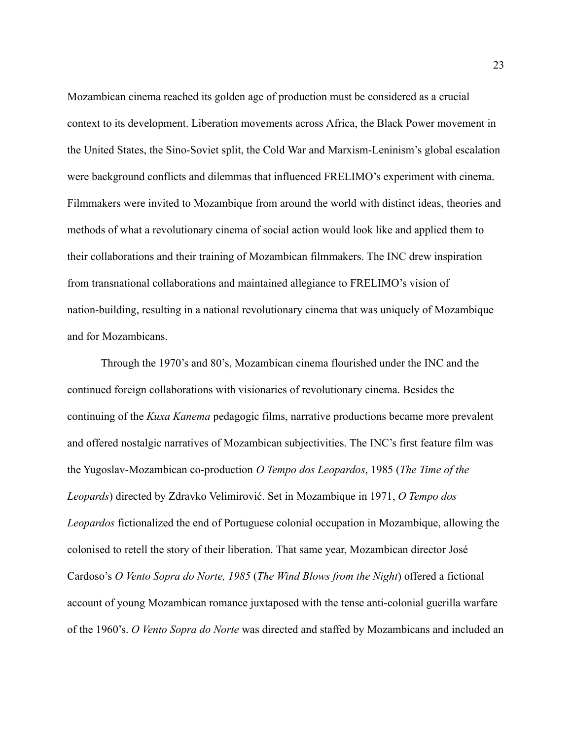Mozambican cinema reached its golden age of production must be considered as a crucial context to its development. Liberation movements across Africa, the Black Power movement in the United States, the Sino-Soviet split, the Cold War and Marxism-Leninism's global escalation were background conflicts and dilemmas that influenced FRELIMO's experiment with cinema. Filmmakers were invited to Mozambique from around the world with distinct ideas, theories and methods of what a revolutionary cinema of social action would look like and applied them to their collaborations and their training of Mozambican filmmakers. The INC drew inspiration from transnational collaborations and maintained allegiance to FRELIMO's vision of nation-building, resulting in a national revolutionary cinema that was uniquely of Mozambique and for Mozambicans.

Through the 1970's and 80's, Mozambican cinema flourished under the INC and the continued foreign collaborations with visionaries of revolutionary cinema. Besides the continuing of the *Kuxa Kanema* pedagogic films, narrative productions became more prevalent and offered nostalgic narratives of Mozambican subjectivities. The INC's first feature film was the Yugoslav-Mozambican co-production *O Tempo dos Leopardos*, 1985 (*The Time of the Leopards*) directed by Zdravko Velimirović. Set in Mozambique in 1971, *O Tempo dos Leopardos* fictionalized the end of Portuguese colonial occupation in Mozambique, allowing the colonised to retell the story of their liberation. That same year, Mozambican director José Cardoso's *O Vento Sopra do Norte, 1985* (*The Wind Blows from the Night*) offered a fictional account of young Mozambican romance juxtaposed with the tense anti-colonial guerilla warfare of the 1960's. *O Vento Sopra do Norte* was directed and staffed by Mozambicans and included an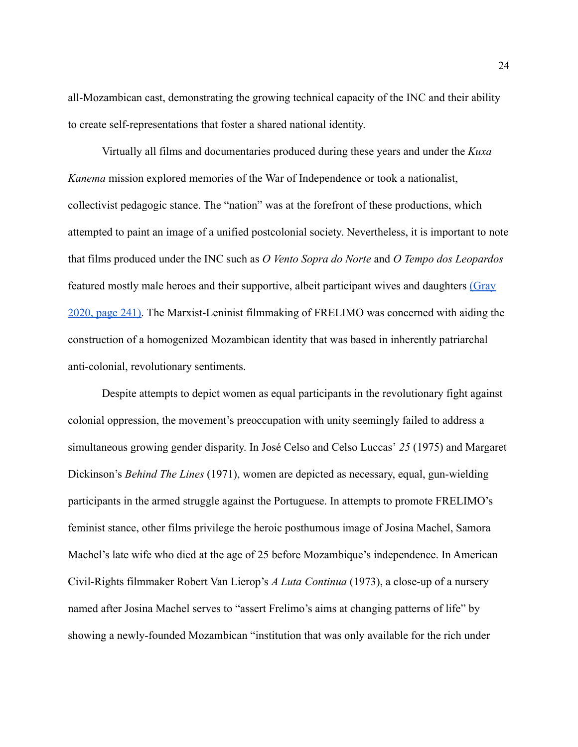all-Mozambican cast, demonstrating the growing technical capacity of the INC and their ability to create self-representations that foster a shared national identity.

Virtually all films and documentaries produced during these years and under the *Kuxa Kanema* mission explored memories of the War of Independence or took a nationalist, collectivist pedagogic stance. The "nation" was at the forefront of these productions, which attempted to paint an image of a unified postcolonial society. Nevertheless, it is important to note that films produced under the INC such as *O Vento Sopra do Norte* and *O Tempo dos Leopardos* featured mostly male heroes and their supportive, albeit participant wives and daughters (Gray 2020, page 241). The Marxist-Leninist filmmaking of FRELIMO was concerned with aiding the construction of a homogenized Mozambican identity that was based in inherently patriarchal anti-colonial, revolutionary sentiments.

Despite attempts to depict women as equal participants in the revolutionary fight against colonial oppression, the movement's preoccupation with unity seemingly failed to address a simultaneous growing gender disparity. In José Celso and Celso Luccas' *25* (1975) and Margaret Dickinson's *Behind The Lines* (1971), women are depicted as necessary, equal, gun-wielding participants in the armed struggle against the Portuguese. In attempts to promote FRELIMO's feminist stance, other films privilege the heroic posthumous image of Josina Machel, Samora Machel's late wife who died at the age of 25 before Mozambique's independence. In American Civil-Rights filmmaker Robert Van Lierop's *A Luta Continua* (1973), a close-up of a nursery named after Josina Machel serves to "assert Frelimo's aims at changing patterns of life" by showing a newly-founded Mozambican "institution that was only available for the rich under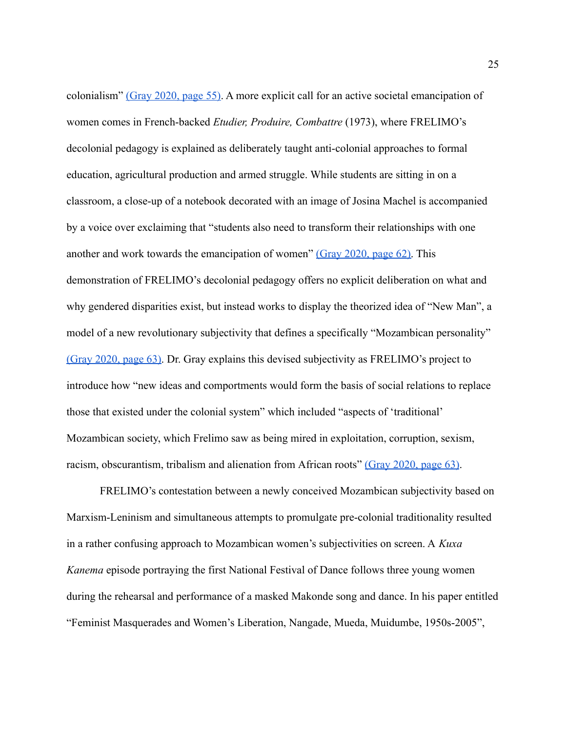colonialism" (Gray 2020, page 55). A more explicit call for an active societal emancipation of women comes in French-backed *Etudier, Produire, Combattre* (1973), where FRELIMO's decolonial pedagogy is explained as deliberately taught anti-colonial approaches to formal education, agricultural production and armed struggle. While students are sitting in on a classroom, a close-up of a notebook decorated with an image of Josina Machel is accompanied by a voice over exclaiming that "students also need to transform their relationships with one another and work towards the emancipation of women" (Gray 2020, page 62). This demonstration of FRELIMO's decolonial pedagogy offers no explicit deliberation on what and why gendered disparities exist, but instead works to display the theorized idea of "New Man", a model of a new revolutionary subjectivity that defines a specifically "Mozambican personality" (Gray 2020, page 63). Dr. Gray explains this devised subjectivity as FRELIMO's project to introduce how "new ideas and comportments would form the basis of social relations to replace those that existed under the colonial system" which included "aspects of 'traditional' Mozambican society, which Frelimo saw as being mired in exploitation, corruption, sexism, racism, obscurantism, tribalism and alienation from African roots" (Gray 2020, page 63).

FRELIMO's contestation between a newly conceived Mozambican subjectivity based on Marxism-Leninism and simultaneous attempts to promulgate pre-colonial traditionality resulted in a rather confusing approach to Mozambican women's subjectivities on screen. A *Kuxa Kanema* episode portraying the first National Festival of Dance follows three young women during the rehearsal and performance of a masked Makonde song and dance. In his paper entitled "Feminist Masquerades and Women's Liberation, Nangade, Mueda, Muidumbe, 1950s-2005",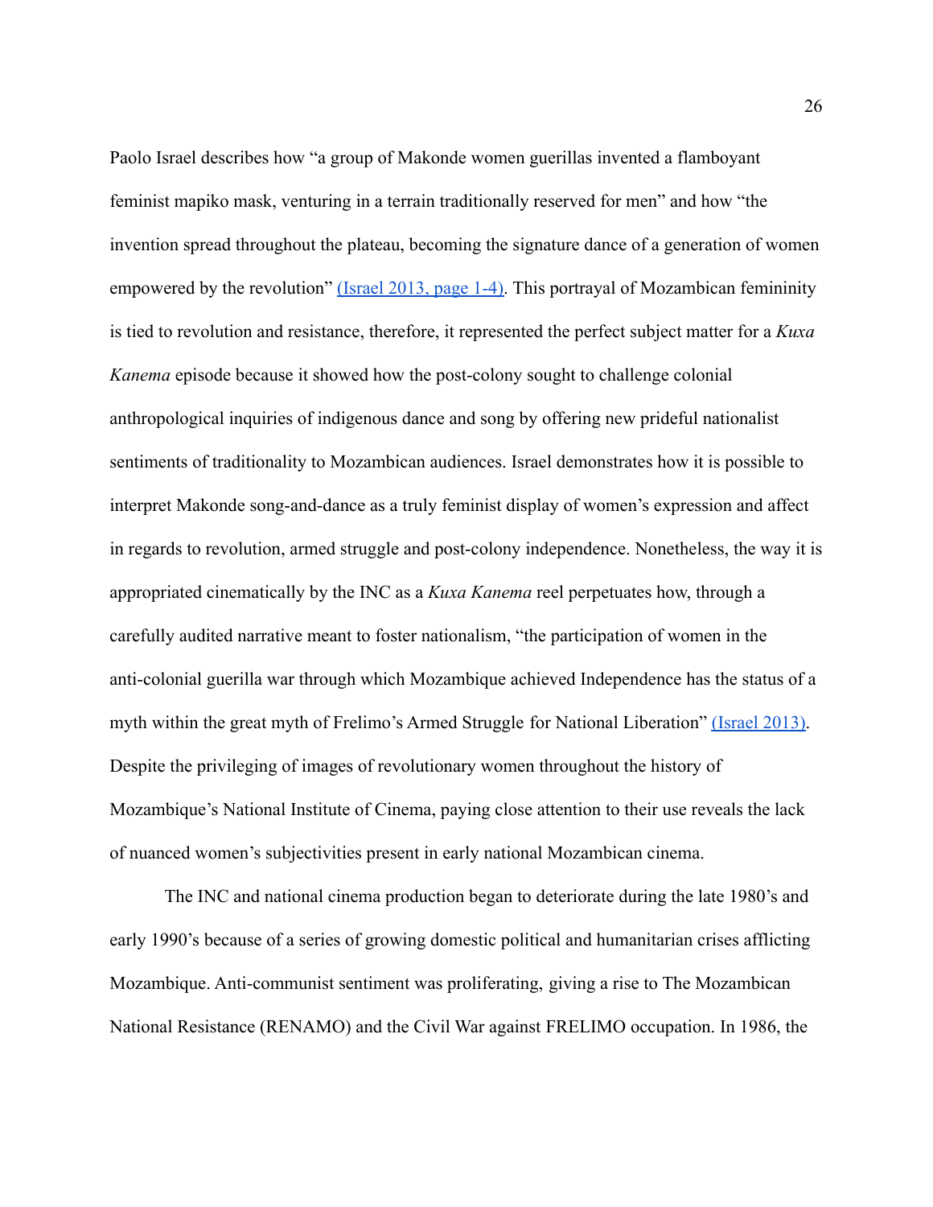Paolo Israel describes how “a group of Makonde women guerillas invented a flamboyant feminist mapiko mask, venturing in a terrain traditionally reserved for men” and how “the invention spread throughout the plateau, becoming the signature dance of a generation of women empowered by the revolution” (Israel 2013, page 1-4). This portrayal of Mozambican femininity is tied to revolution and resistance, therefore, it represented the perfect subject matter for a *Kuxa Kanema* episode because it showed how the post-colony sought to challenge colonial anthropological inquiries of indigenous dance and song by offering new prideful nationalist sentiments of traditionality to Mozambican audiences. Israel demonstrates how it is possible to interpret Makonde song-and-dance as a truly feminist display of women’s expression and affect in regards to revolution, armed struggle and post-colony independence. Nonetheless, the way it is appropriated cinematically by the INC as a *Kuxa Kanema* reel perpetuates how, through a carefully audited narrative meant to foster nationalism, “the participation of women in the anti-colonial guerilla war through which Mozambique achieved Independence has the status of a myth within the great myth of Frelimo’s Armed Struggle for National Liberation” (Israel 2013). Despite the privileging of images of revolutionary women throughout the history of Mozambique’s National Institute of Cinema, paying close attention to their use reveals the lack of nuanced women’s subjectivities present in early national Mozambican cinema.

The INC and national cinema production began to deteriorate during the late 1980’s and early 1990’s because of a series of growing domestic political and humanitarian crises afflicting Mozambique. Anti-communist sentiment was proliferating, giving a rise to The Mozambican National Resistance (RENAMO) and the Civil War against FRELIMO occupation. In 1986, the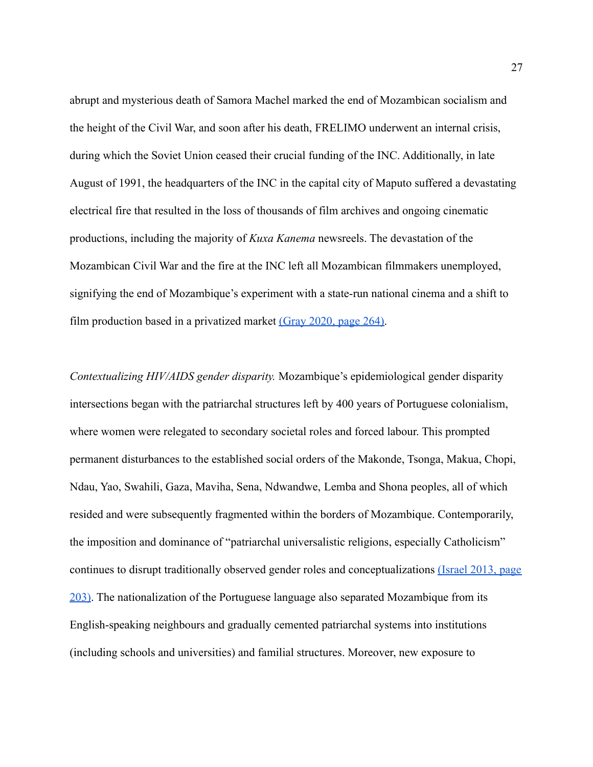abrupt and mysterious death of Samora Machel marked the end of Mozambican socialism and the height of the Civil War, and soon after his death, FRELIMO underwent an internal crisis, during which the Soviet Union ceased their crucial funding of the INC. Additionally, in late August of 1991, the headquarters of the INC in the capital city of Maputo suffered a devastating electrical fire that resulted in the loss of thousands of film archives and ongoing cinematic productions, including the majority of *Kuxa Kanema* newsreels. The devastation of the Mozambican Civil War and the fire at the INC left all Mozambican filmmakers unemployed, signifying the end of Mozambique's experiment with a state-run national cinema and a shift to film production based in a privatized market (Gray 2020, page 264).

*Contextualizing HIV/AIDS gender disparity.* Mozambique's epidemiological gender disparity intersections began with the patriarchal structures left by 400 years of Portuguese colonialism, where women were relegated to secondary societal roles and forced labour. This prompted permanent disturbances to the established social orders of the Makonde, Tsonga, Makua, Chopi, Ndau, Yao, Swahili, Gaza, Maviha, Sena, Ndwandwe, Lemba and Shona peoples, all of which resided and were subsequently fragmented within the borders of Mozambique. Contemporarily, the imposition and dominance of "patriarchal universalistic religions, especially Catholicism" continues to disrupt traditionally observed gender roles and conceptualizations (Israel 2013, page 203). The nationalization of the Portuguese language also separated Mozambique from its English-speaking neighbours and gradually cemented patriarchal systems into institutions (including schools and universities) and familial structures. Moreover, new exposure to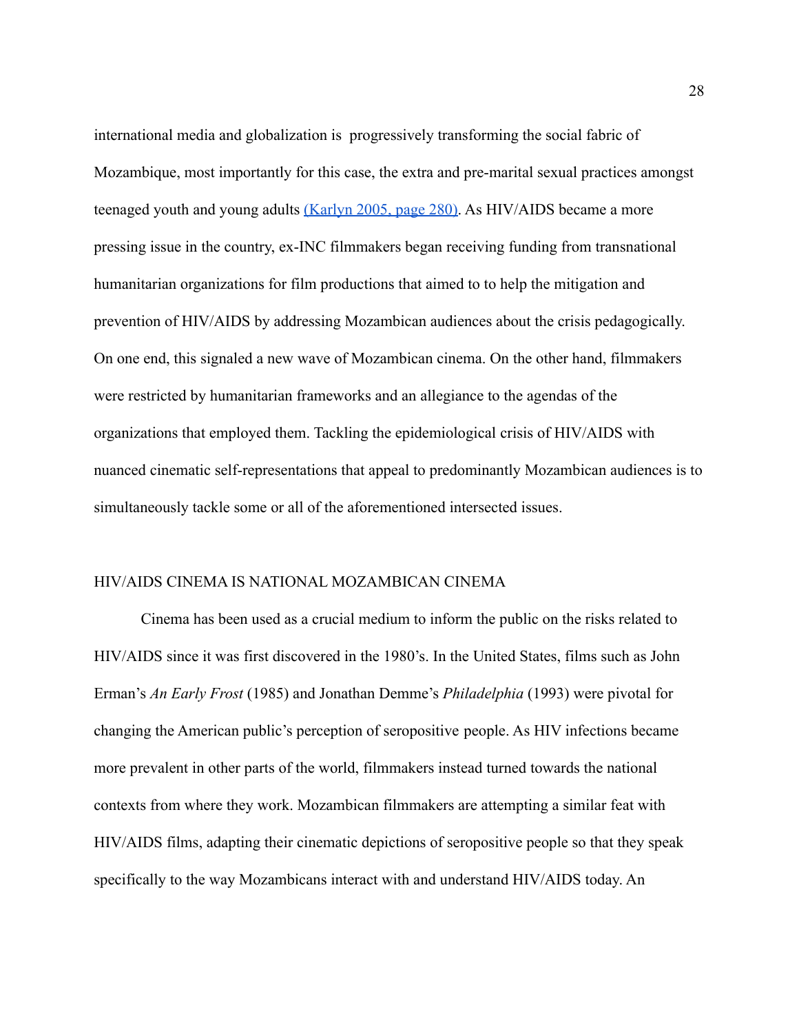international media and globalization is  progressively transforming the social fabric of Mozambique, most importantly for this case, the extra and pre-marital sexual practices amongst teenaged youth and young adults (Karlyn 2005, page 280). As HIV/AIDS became a more pressing issue in the country, ex-INC filmmakers began receiving funding from transnational humanitarian organizations for film productions that aimed to to help the mitigation and prevention of HIV/AIDS by addressing Mozambican audiences about the crisis pedagogically. On one end, this signaled a new wave of Mozambican cinema. On the other hand, filmmakers were restricted by humanitarian frameworks and an allegiance to the agendas of the organizations that employed them. Tackling the epidemiological crisis of HIV/AIDS with nuanced cinematic self-representations that appeal to predominantly Mozambican audiences is to simultaneously tackle some or all of the aforementioned intersected issues.

## HIV/AIDS CINEMA IS NATIONAL MOZAMBICAN CINEMA

Cinema has been used as a crucial medium to inform the public on the risks related to HIV/AIDS since it was first discovered in the 1980's. In the United States, films such as John Erman's *An Early Frost* (1985) and Jonathan Demme's *Philadelphia* (1993) were pivotal for changing the American public's perception of seropositive people. As HIV infections became more prevalent in other parts of the world, filmmakers instead turned towards the national contexts from where they work. Mozambican filmmakers are attempting a similar feat with HIV/AIDS films, adapting their cinematic depictions of seropositive people so that they speak specifically to the way Mozambicans interact with and understand HIV/AIDS today. An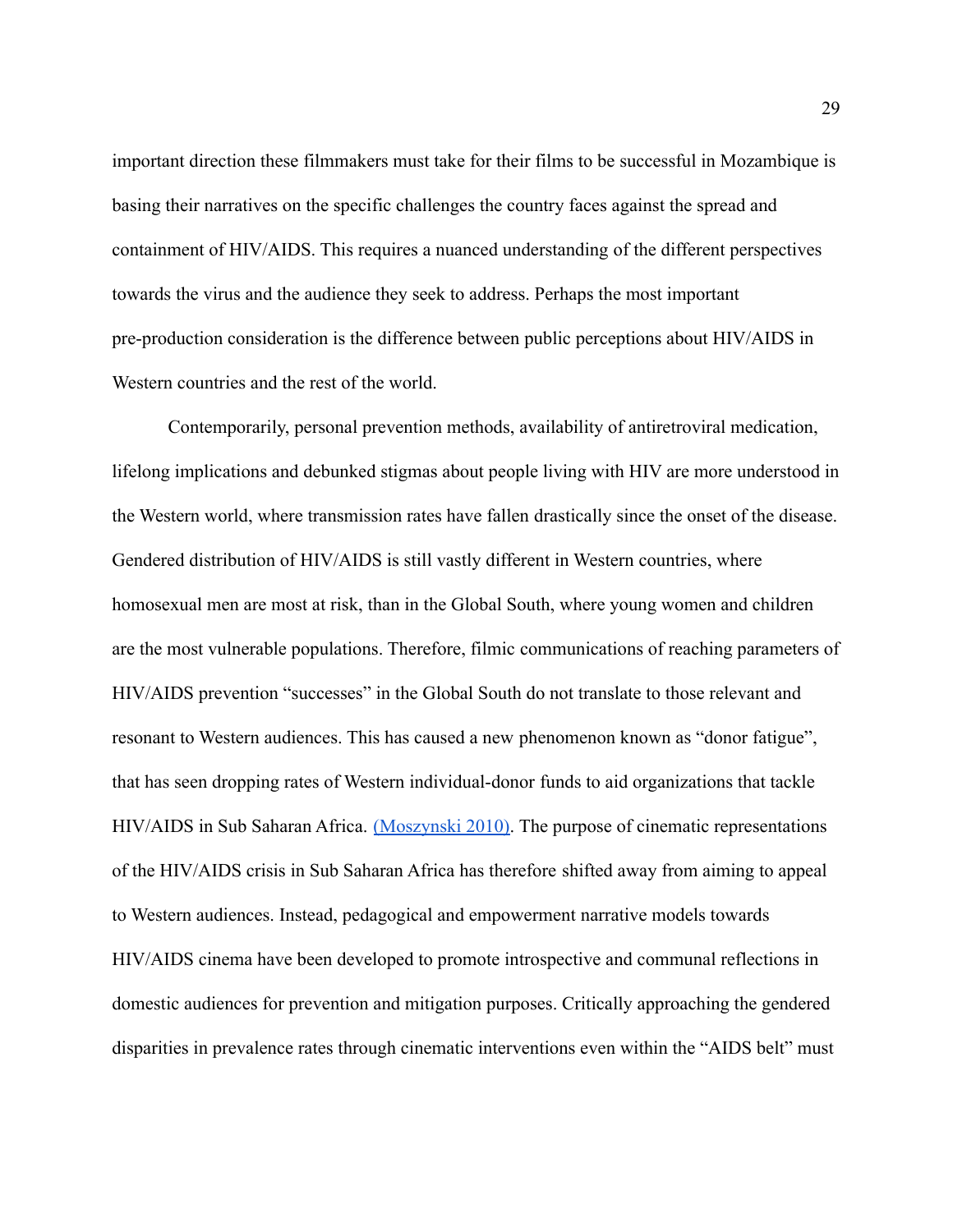important direction these filmmakers must take for their films to be successful in Mozambique is basing their narratives on the specific challenges the country faces against the spread and containment of HIV/AIDS. This requires a nuanced understanding of the different perspectives towards the virus and the audience they seek to address. Perhaps the most important pre-production consideration is the difference between public perceptions about HIV/AIDS in Western countries and the rest of the world.

Contemporarily, personal prevention methods, availability of antiretroviral medication, lifelong implications and debunked stigmas about people living with HIV are more understood in the Western world, where transmission rates have fallen drastically since the onset of the disease. Gendered distribution of HIV/AIDS is still vastly different in Western countries, where homosexual men are most at risk, than in the Global South, where young women and children are the most vulnerable populations. Therefore, filmic communications of reaching parameters of HIV/AIDS prevention "successes" in the Global South do not translate to those relevant and resonant to Western audiences. This has caused a new phenomenon known as "donor fatigue", that has seen dropping rates of Western individual-donor funds to aid organizations that tackle HIV/AIDS in Sub Saharan Africa. (Moszynski 2010). The purpose of cinematic representations of the HIV/AIDS crisis in Sub Saharan Africa has therefore shifted away from aiming to appeal to Western audiences. Instead, pedagogical and empowerment narrative models towards HIV/AIDS cinema have been developed to promote introspective and communal reflections in domestic audiences for prevention and mitigation purposes. Critically approaching the gendered disparities in prevalence rates through cinematic interventions even within the "AIDS belt" must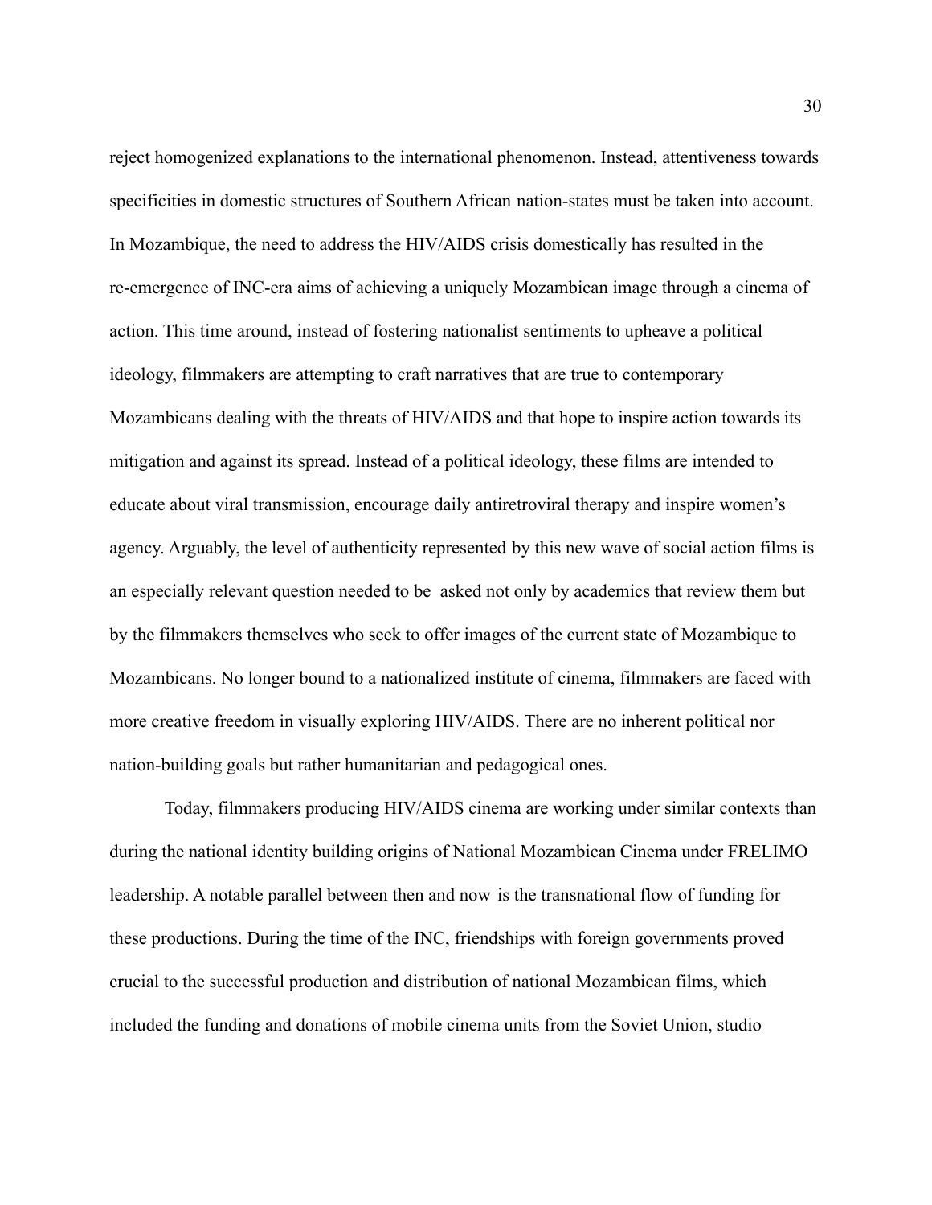reject homogenized explanations to the international phenomenon. Instead, attentiveness towards specificities in domestic structures of Southern African nation-states must be taken into account. In Mozambique, the need to address the HIV/AIDS crisis domestically has resulted in the re-emergence of INC-era aims of achieving a uniquely Mozambican image through a cinema of action. This time around, instead of fostering nationalist sentiments to upheave a political ideology, filmmakers are attempting to craft narratives that are true to contemporary Mozambicans dealing with the threats of HIV/AIDS and that hope to inspire action towards its mitigation and against its spread. Instead of a political ideology, these films are intended to educate about viral transmission, encourage daily antiretroviral therapy and inspire women's agency. Arguably, the level of authenticity represented by this new wave of social action films is an especially relevant question needed to be asked not only by academics that review them but by the filmmakers themselves who seek to offer images of the current state of Mozambique to Mozambicans. No longer bound to a nationalized institute of cinema, filmmakers are faced with more creative freedom in visually exploring HIV/AIDS. There are no inherent political nor nation-building goals but rather humanitarian and pedagogical ones.

Today, filmmakers producing HIV/AIDS cinema are working under similar contexts than during the national identity building origins of National Mozambican Cinema under FRELIMO leadership. A notable parallel between then and now is the transnational flow of funding for these productions. During the time of the INC, friendships with foreign governments proved crucial to the successful production and distribution of national Mozambican films, which included the funding and donations of mobile cinema units from the Soviet Union, studio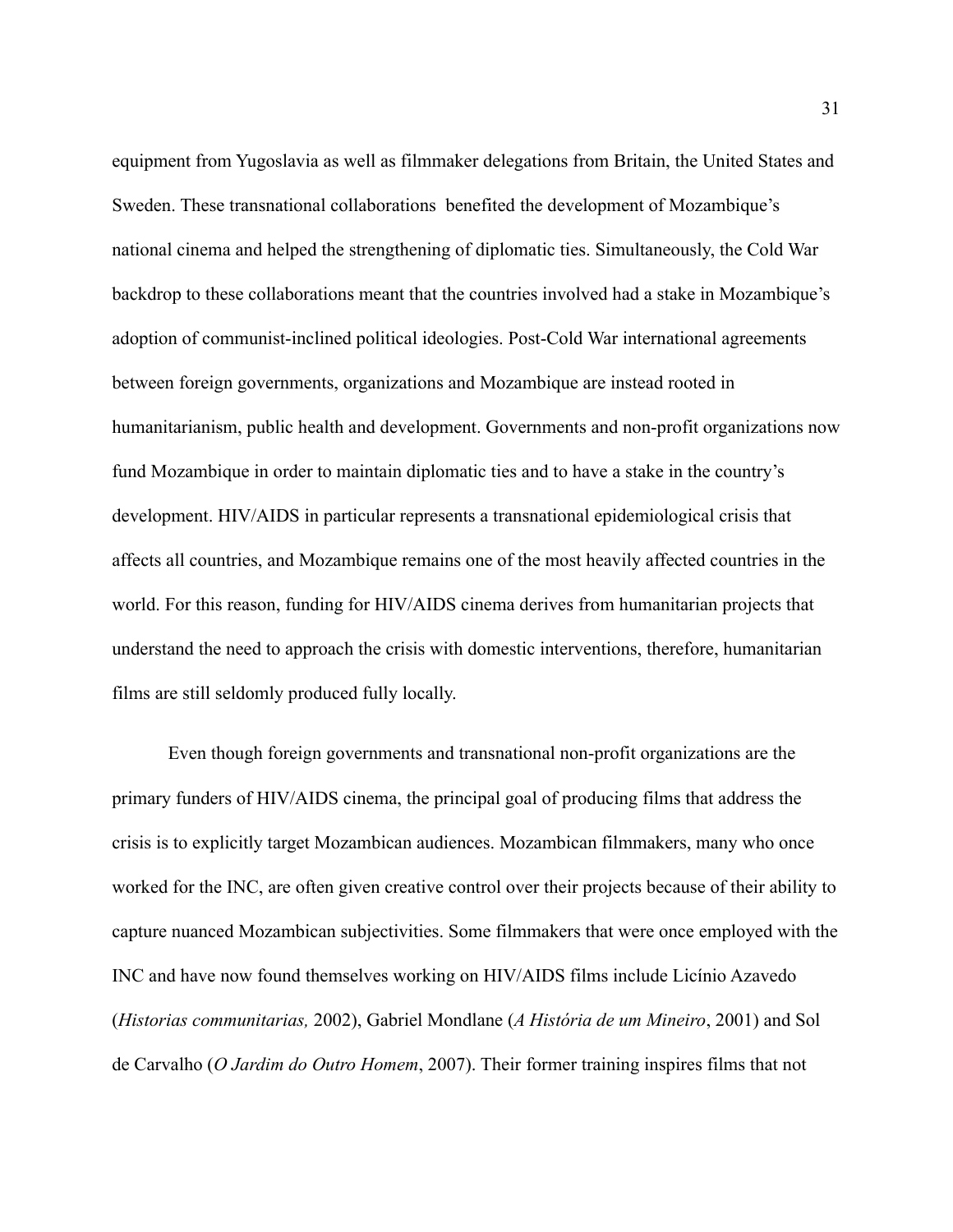equipment from Yugoslavia as well as filmmaker delegations from Britain, the United States and Sweden. These transnational collaborations benefited the development of Mozambique's national cinema and helped the strengthening of diplomatic ties. Simultaneously, the Cold War backdrop to these collaborations meant that the countries involved had a stake in Mozambique's adoption of communist-inclined political ideologies. Post-Cold War international agreements between foreign governments, organizations and Mozambique are instead rooted in humanitarianism, public health and development. Governments and non-profit organizations now fund Mozambique in order to maintain diplomatic ties and to have a stake in the country's development. HIV/AIDS in particular represents a transnational epidemiological crisis that affects all countries, and Mozambique remains one of the most heavily affected countries in the world. For this reason, funding for HIV/AIDS cinema derives from humanitarian projects that understand the need to approach the crisis with domestic interventions, therefore, humanitarian films are still seldomly produced fully locally.

Even though foreign governments and transnational non-profit organizations are the primary funders of HIV/AIDS cinema, the principal goal of producing films that address the crisis is to explicitly target Mozambican audiences. Mozambican filmmakers, many who once worked for the INC, are often given creative control over their projects because of their ability to capture nuanced Mozambican subjectivities. Some filmmakers that were once employed with the INC and have now found themselves working on HIV/AIDS films include Licínio Azavedo (*Historias communitarias,* 2002), Gabriel Mondlane (*A História de um Mineiro*, 2001) and Sol de Carvalho (*O Jardim do Outro Homem*, 2007). Their former training inspires films that not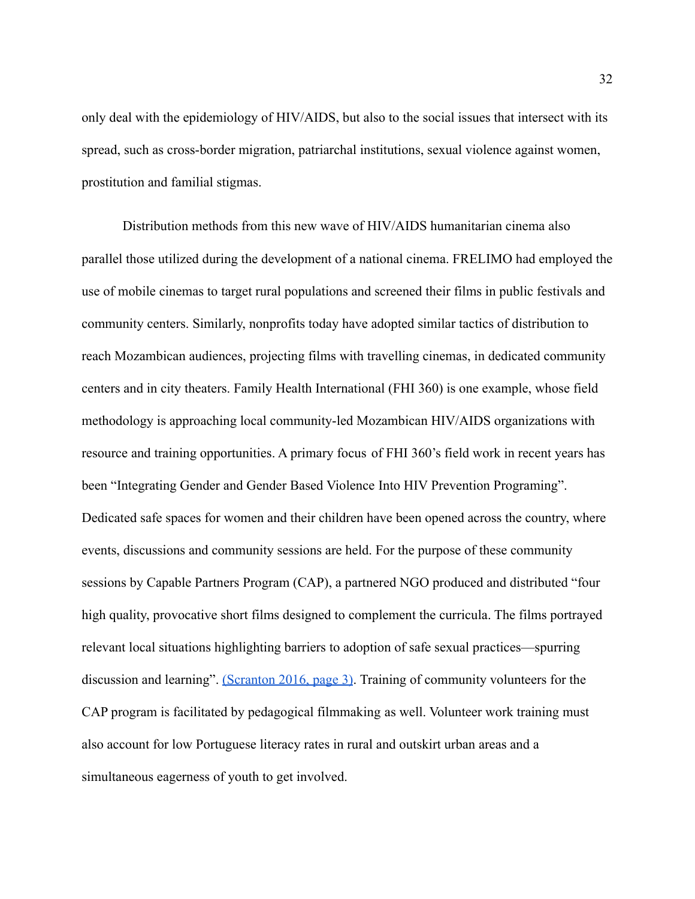only deal with the epidemiology of HIV/AIDS, but also to the social issues that intersect with its spread, such as cross-border migration, patriarchal institutions, sexual violence against women, prostitution and familial stigmas.

Distribution methods from this new wave of HIV/AIDS humanitarian cinema also parallel those utilized during the development of a national cinema. FRELIMO had employed the use of mobile cinemas to target rural populations and screened their films in public festivals and community centers. Similarly, nonprofits today have adopted similar tactics of distribution to reach Mozambican audiences, projecting films with travelling cinemas, in dedicated community centers and in city theaters. Family Health International (FHI 360) is one example, whose field methodology is approaching local community-led Mozambican HIV/AIDS organizations with resource and training opportunities. A primary focus of FHI 360's field work in recent years has been "Integrating Gender and Gender Based Violence Into HIV Prevention Programing". Dedicated safe spaces for women and their children have been opened across the country, where events, discussions and community sessions are held. For the purpose of these community sessions by Capable Partners Program (CAP), a partnered NGO produced and distributed "four high quality, provocative short films designed to complement the curricula. The films portrayed relevant local situations highlighting barriers to adoption of safe sexual practices—spurring discussion and learning". (Scranton 2016, page 3). Training of community volunteers for the CAP program is facilitated by pedagogical filmmaking as well. Volunteer work training must also account for low Portuguese literacy rates in rural and outskirt urban areas and a simultaneous eagerness of youth to get involved.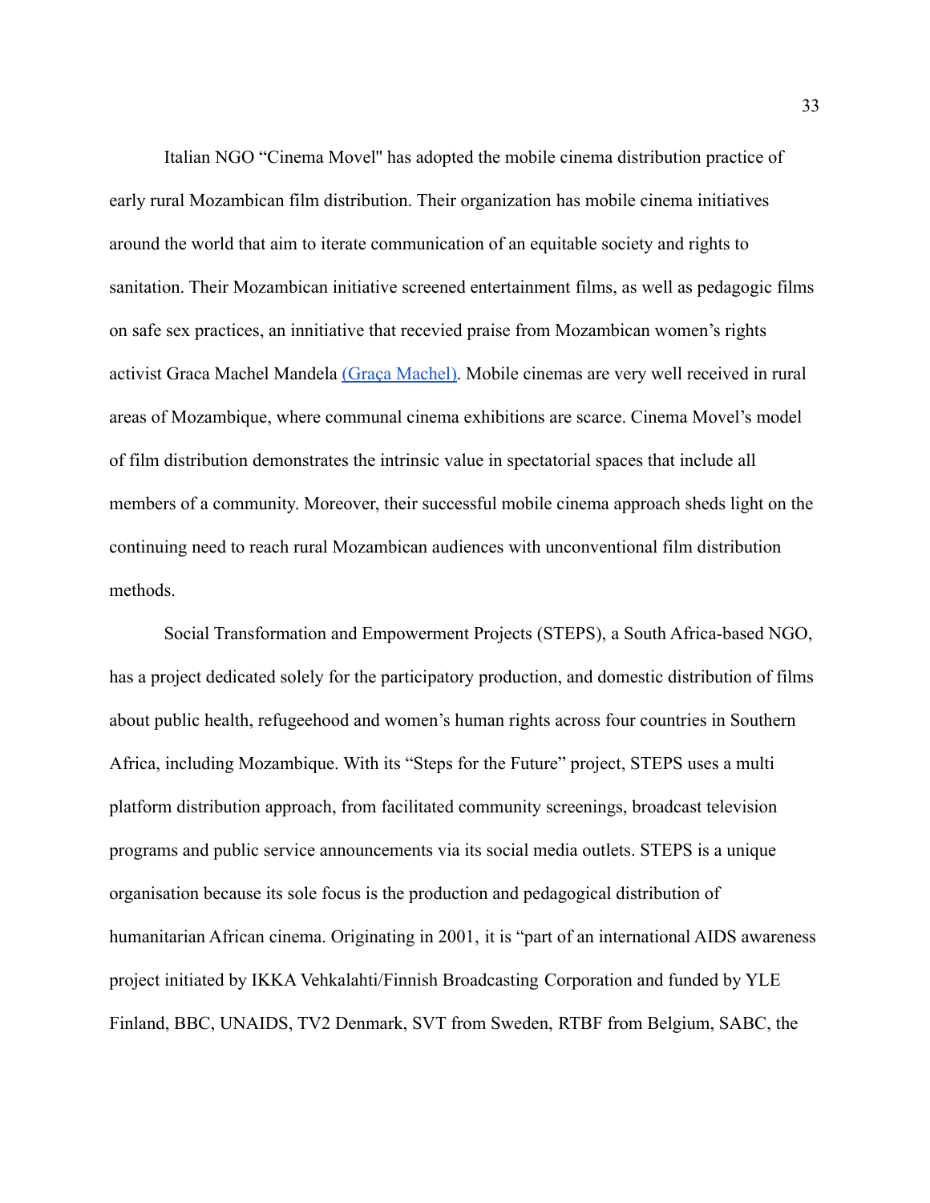Italian NGO “Cinema Movel" has adopted the mobile cinema distribution practice of early rural Mozambican film distribution. Their organization has mobile cinema initiatives around the world that aim to iterate communication of an equitable society and rights to sanitation. Their Mozambican initiative screened entertainment films, as well as pedagogic films on safe sex practices, an innitiative that recevied praise from Mozambican women’s rights activist Graca Machel Mandela [(Graça Machel)](). Mobile cinemas are very well received in rural areas of Mozambique, where communal cinema exhibitions are scarce. Cinema Movel’s model of film distribution demonstrates the intrinsic value in spectatorial spaces that include all members of a community. Moreover, their successful mobile cinema approach sheds light on the continuing need to reach rural Mozambican audiences with unconventional film distribution methods.

Social Transformation and Empowerment Projects (STEPS), a South Africa-based NGO, has a project dedicated solely for the participatory production, and domestic distribution of films about public health, refugeehood and women’s human rights across four countries in Southern Africa, including Mozambique. With its “Steps for the Future” project, STEPS uses a multi platform distribution approach, from facilitated community screenings, broadcast television programs and public service announcements via its social media outlets. STEPS is a unique organisation because its sole focus is the production and pedagogical distribution of humanitarian African cinema. Originating in 2001, it is “part of an international AIDS awareness project initiated by IKKA Vehkalahti/Finnish Broadcasting Corporation and funded by YLE Finland, BBC, UNAIDS, TV2 Denmark, SVT from Sweden, RTBF from Belgium, SABC, the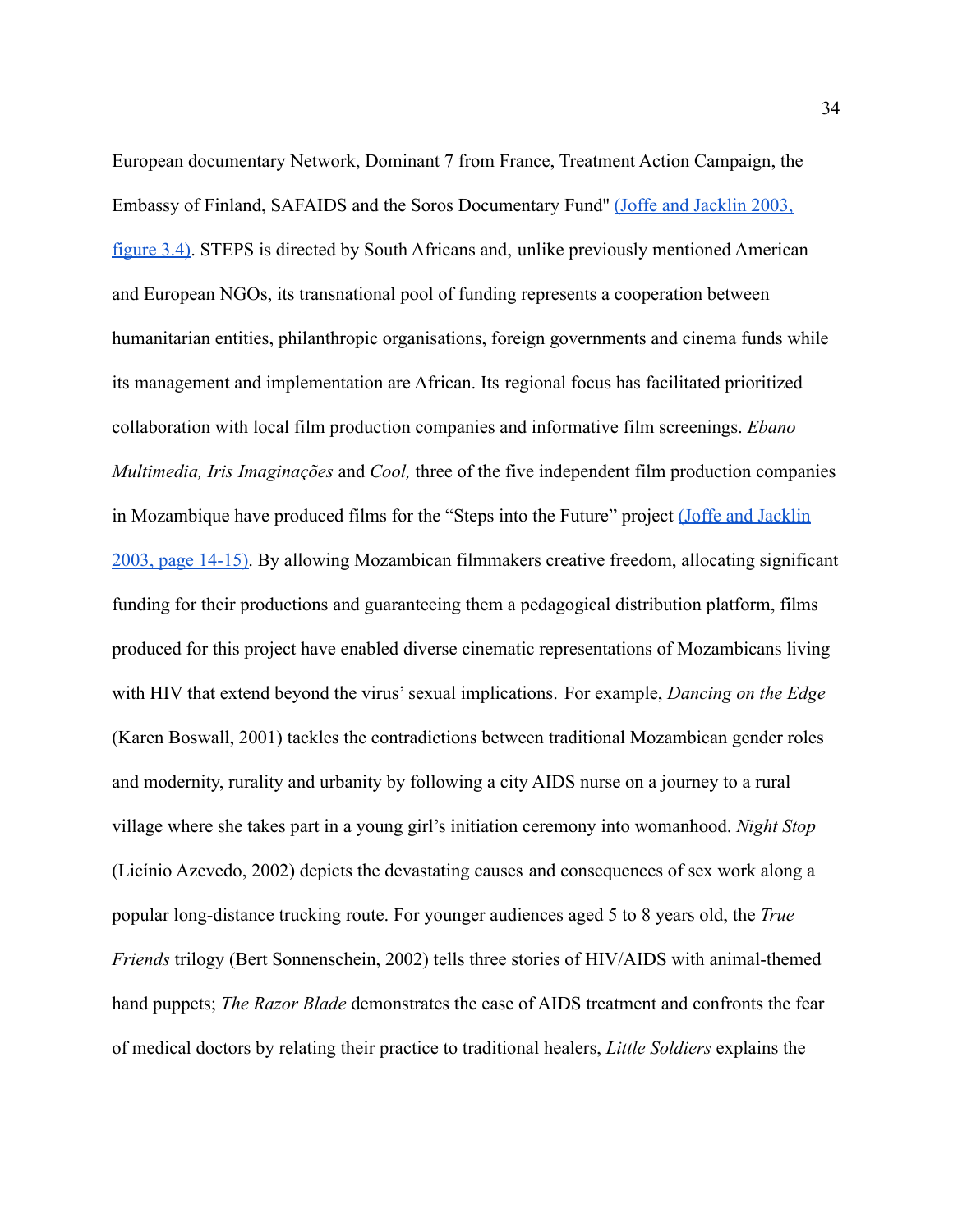European documentary Network, Dominant 7 from France, Treatment Action Campaign, the Embassy of Finland, SAFAIDS and the Soros Documentary Fund" [(Joffe and Jacklin 2003, figure 3.4)](). STEPS is directed by South Africans and, unlike previously mentioned American and European NGOs, its transnational pool of funding represents a cooperation between humanitarian entities, philanthropic organisations, foreign governments and cinema funds while its management and implementation are African. Its regional focus has facilitated prioritized collaboration with local film production companies and informative film screenings. *Ebano Multimedia, Iris Imaginações* and *Cool,* three of the five independent film production companies in Mozambique have produced films for the "Steps into the Future" project [(Joffe and Jacklin 2003, page 14-15)](). By allowing Mozambican filmmakers creative freedom, allocating significant funding for their productions and guaranteeing them a pedagogical distribution platform, films produced for this project have enabled diverse cinematic representations of Mozambicans living with HIV that extend beyond the virus' sexual implications. For example, *Dancing on the Edge* (Karen Boswall, 2001) tackles the contradictions between traditional Mozambican gender roles and modernity, rurality and urbanity by following a city AIDS nurse on a journey to a rural village where she takes part in a young girl's initiation ceremony into womanhood. *Night Stop* (Licínio Azevedo, 2002) depicts the devastating causes and consequences of sex work along a popular long-distance trucking route. For younger audiences aged 5 to 8 years old, the *True Friends* trilogy (Bert Sonnenschein, 2002) tells three stories of HIV/AIDS with animal-themed hand puppets; *The Razor Blade* demonstrates the ease of AIDS treatment and confronts the fear of medical doctors by relating their practice to traditional healers, *Little Soldiers* explains the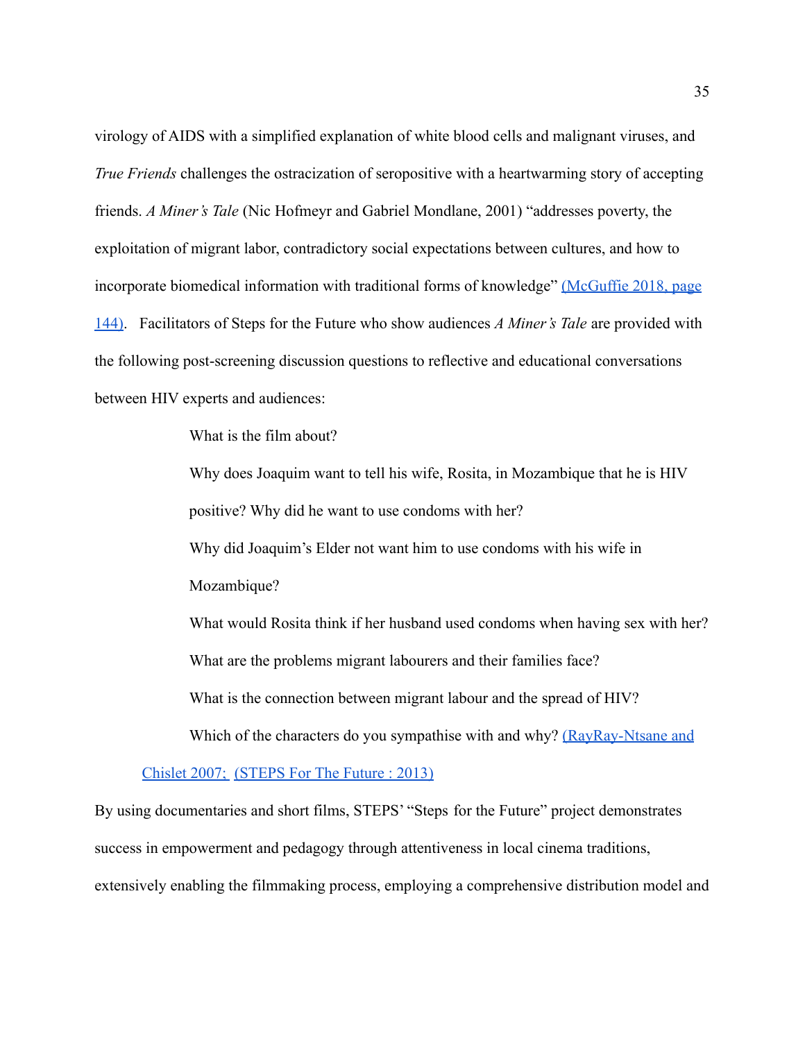virology of AIDS with a simplified explanation of white blood cells and malignant viruses, and *True Friends* challenges the ostracization of seropositive with a heartwarming story of accepting friends. *A Miner's Tale* (Nic Hofmeyr and Gabriel Mondlane, 2001) "addresses poverty, the exploitation of migrant labor, contradictory social expectations between cultures, and how to incorporate biomedical information with traditional forms of knowledge" (McGuffie 2018, page 144). Facilitators of Steps for the Future who show audiences *A Miner's Tale* are provided with the following post-screening discussion questions to reflective and educational conversations between HIV experts and audiences:

> What is the film about?
>
> Why does Joaquim want to tell his wife, Rosita, in Mozambique that he is HIV positive? Why did he want to use condoms with her?
>
> Why did Joaquim's Elder not want him to use condoms with his wife in Mozambique?
>
> What would Rosita think if her husband used condoms when having sex with her?
>
> What are the problems migrant labourers and their families face?
>
> What is the connection between migrant labour and the spread of HIV?
>
> Which of the characters do you sympathise with and why? (RayRay-Ntsane and Chislet 2007; (STEPS For The Future : 2013)

By using documentaries and short films, STEPS' "Steps for the Future" project demonstrates success in empowerment and pedagogy through attentiveness in local cinema traditions, extensively enabling the filmmaking process, employing a comprehensive distribution model and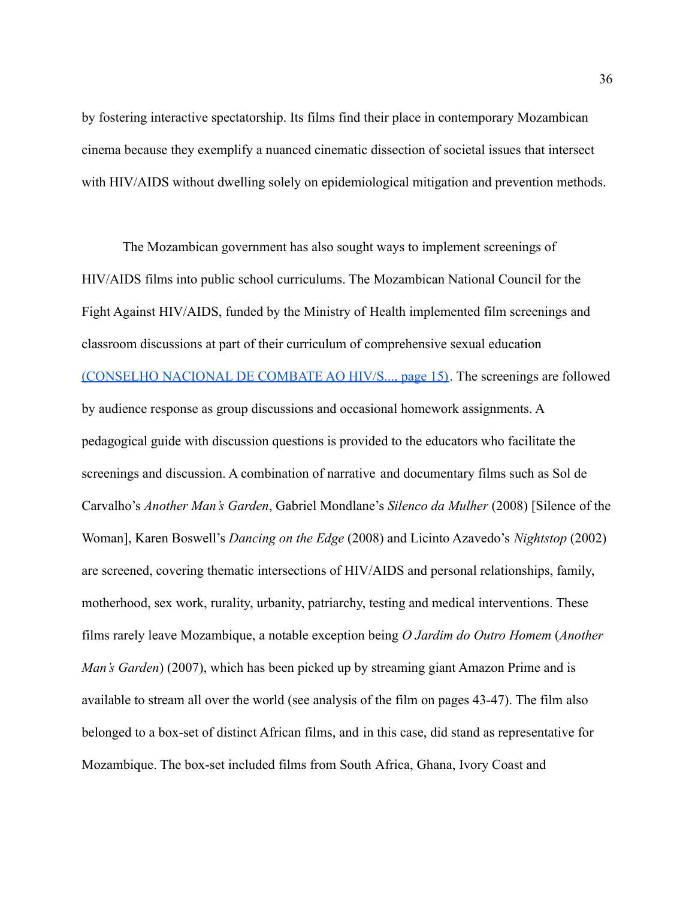by fostering interactive spectatorship. Its films find their place in contemporary Mozambican cinema because they exemplify a nuanced cinematic dissection of societal issues that intersect with HIV/AIDS without dwelling solely on epidemiological mitigation and prevention methods.

The Mozambican government has also sought ways to implement screenings of HIV/AIDS films into public school curriculums. The Mozambican National Council for the Fight Against HIV/AIDS, funded by the Ministry of Health implemented film screenings and classroom discussions at part of their curriculum of comprehensive sexual education (CONSELHO NACIONAL DE COMBATE AO HIV/S..., page 15). The screenings are followed by audience response as group discussions and occasional homework assignments. A pedagogical guide with discussion questions is provided to the educators who facilitate the screenings and discussion. A combination of narrative and documentary films such as Sol de Carvalho's *Another Man's Garden*, Gabriel Mondlane's *Silenco da Mulher* (2008) [Silence of the Woman], Karen Boswell's *Dancing on the Edge* (2008) and Licinto Azavedo's *Nightstop* (2002) are screened, covering thematic intersections of HIV/AIDS and personal relationships, family, motherhood, sex work, rurality, urbanity, patriarchy, testing and medical interventions. These films rarely leave Mozambique, a notable exception being *O Jardim do Outro Homem* (*Another Man's Garden*) (2007), which has been picked up by streaming giant Amazon Prime and is available to stream all over the world (see analysis of the film on pages 43-47). The film also belonged to a box-set of distinct African films, and in this case, did stand as representative for Mozambique. The box-set included films from South Africa, Ghana, Ivory Coast and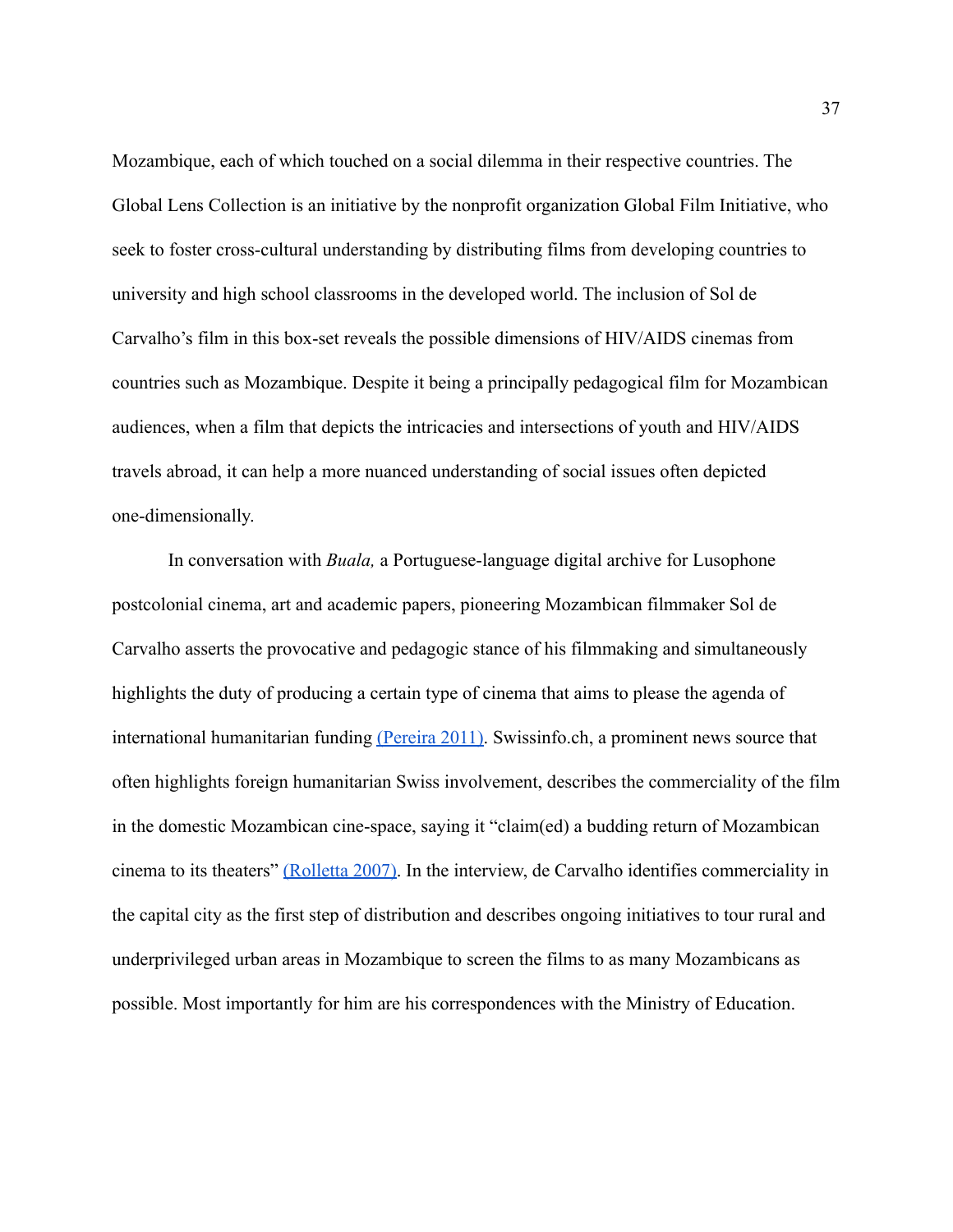Mozambique, each of which touched on a social dilemma in their respective countries. The Global Lens Collection is an initiative by the nonprofit organization Global Film Initiative, who seek to foster cross-cultural understanding by distributing films from developing countries to university and high school classrooms in the developed world. The inclusion of Sol de Carvalho's film in this box-set reveals the possible dimensions of HIV/AIDS cinemas from countries such as Mozambique. Despite it being a principally pedagogical film for Mozambican audiences, when a film that depicts the intricacies and intersections of youth and HIV/AIDS travels abroad, it can help a more nuanced understanding of social issues often depicted one-dimensionally.

In conversation with *Buala,* a Portuguese-language digital archive for Lusophone postcolonial cinema, art and academic papers, pioneering Mozambican filmmaker Sol de Carvalho asserts the provocative and pedagogic stance of his filmmaking and simultaneously highlights the duty of producing a certain type of cinema that aims to please the agenda of international humanitarian funding (Pereira 2011). Swissinfo.ch, a prominent news source that often highlights foreign humanitarian Swiss involvement, describes the commerciality of the film in the domestic Mozambican cine-space, saying it "claim(ed) a budding return of Mozambican cinema to its theaters" (Rolletta 2007). In the interview, de Carvalho identifies commerciality in the capital city as the first step of distribution and describes ongoing initiatives to tour rural and underprivileged urban areas in Mozambique to screen the films to as many Mozambicans as possible. Most importantly for him are his correspondences with the Ministry of Education.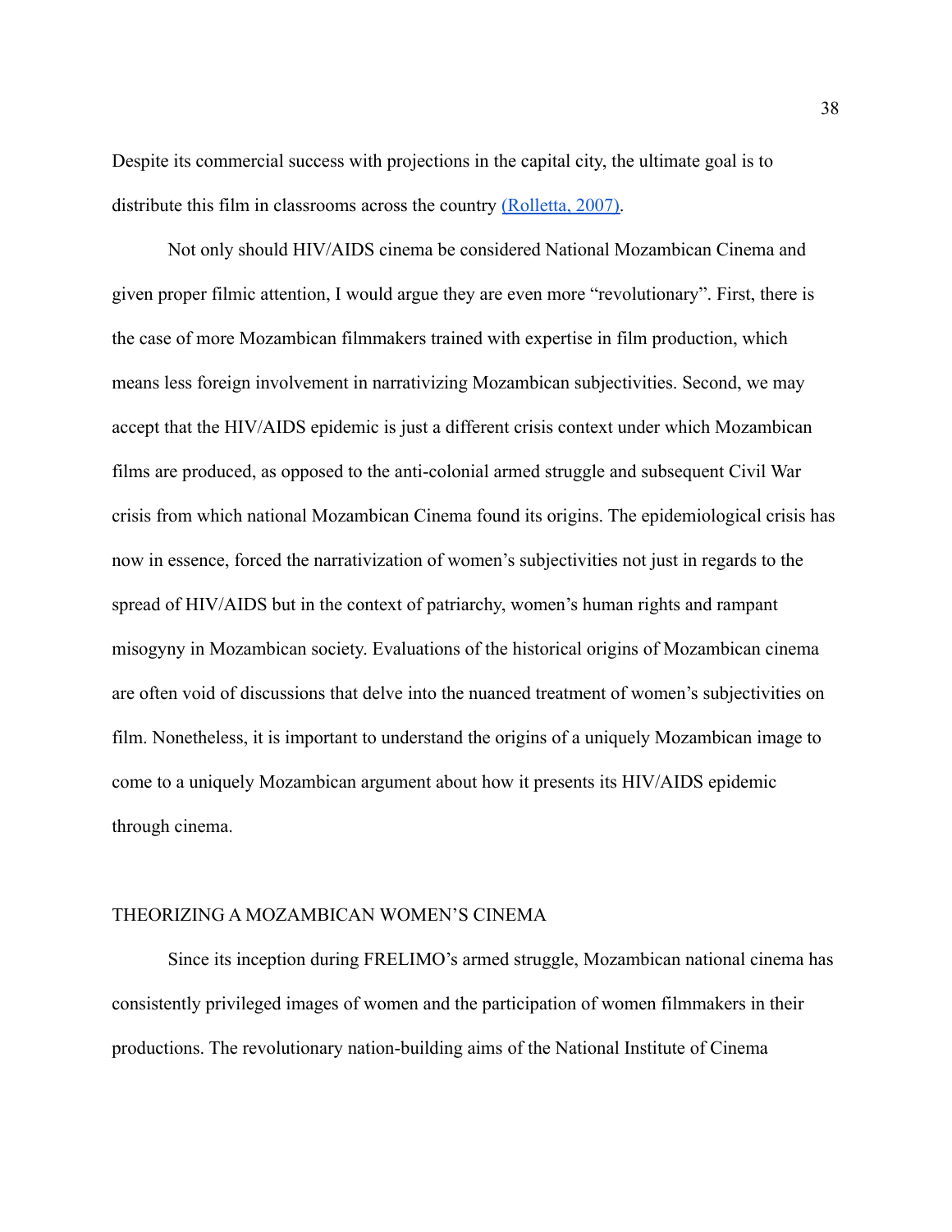Despite its commercial success with projections in the capital city, the ultimate goal is to distribute this film in classrooms across the country (Rolletta, 2007).

Not only should HIV/AIDS cinema be considered National Mozambican Cinema and given proper filmic attention, I would argue they are even more "revolutionary". First, there is the case of more Mozambican filmmakers trained with expertise in film production, which means less foreign involvement in narrativizing Mozambican subjectivities. Second, we may accept that the HIV/AIDS epidemic is just a different crisis context under which Mozambican films are produced, as opposed to the anti-colonial armed struggle and subsequent Civil War crisis from which national Mozambican Cinema found its origins. The epidemiological crisis has now in essence, forced the narrativization of women's subjectivities not just in regards to the spread of HIV/AIDS but in the context of patriarchy, women's human rights and rampant misogyny in Mozambican society. Evaluations of the historical origins of Mozambican cinema are often void of discussions that delve into the nuanced treatment of women's subjectivities on film. Nonetheless, it is important to understand the origins of a uniquely Mozambican image to come to a uniquely Mozambican argument about how it presents its HIV/AIDS epidemic through cinema.

## THEORIZING A MOZAMBICAN WOMEN'S CINEMA

Since its inception during FRELIMO's armed struggle, Mozambican national cinema has consistently privileged images of women and the participation of women filmmakers in their productions. The revolutionary nation-building aims of the National Institute of Cinema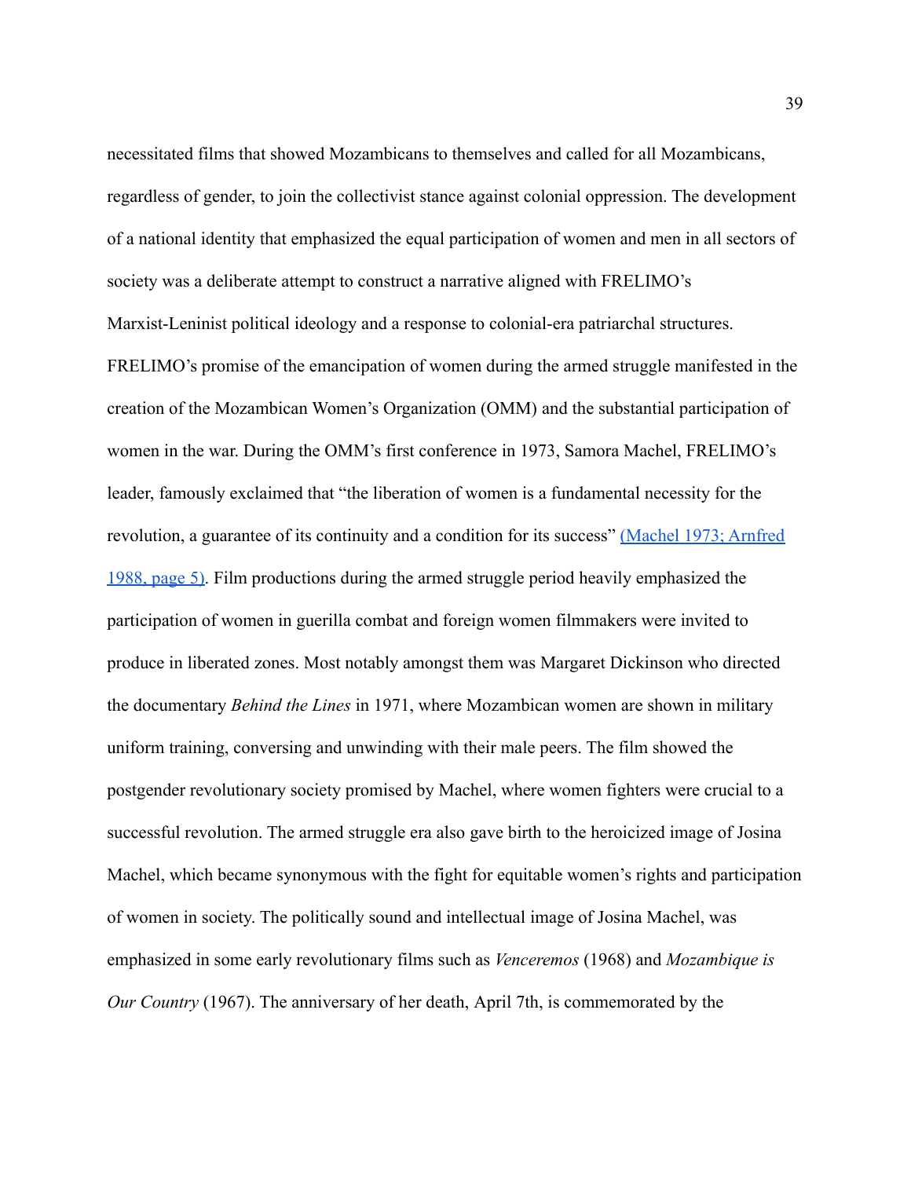necessitated films that showed Mozambicans to themselves and called for all Mozambicans, regardless of gender, to join the collectivist stance against colonial oppression. The development of a national identity that emphasized the equal participation of women and men in all sectors of society was a deliberate attempt to construct a narrative aligned with FRELIMO's Marxist-Leninist political ideology and a response to colonial-era patriarchal structures. FRELIMO's promise of the emancipation of women during the armed struggle manifested in the creation of the Mozambican Women's Organization (OMM) and the substantial participation of women in the war. During the OMM's first conference in 1973, Samora Machel, FRELIMO's leader, famously exclaimed that "the liberation of women is a fundamental necessity for the revolution, a guarantee of its continuity and a condition for its success" [(Machel 1973; Arnfred 1988, page 5)]. Film productions during the armed struggle period heavily emphasized the participation of women in guerilla combat and foreign women filmmakers were invited to produce in liberated zones. Most notably amongst them was Margaret Dickinson who directed the documentary *Behind the Lines* in 1971, where Mozambican women are shown in military uniform training, conversing and unwinding with their male peers. The film showed the postgender revolutionary society promised by Machel, where women fighters were crucial to a successful revolution. The armed struggle era also gave birth to the heroicized image of Josina Machel, which became synonymous with the fight for equitable women's rights and participation of women in society. The politically sound and intellectual image of Josina Machel, was emphasized in some early revolutionary films such as *Venceremos* (1968) and *Mozambique is Our Country* (1967). The anniversary of her death, April 7th, is commemorated by the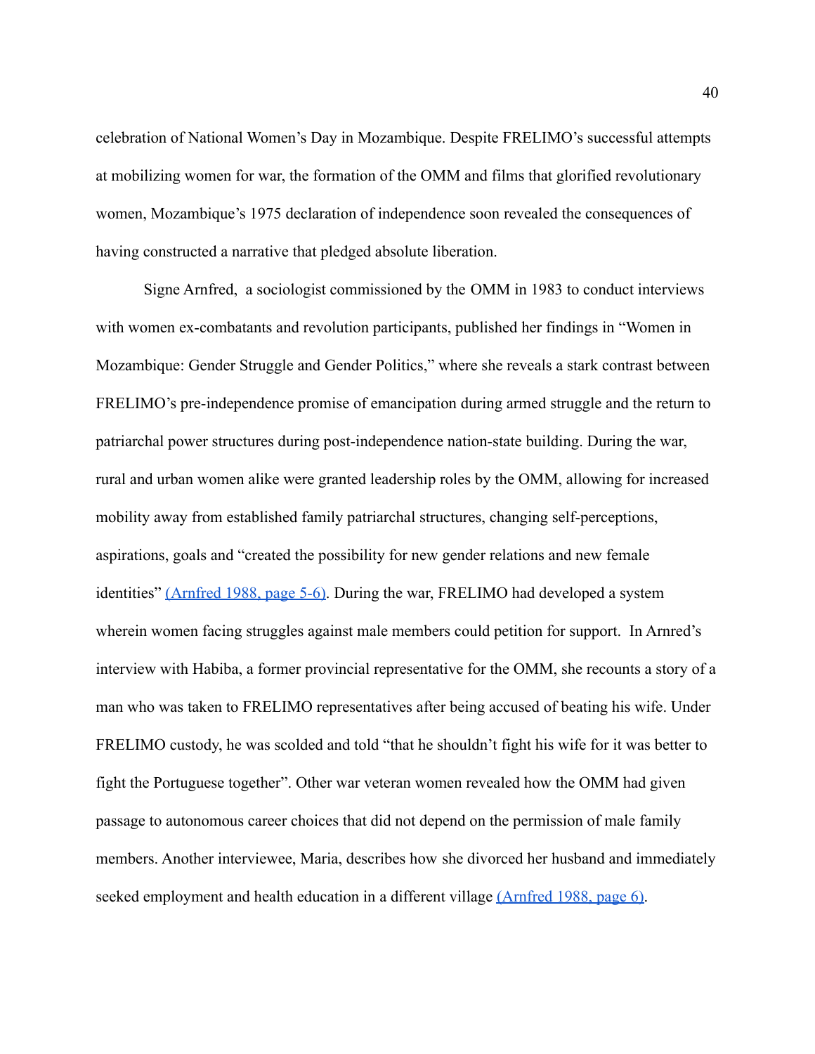celebration of National Women's Day in Mozambique. Despite FRELIMO's successful attempts at mobilizing women for war, the formation of the OMM and films that glorified revolutionary women, Mozambique's 1975 declaration of independence soon revealed the consequences of having constructed a narrative that pledged absolute liberation.

Signe Arnfred,  a sociologist commissioned by the OMM in 1983 to conduct interviews with women ex-combatants and revolution participants, published her findings in "Women in Mozambique: Gender Struggle and Gender Politics," where she reveals a stark contrast between FRELIMO's pre-independence promise of emancipation during armed struggle and the return to patriarchal power structures during post-independence nation-state building. During the war, rural and urban women alike were granted leadership roles by the OMM, allowing for increased mobility away from established family patriarchal structures, changing self-perceptions, aspirations, goals and "created the possibility for new gender relations and new female identities" (Arnfred 1988, page 5-6). During the war, FRELIMO had developed a system wherein women facing struggles against male members could petition for support.  In Arnred's interview with Habiba, a former provincial representative for the OMM, she recounts a story of a man who was taken to FRELIMO representatives after being accused of beating his wife. Under FRELIMO custody, he was scolded and told "that he shouldn't fight his wife for it was better to fight the Portuguese together". Other war veteran women revealed how the OMM had given passage to autonomous career choices that did not depend on the permission of male family members. Another interviewee, Maria, describes how she divorced her husband and immediately seeked employment and health education in a different village (Arnfred 1988, page 6).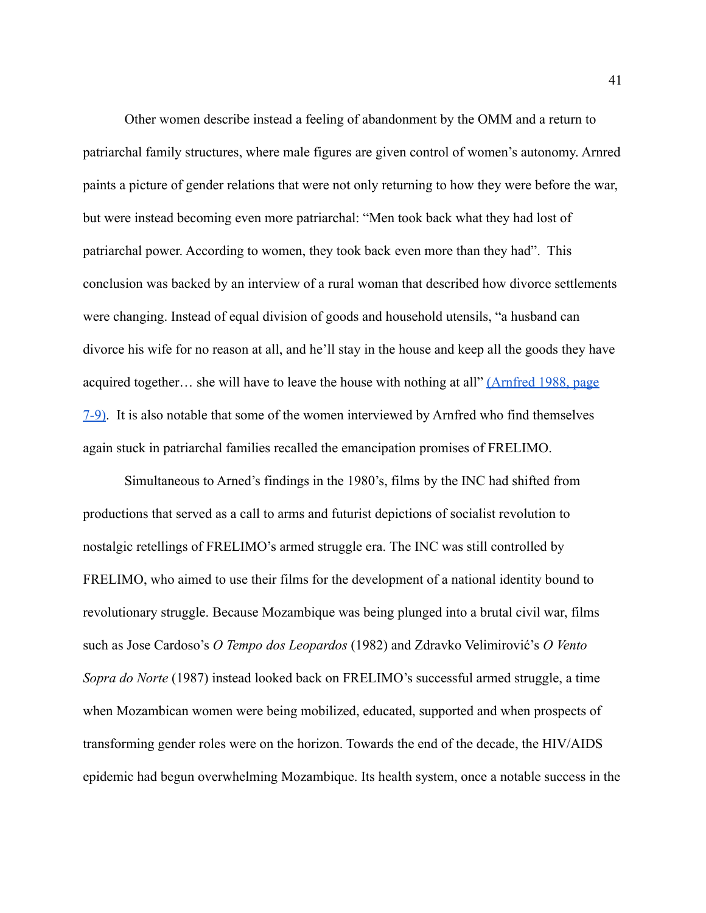Other women describe instead a feeling of abandonment by the OMM and a return to patriarchal family structures, where male figures are given control of women's autonomy. Arnred paints a picture of gender relations that were not only returning to how they were before the war, but were instead becoming even more patriarchal: "Men took back what they had lost of patriarchal power. According to women, they took back even more than they had". This conclusion was backed by an interview of a rural woman that described how divorce settlements were changing. Instead of equal division of goods and household utensils, "a husband can divorce his wife for no reason at all, and he'll stay in the house and keep all the goods they have acquired together… she will have to leave the house with nothing at all" (Arnfred 1988, page 7-9). It is also notable that some of the women interviewed by Arnfred who find themselves again stuck in patriarchal families recalled the emancipation promises of FRELIMO.

Simultaneous to Arned's findings in the 1980's, films by the INC had shifted from productions that served as a call to arms and futurist depictions of socialist revolution to nostalgic retellings of FRELIMO's armed struggle era. The INC was still controlled by FRELIMO, who aimed to use their films for the development of a national identity bound to revolutionary struggle. Because Mozambique was being plunged into a brutal civil war, films such as Jose Cardoso's *O Tempo dos Leopardos* (1982) and Zdravko Velimirović's *O Vento Sopra do Norte* (1987) instead looked back on FRELIMO's successful armed struggle, a time when Mozambican women were being mobilized, educated, supported and when prospects of transforming gender roles were on the horizon. Towards the end of the decade, the HIV/AIDS epidemic had begun overwhelming Mozambique. Its health system, once a notable success in the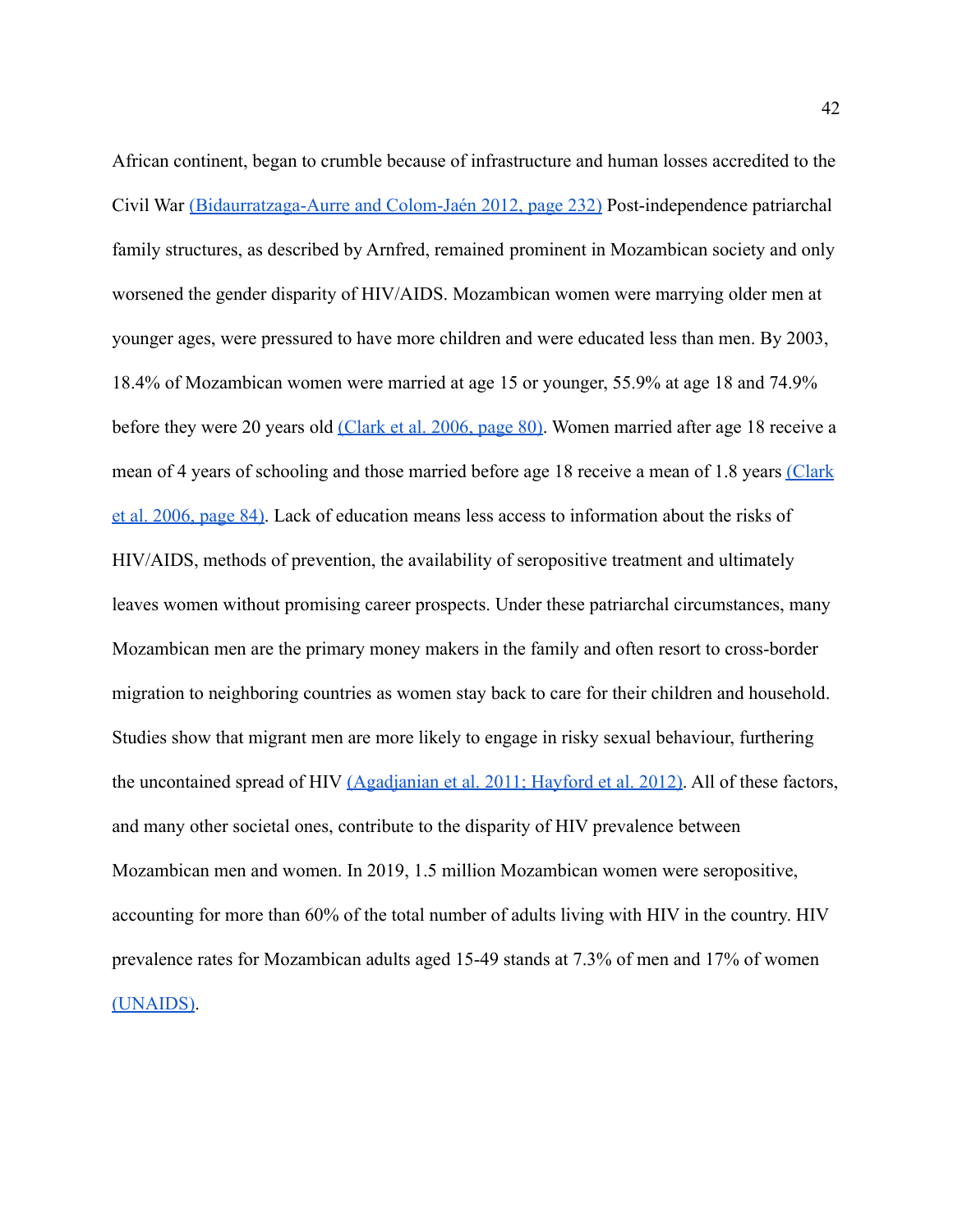African continent, began to crumble because of infrastructure and human losses accredited to the Civil War (Bidaurratzaga-Aurre and Colom-Jaén 2012, page 232) Post-independence patriarchal family structures, as described by Arnfred, remained prominent in Mozambican society and only worsened the gender disparity of HIV/AIDS. Mozambican women were marrying older men at younger ages, were pressured to have more children and were educated less than men. By 2003, 18.4% of Mozambican women were married at age 15 or younger, 55.9% at age 18 and 74.9% before they were 20 years old (Clark et al. 2006, page 80). Women married after age 18 receive a mean of 4 years of schooling and those married before age 18 receive a mean of 1.8 years (Clark et al. 2006, page 84). Lack of education means less access to information about the risks of HIV/AIDS, methods of prevention, the availability of seropositive treatment and ultimately leaves women without promising career prospects. Under these patriarchal circumstances, many Mozambican men are the primary money makers in the family and often resort to cross-border migration to neighboring countries as women stay back to care for their children and household. Studies show that migrant men are more likely to engage in risky sexual behaviour, furthering the uncontained spread of HIV (Agadjanian et al. 2011; Hayford et al. 2012). All of these factors, and many other societal ones, contribute to the disparity of HIV prevalence between Mozambican men and women. In 2019, 1.5 million Mozambican women were seropositive, accounting for more than 60% of the total number of adults living with HIV in the country. HIV prevalence rates for Mozambican adults aged 15-49 stands at 7.3% of men and 17% of women (UNAIDS).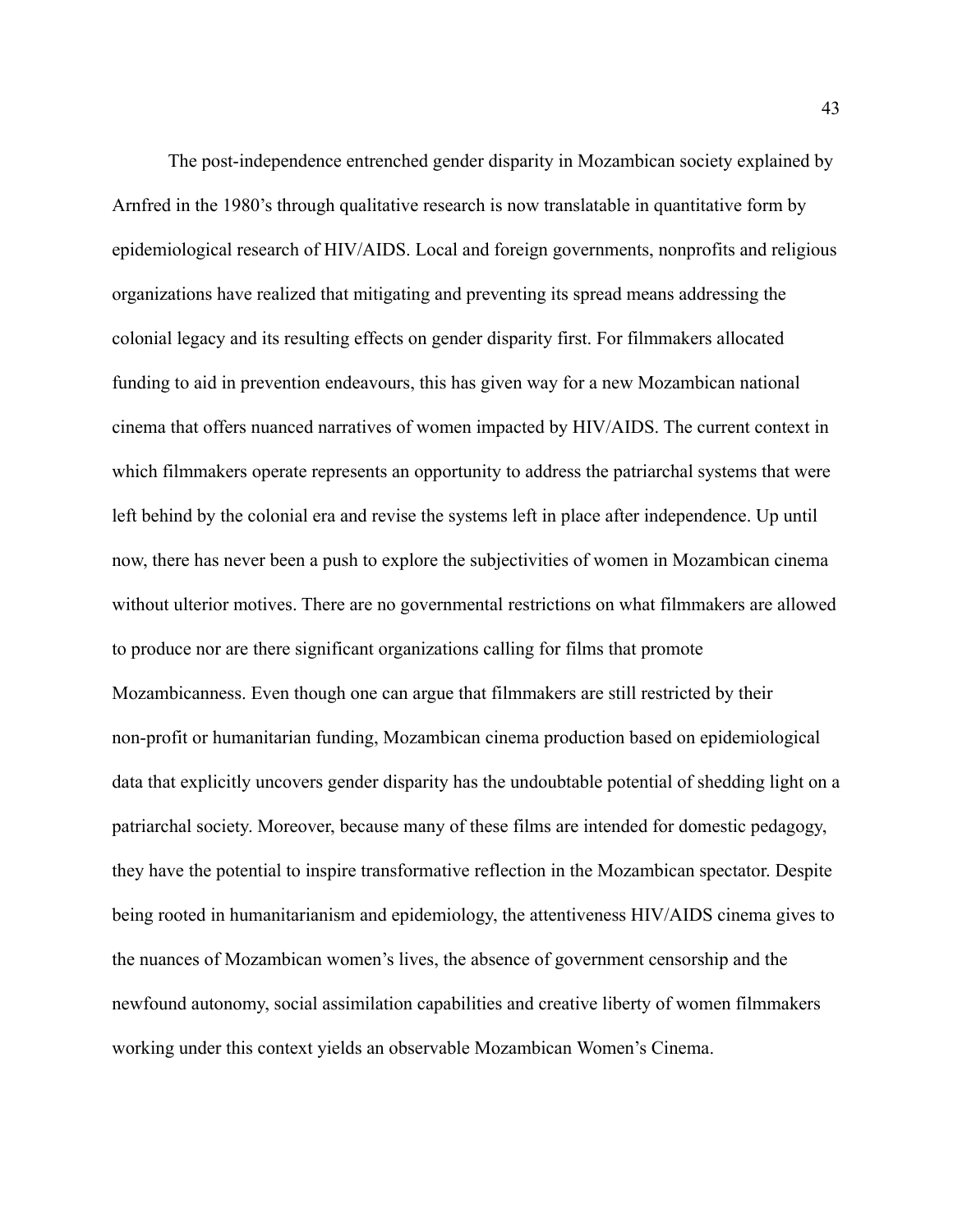The post-independence entrenched gender disparity in Mozambican society explained by Arnfred in the 1980's through qualitative research is now translatable in quantitative form by epidemiological research of HIV/AIDS. Local and foreign governments, nonprofits and religious organizations have realized that mitigating and preventing its spread means addressing the colonial legacy and its resulting effects on gender disparity first. For filmmakers allocated funding to aid in prevention endeavours, this has given way for a new Mozambican national cinema that offers nuanced narratives of women impacted by HIV/AIDS. The current context in which filmmakers operate represents an opportunity to address the patriarchal systems that were left behind by the colonial era and revise the systems left in place after independence. Up until now, there has never been a push to explore the subjectivities of women in Mozambican cinema without ulterior motives. There are no governmental restrictions on what filmmakers are allowed to produce nor are there significant organizations calling for films that promote Mozambicanness. Even though one can argue that filmmakers are still restricted by their non-profit or humanitarian funding, Mozambican cinema production based on epidemiological data that explicitly uncovers gender disparity has the undoubtable potential of shedding light on a patriarchal society. Moreover, because many of these films are intended for domestic pedagogy, they have the potential to inspire transformative reflection in the Mozambican spectator. Despite being rooted in humanitarianism and epidemiology, the attentiveness HIV/AIDS cinema gives to the nuances of Mozambican women's lives, the absence of government censorship and the newfound autonomy, social assimilation capabilities and creative liberty of women filmmakers working under this context yields an observable Mozambican Women's Cinema.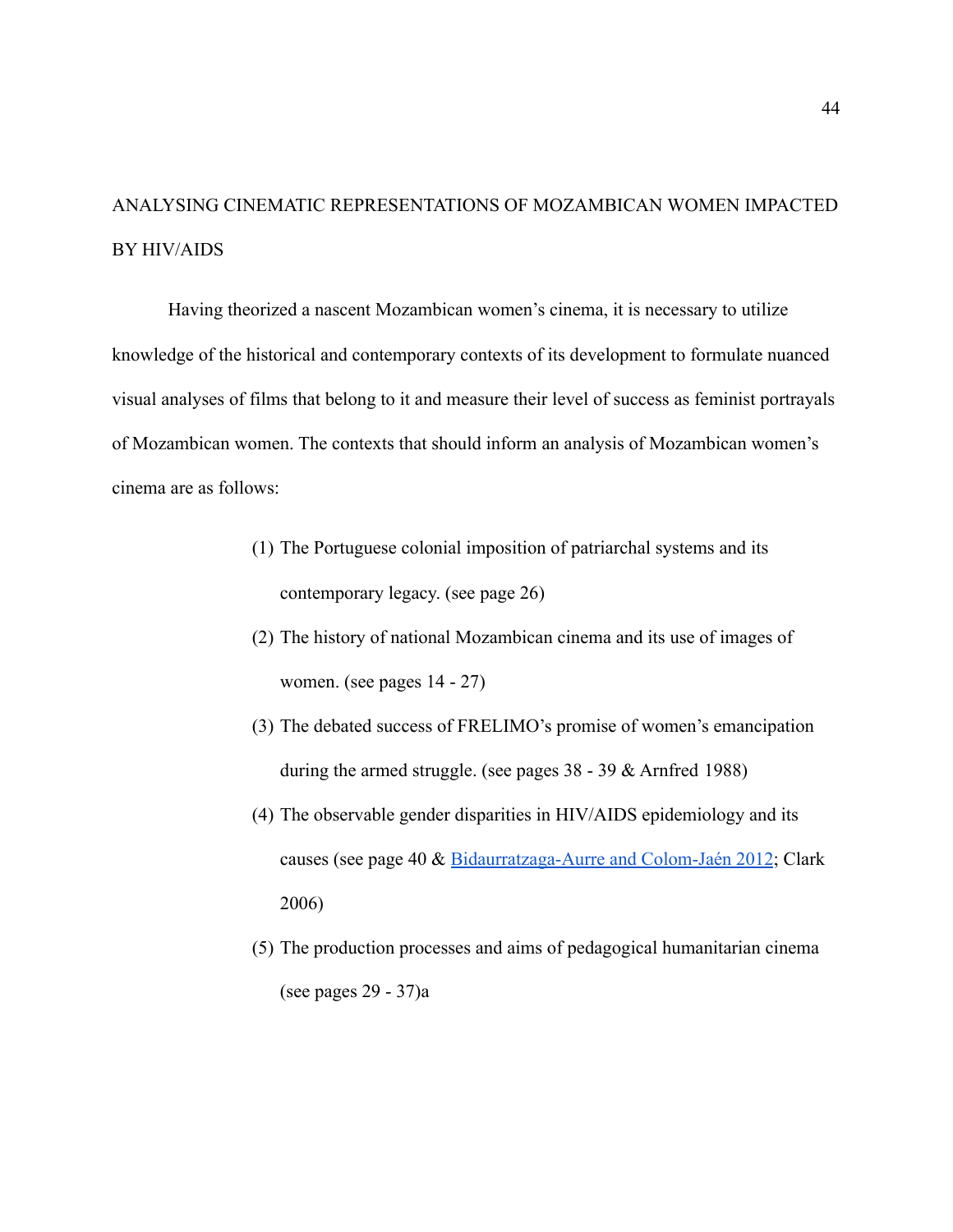## ANALYSING CINEMATIC REPRESENTATIONS OF MOZAMBICAN WOMEN IMPACTED BY HIV/AIDS

Having theorized a nascent Mozambican women's cinema, it is necessary to utilize knowledge of the historical and contemporary contexts of its development to formulate nuanced visual analyses of films that belong to it and measure their level of success as feminist portrayals of Mozambican women. The contexts that should inform an analysis of Mozambican women's cinema are as follows:

(1) The Portuguese colonial imposition of patriarchal systems and its contemporary legacy. (see page 26)

(2) The history of national Mozambican cinema and its use of images of women. (see pages 14 - 27)

(3) The debated success of FRELIMO's promise of women's emancipation during the armed struggle. (see pages 38 - 39 & Arnfred 1988)

(4) The observable gender disparities in HIV/AIDS epidemiology and its causes (see page 40 & Bidaurratzaga-Aurre and Colom-Jaén 2012; Clark 2006)

(5) The production processes and aims of pedagogical humanitarian cinema (see pages 29 - 37)a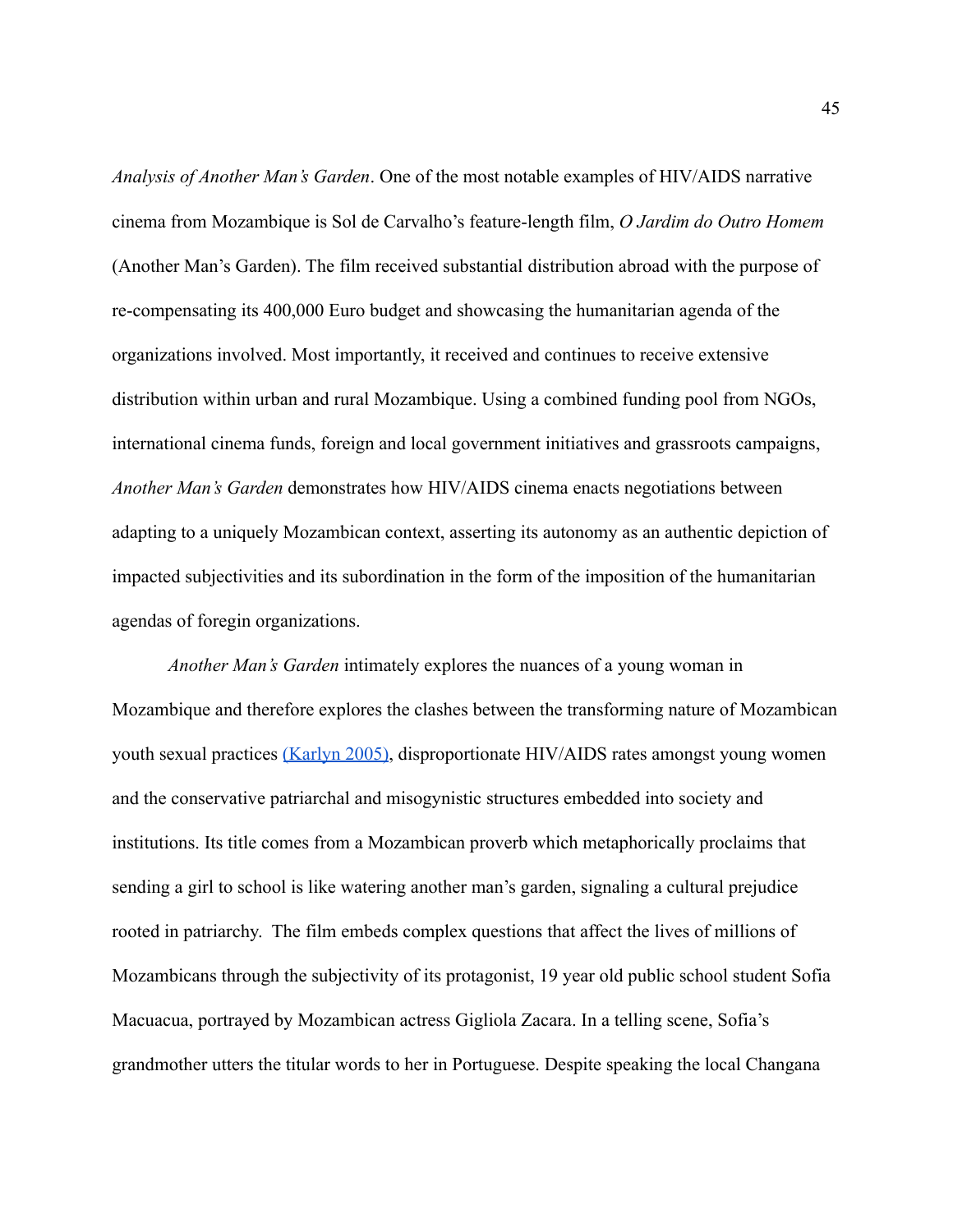*Analysis of Another Man's Garden*. One of the most notable examples of HIV/AIDS narrative cinema from Mozambique is Sol de Carvalho's feature-length film, *O Jardim do Outro Homem* (Another Man's Garden). The film received substantial distribution abroad with the purpose of re-compensating its 400,000 Euro budget and showcasing the humanitarian agenda of the organizations involved. Most importantly, it received and continues to receive extensive distribution within urban and rural Mozambique. Using a combined funding pool from NGOs, international cinema funds, foreign and local government initiatives and grassroots campaigns, *Another Man's Garden* demonstrates how HIV/AIDS cinema enacts negotiations between adapting to a uniquely Mozambican context, asserting its autonomy as an authentic depiction of impacted subjectivities and its subordination in the form of the imposition of the humanitarian agendas of foregin organizations.

*Another Man's Garden* intimately explores the nuances of a young woman in Mozambique and therefore explores the clashes between the transforming nature of Mozambican youth sexual practices (Karlyn 2005), disproportionate HIV/AIDS rates amongst young women and the conservative patriarchal and misogynistic structures embedded into society and institutions. Its title comes from a Mozambican proverb which metaphorically proclaims that sending a girl to school is like watering another man's garden, signaling a cultural prejudice rooted in patriarchy. The film embeds complex questions that affect the lives of millions of Mozambicans through the subjectivity of its protagonist, 19 year old public school student Sofia Macuacua, portrayed by Mozambican actress Gigliola Zacara. In a telling scene, Sofia's grandmother utters the titular words to her in Portuguese. Despite speaking the local Changana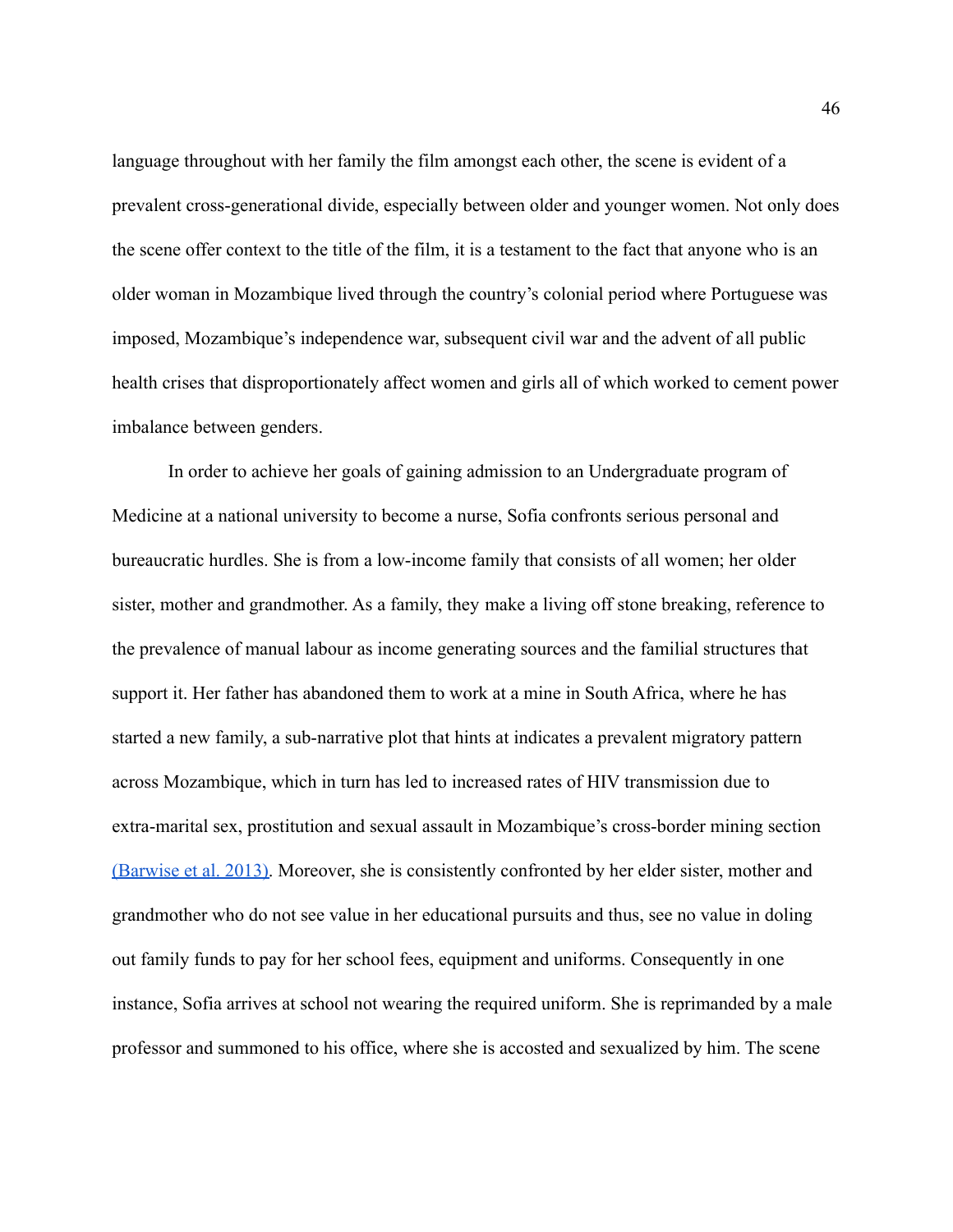language throughout with her family the film amongst each other, the scene is evident of a prevalent cross-generational divide, especially between older and younger women. Not only does the scene offer context to the title of the film, it is a testament to the fact that anyone who is an older woman in Mozambique lived through the country's colonial period where Portuguese was imposed, Mozambique's independence war, subsequent civil war and the advent of all public health crises that disproportionately affect women and girls all of which worked to cement power imbalance between genders.

In order to achieve her goals of gaining admission to an Undergraduate program of Medicine at a national university to become a nurse, Sofia confronts serious personal and bureaucratic hurdles. She is from a low-income family that consists of all women; her older sister, mother and grandmother. As a family, they make a living off stone breaking, reference to the prevalence of manual labour as income generating sources and the familial structures that support it. Her father has abandoned them to work at a mine in South Africa, where he has started a new family, a sub-narrative plot that hints at indicates a prevalent migratory pattern across Mozambique, which in turn has led to increased rates of HIV transmission due to extra-marital sex, prostitution and sexual assault in Mozambique's cross-border mining section (Barwise et al. 2013). Moreover, she is consistently confronted by her elder sister, mother and grandmother who do not see value in her educational pursuits and thus, see no value in doling out family funds to pay for her school fees, equipment and uniforms. Consequently in one instance, Sofia arrives at school not wearing the required uniform. She is reprimanded by a male professor and summoned to his office, where she is accosted and sexualized by him. The scene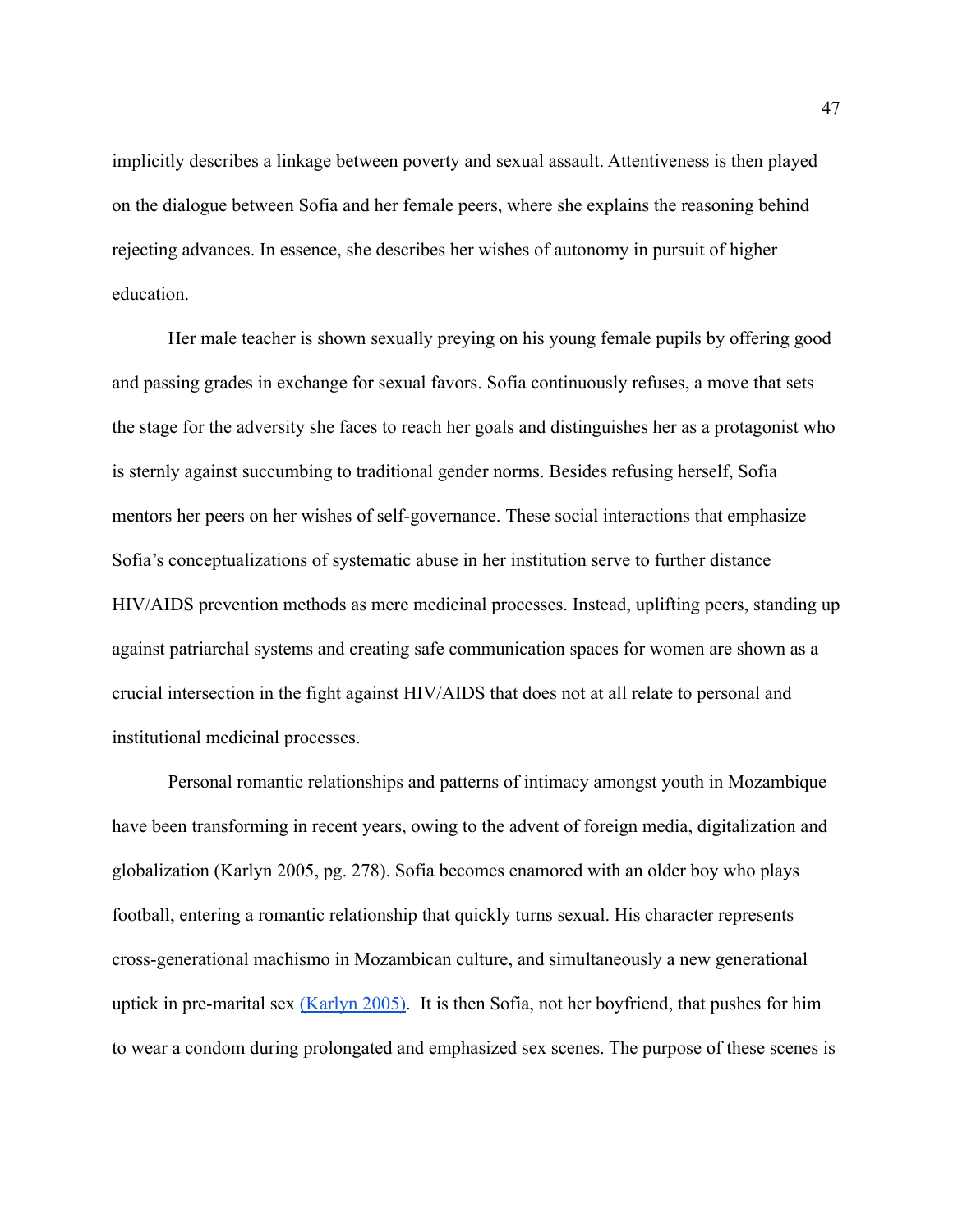implicitly describes a linkage between poverty and sexual assault. Attentiveness is then played on the dialogue between Sofia and her female peers, where she explains the reasoning behind rejecting advances. In essence, she describes her wishes of autonomy in pursuit of higher education.

Her male teacher is shown sexually preying on his young female pupils by offering good and passing grades in exchange for sexual favors. Sofia continuously refuses, a move that sets the stage for the adversity she faces to reach her goals and distinguishes her as a protagonist who is sternly against succumbing to traditional gender norms. Besides refusing herself, Sofia mentors her peers on her wishes of self-governance. These social interactions that emphasize Sofia's conceptualizations of systematic abuse in her institution serve to further distance HIV/AIDS prevention methods as mere medicinal processes. Instead, uplifting peers, standing up against patriarchal systems and creating safe communication spaces for women are shown as a crucial intersection in the fight against HIV/AIDS that does not at all relate to personal and institutional medicinal processes.

Personal romantic relationships and patterns of intimacy amongst youth in Mozambique have been transforming in recent years, owing to the advent of foreign media, digitalization and globalization (Karlyn 2005, pg. 278). Sofia becomes enamored with an older boy who plays football, entering a romantic relationship that quickly turns sexual. His character represents cross-generational machismo in Mozambican culture, and simultaneously a new generational uptick in pre-marital sex (Karlyn 2005). It is then Sofia, not her boyfriend, that pushes for him to wear a condom during prolongated and emphasized sex scenes. The purpose of these scenes is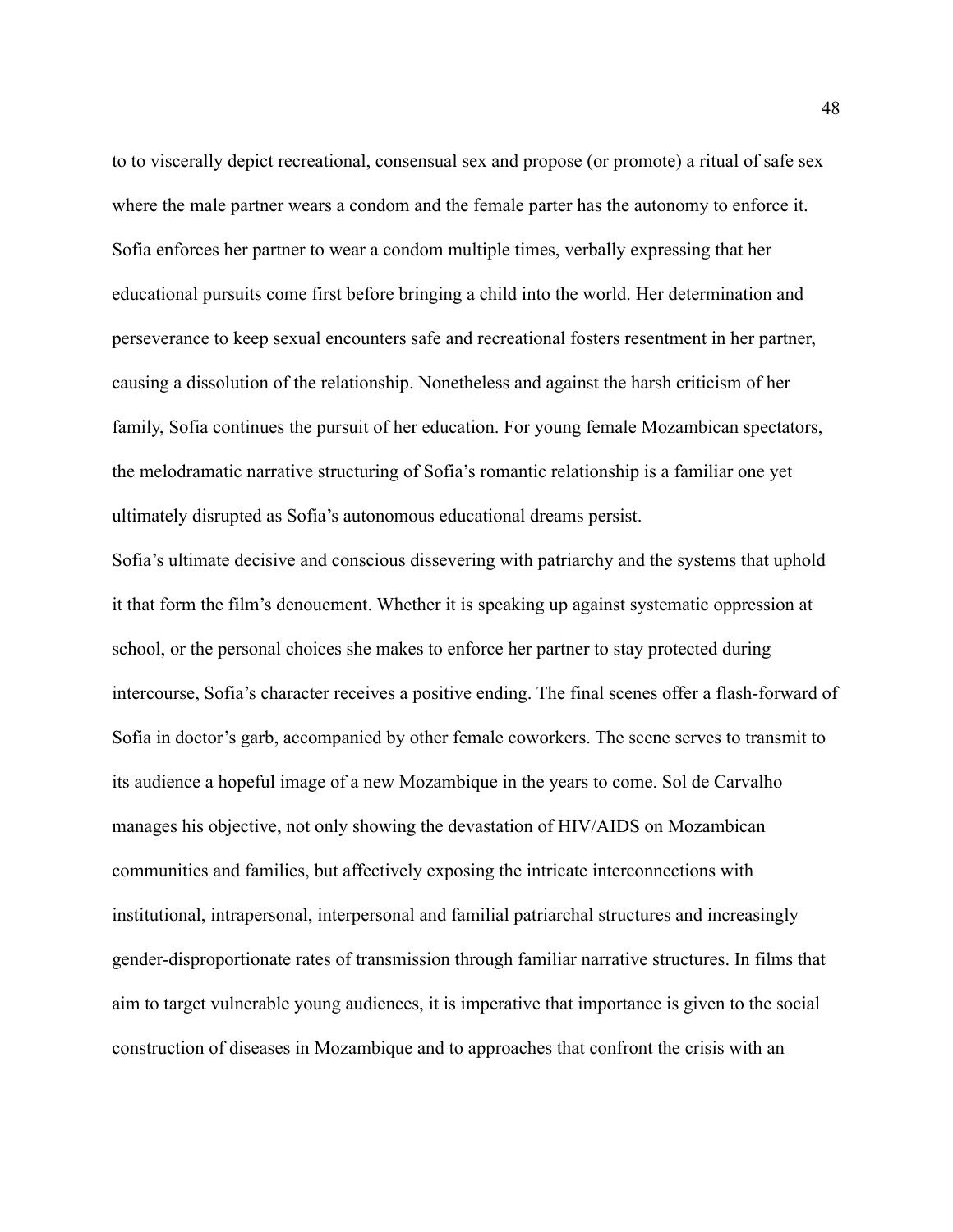to to viscerally depict recreational, consensual sex and propose (or promote) a ritual of safe sex where the male partner wears a condom and the female parter has the autonomy to enforce it. Sofia enforces her partner to wear a condom multiple times, verbally expressing that her educational pursuits come first before bringing a child into the world. Her determination and perseverance to keep sexual encounters safe and recreational fosters resentment in her partner, causing a dissolution of the relationship. Nonetheless and against the harsh criticism of her family, Sofia continues the pursuit of her education. For young female Mozambican spectators, the melodramatic narrative structuring of Sofia's romantic relationship is a familiar one yet ultimately disrupted as Sofia's autonomous educational dreams persist.

Sofia's ultimate decisive and conscious dissevering with patriarchy and the systems that uphold it that form the film's denouement. Whether it is speaking up against systematic oppression at school, or the personal choices she makes to enforce her partner to stay protected during intercourse, Sofia's character receives a positive ending. The final scenes offer a flash-forward of Sofia in doctor's garb, accompanied by other female coworkers. The scene serves to transmit to its audience a hopeful image of a new Mozambique in the years to come. Sol de Carvalho manages his objective, not only showing the devastation of HIV/AIDS on Mozambican communities and families, but affectively exposing the intricate interconnections with institutional, intrapersonal, interpersonal and familial patriarchal structures and increasingly gender-disproportionate rates of transmission through familiar narrative structures. In films that aim to target vulnerable young audiences, it is imperative that importance is given to the social construction of diseases in Mozambique and to approaches that confront the crisis with an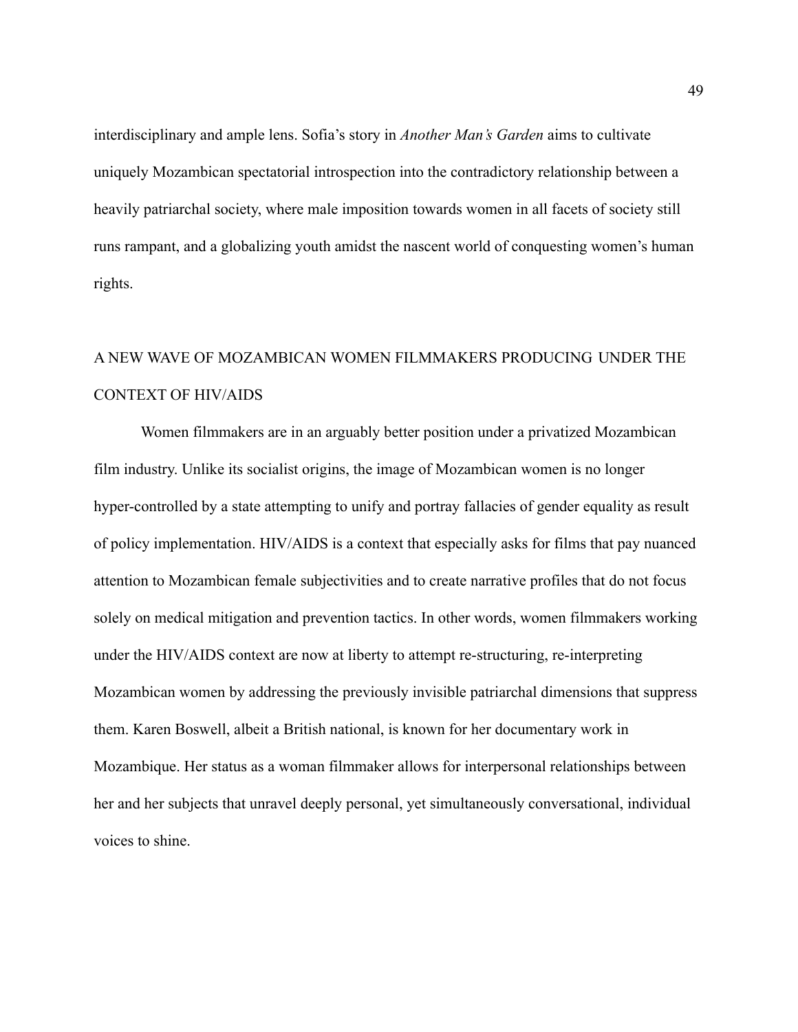interdisciplinary and ample lens. Sofia's story in *Another Man's Garden* aims to cultivate uniquely Mozambican spectatorial introspection into the contradictory relationship between a heavily patriarchal society, where male imposition towards women in all facets of society still runs rampant, and a globalizing youth amidst the nascent world of conquesting women's human rights.

## A NEW WAVE OF MOZAMBICAN WOMEN FILMMAKERS PRODUCING UNDER THE CONTEXT OF HIV/AIDS

Women filmmakers are in an arguably better position under a privatized Mozambican film industry. Unlike its socialist origins, the image of Mozambican women is no longer hyper-controlled by a state attempting to unify and portray fallacies of gender equality as result of policy implementation. HIV/AIDS is a context that especially asks for films that pay nuanced attention to Mozambican female subjectivities and to create narrative profiles that do not focus solely on medical mitigation and prevention tactics. In other words, women filmmakers working under the HIV/AIDS context are now at liberty to attempt re-structuring, re-interpreting Mozambican women by addressing the previously invisible patriarchal dimensions that suppress them. Karen Boswell, albeit a British national, is known for her documentary work in Mozambique. Her status as a woman filmmaker allows for interpersonal relationships between her and her subjects that unravel deeply personal, yet simultaneously conversational, individual voices to shine.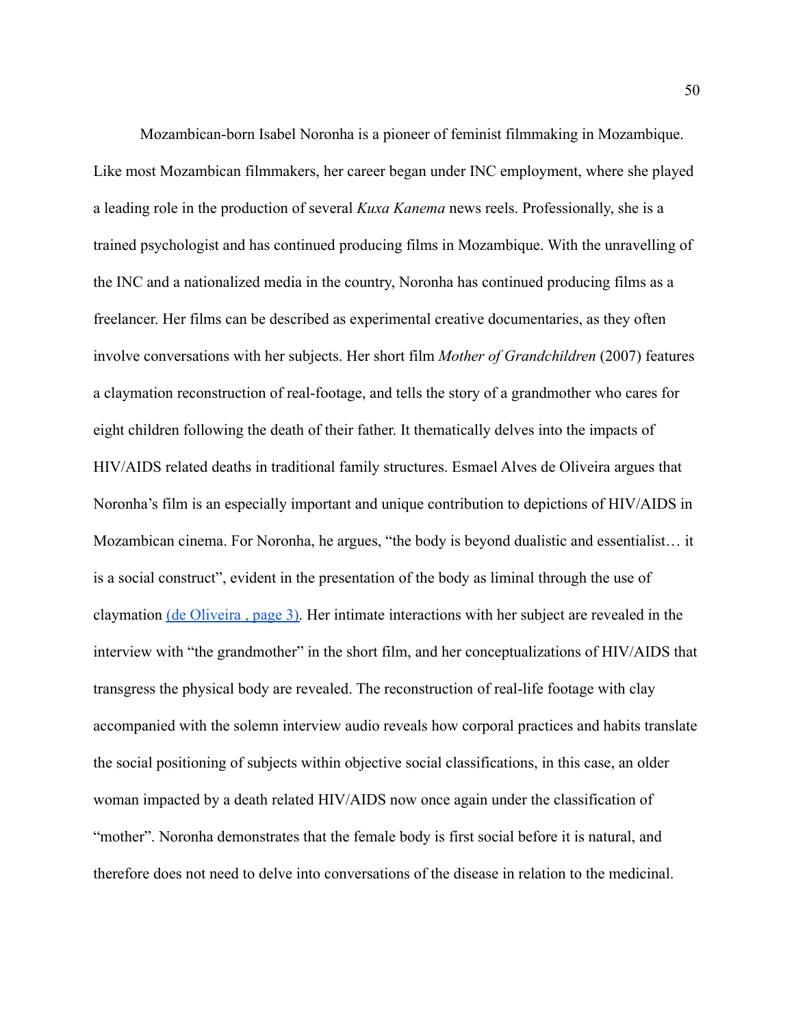Mozambican-born Isabel Noronha is a pioneer of feminist filmmaking in Mozambique. Like most Mozambican filmmakers, her career began under INC employment, where she played a leading role in the production of several *Kuxa Kanema* news reels. Professionally, she is a trained psychologist and has continued producing films in Mozambique. With the unravelling of the INC and a nationalized media in the country, Noronha has continued producing films as a freelancer. Her films can be described as experimental creative documentaries, as they often involve conversations with her subjects. Her short film *Mother of Grandchildren* (2007) features a claymation reconstruction of real-footage, and tells the story of a grandmother who cares for eight children following the death of their father. It thematically delves into the impacts of HIV/AIDS related deaths in traditional family structures. Esmael Alves de Oliveira argues that Noronha's film is an especially important and unique contribution to depictions of HIV/AIDS in Mozambican cinema. For Noronha, he argues, "the body is beyond dualistic and essentialist… it is a social construct", evident in the presentation of the body as liminal through the use of claymation (de Oliveira , page 3). Her intimate interactions with her subject are revealed in the interview with "the grandmother" in the short film, and her conceptualizations of HIV/AIDS that transgress the physical body are revealed. The reconstruction of real-life footage with clay accompanied with the solemn interview audio reveals how corporal practices and habits translate the social positioning of subjects within objective social classifications, in this case, an older woman impacted by a death related HIV/AIDS now once again under the classification of "mother". Noronha demonstrates that the female body is first social before it is natural, and therefore does not need to delve into conversations of the disease in relation to the medicinal.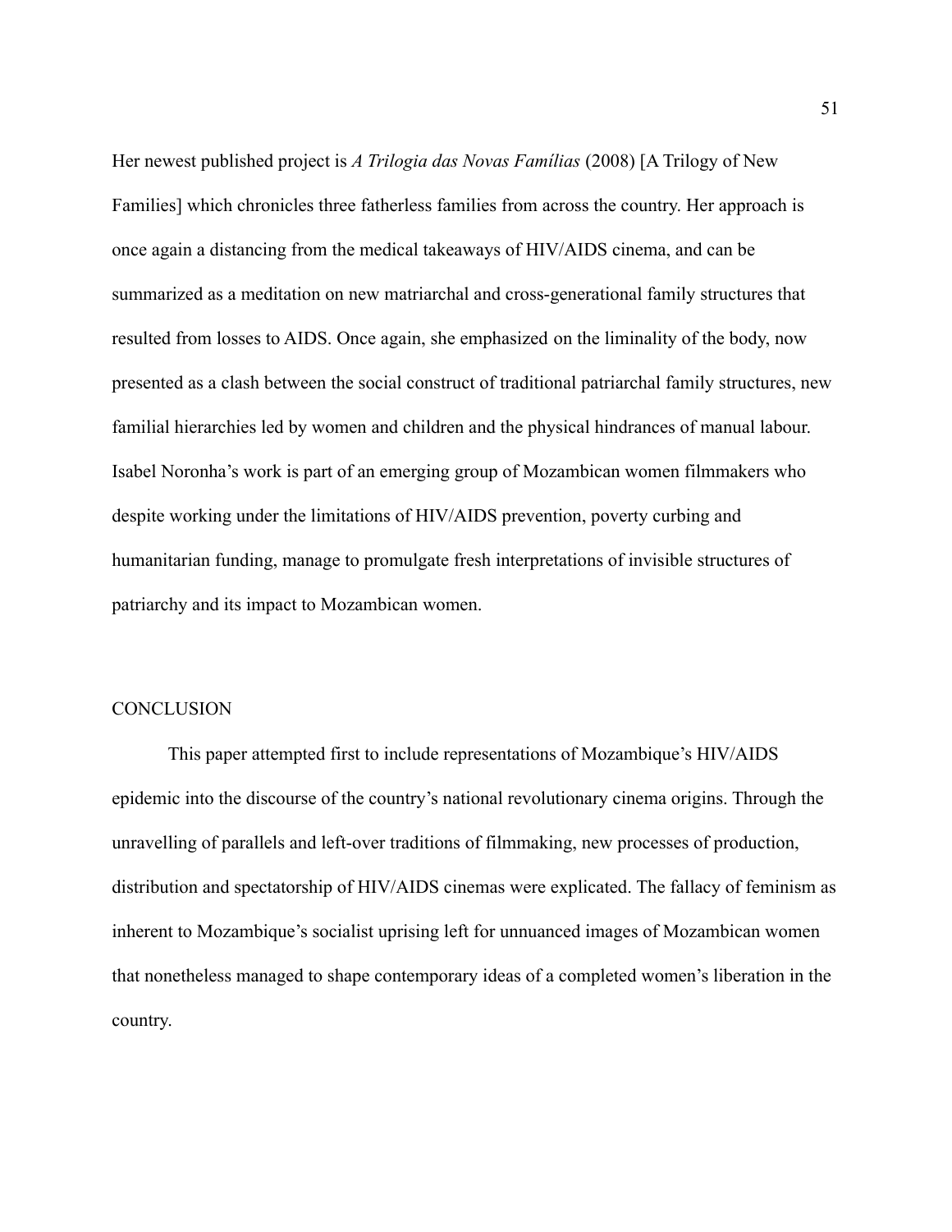Her newest published project is *A Trilogia das Novas Famílias* (2008) [A Trilogy of New Families] which chronicles three fatherless families from across the country. Her approach is once again a distancing from the medical takeaways of HIV/AIDS cinema, and can be summarized as a meditation on new matriarchal and cross-generational family structures that resulted from losses to AIDS. Once again, she emphasized on the liminality of the body, now presented as a clash between the social construct of traditional patriarchal family structures, new familial hierarchies led by women and children and the physical hindrances of manual labour. Isabel Noronha's work is part of an emerging group of Mozambican women filmmakers who despite working under the limitations of HIV/AIDS prevention, poverty curbing and humanitarian funding, manage to promulgate fresh interpretations of invisible structures of patriarchy and its impact to Mozambican women.

## CONCLUSION

This paper attempted first to include representations of Mozambique's HIV/AIDS epidemic into the discourse of the country's national revolutionary cinema origins. Through the unravelling of parallels and left-over traditions of filmmaking, new processes of production, distribution and spectatorship of HIV/AIDS cinemas were explicated. The fallacy of feminism as inherent to Mozambique's socialist uprising left for unnuanced images of Mozambican women that nonetheless managed to shape contemporary ideas of a completed women's liberation in the country.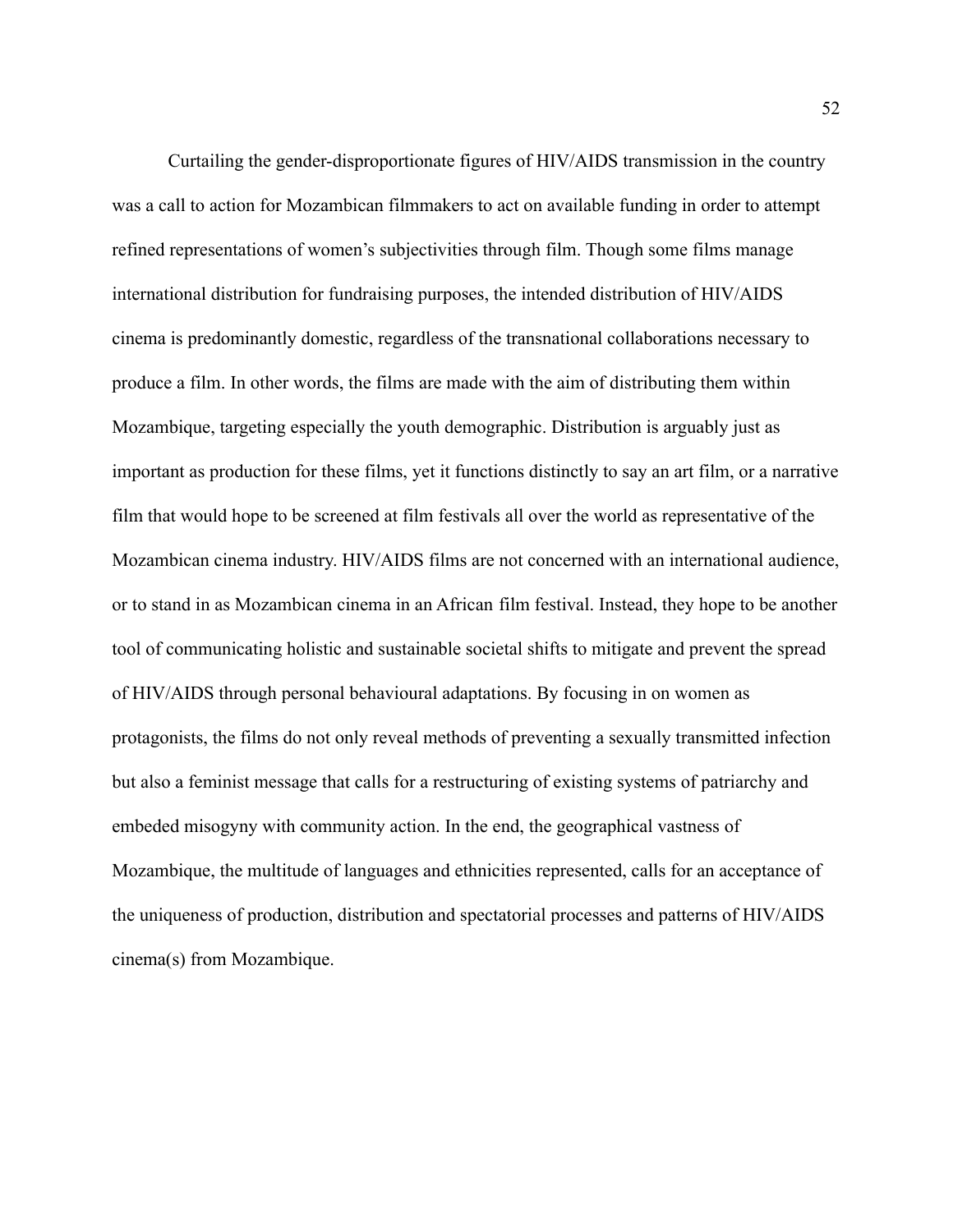Curtailing the gender-disproportionate figures of HIV/AIDS transmission in the country was a call to action for Mozambican filmmakers to act on available funding in order to attempt refined representations of women's subjectivities through film. Though some films manage international distribution for fundraising purposes, the intended distribution of HIV/AIDS cinema is predominantly domestic, regardless of the transnational collaborations necessary to produce a film. In other words, the films are made with the aim of distributing them within Mozambique, targeting especially the youth demographic. Distribution is arguably just as important as production for these films, yet it functions distinctly to say an art film, or a narrative film that would hope to be screened at film festivals all over the world as representative of the Mozambican cinema industry. HIV/AIDS films are not concerned with an international audience, or to stand in as Mozambican cinema in an African film festival. Instead, they hope to be another tool of communicating holistic and sustainable societal shifts to mitigate and prevent the spread of HIV/AIDS through personal behavioural adaptations. By focusing in on women as protagonists, the films do not only reveal methods of preventing a sexually transmitted infection but also a feminist message that calls for a restructuring of existing systems of patriarchy and embeded misogyny with community action. In the end, the geographical vastness of Mozambique, the multitude of languages and ethnicities represented, calls for an acceptance of the uniqueness of production, distribution and spectatorial processes and patterns of HIV/AIDS cinema(s) from Mozambique.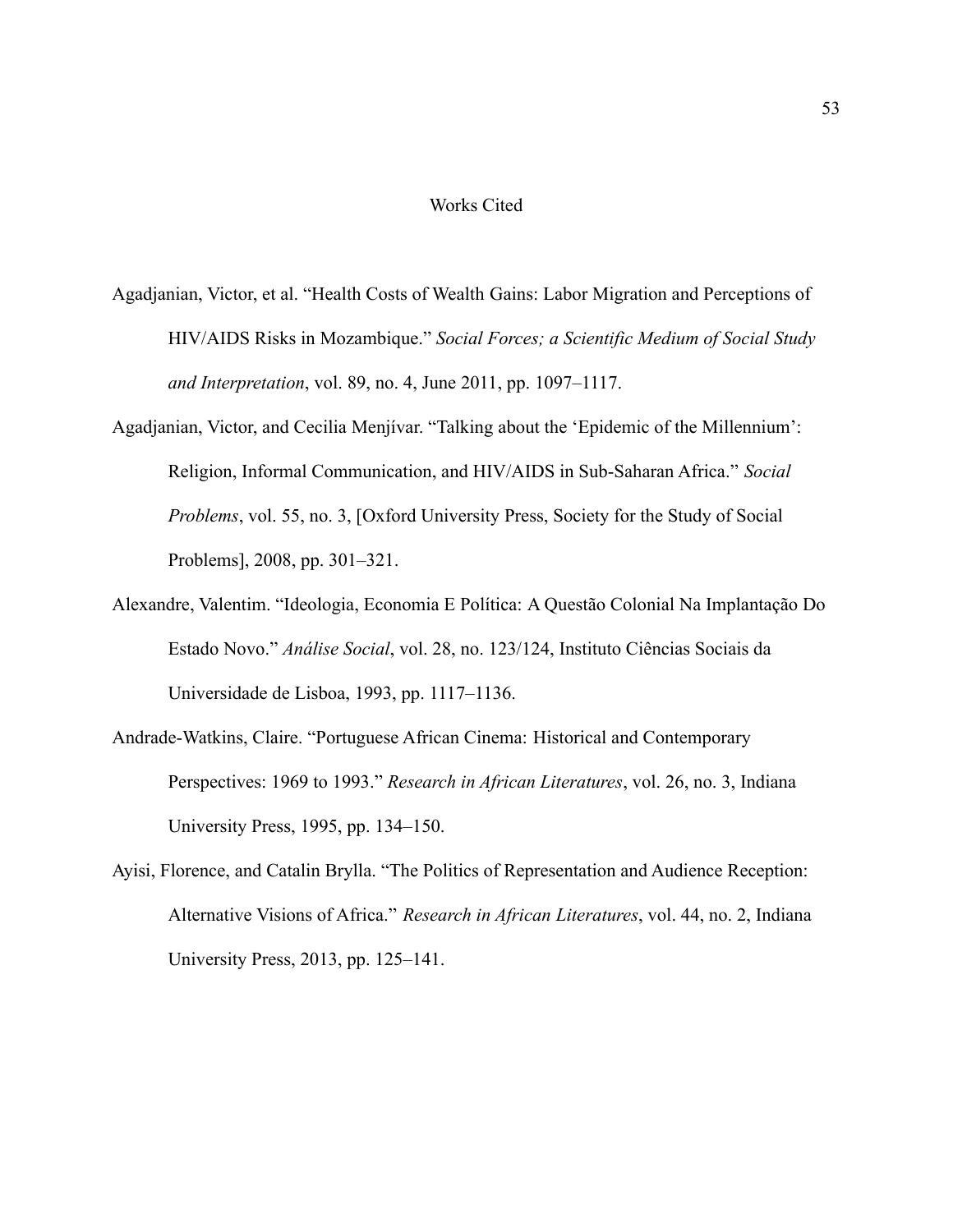# Works Cited

Agadjanian, Victor, et al. “Health Costs of Wealth Gains: Labor Migration and Perceptions of HIV/AIDS Risks in Mozambique.” *Social Forces; a Scientific Medium of Social Study and Interpretation*, vol. 89, no. 4, June 2011, pp. 1097–1117.

Agadjanian, Victor, and Cecilia Menjívar. “Talking about the ‘Epidemic of the Millennium’: Religion, Informal Communication, and HIV/AIDS in Sub-Saharan Africa.” *Social Problems*, vol. 55, no. 3, [Oxford University Press, Society for the Study of Social Problems], 2008, pp. 301–321.

Alexandre, Valentim. “Ideologia, Economia E Política: A Questão Colonial Na Implantação Do Estado Novo.” *Análise Social*, vol. 28, no. 123/124, Instituto Ciências Sociais da Universidade de Lisboa, 1993, pp. 1117–1136.

Andrade-Watkins, Claire. “Portuguese African Cinema: Historical and Contemporary Perspectives: 1969 to 1993.” *Research in African Literatures*, vol. 26, no. 3, Indiana University Press, 1995, pp. 134–150.

Ayisi, Florence, and Catalin Brylla. “The Politics of Representation and Audience Reception: Alternative Visions of Africa.” *Research in African Literatures*, vol. 44, no. 2, Indiana University Press, 2013, pp. 125–141.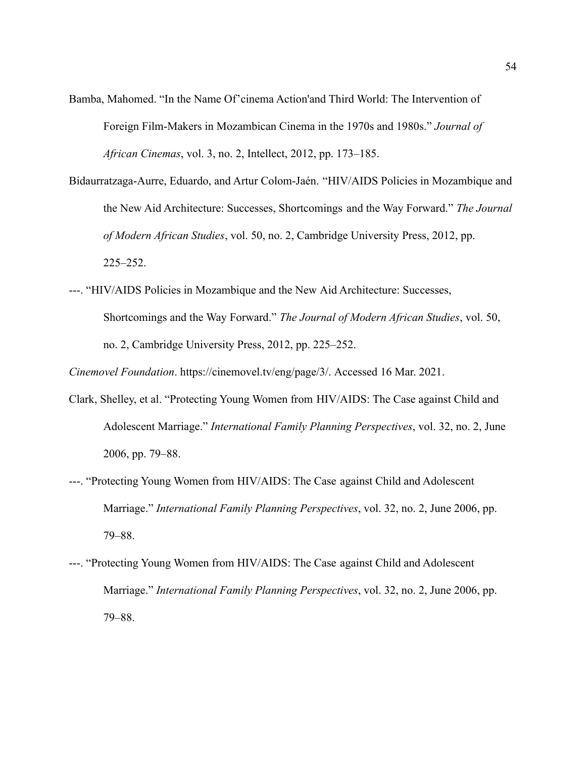Bamba, Mahomed. "In the Name Of'cinema Action'and Third World: The Intervention of Foreign Film-Makers in Mozambican Cinema in the 1970s and 1980s." *Journal of African Cinemas*, vol. 3, no. 2, Intellect, 2012, pp. 173–185.

Bidaurratzaga-Aurre, Eduardo, and Artur Colom-Jaén. "HIV/AIDS Policies in Mozambique and the New Aid Architecture: Successes, Shortcomings and the Way Forward." *The Journal of Modern African Studies*, vol. 50, no. 2, Cambridge University Press, 2012, pp. 225–252.

---. "HIV/AIDS Policies in Mozambique and the New Aid Architecture: Successes, Shortcomings and the Way Forward." *The Journal of Modern African Studies*, vol. 50, no. 2, Cambridge University Press, 2012, pp. 225–252.

*Cinemovel Foundation*. https://cinemovel.tv/eng/page/3/. Accessed 16 Mar. 2021.

Clark, Shelley, et al. "Protecting Young Women from HIV/AIDS: The Case against Child and Adolescent Marriage." *International Family Planning Perspectives*, vol. 32, no. 2, June 2006, pp. 79–88.

---. "Protecting Young Women from HIV/AIDS: The Case against Child and Adolescent Marriage." *International Family Planning Perspectives*, vol. 32, no. 2, June 2006, pp. 79–88.

---. "Protecting Young Women from HIV/AIDS: The Case against Child and Adolescent Marriage." *International Family Planning Perspectives*, vol. 32, no. 2, June 2006, pp. 79–88.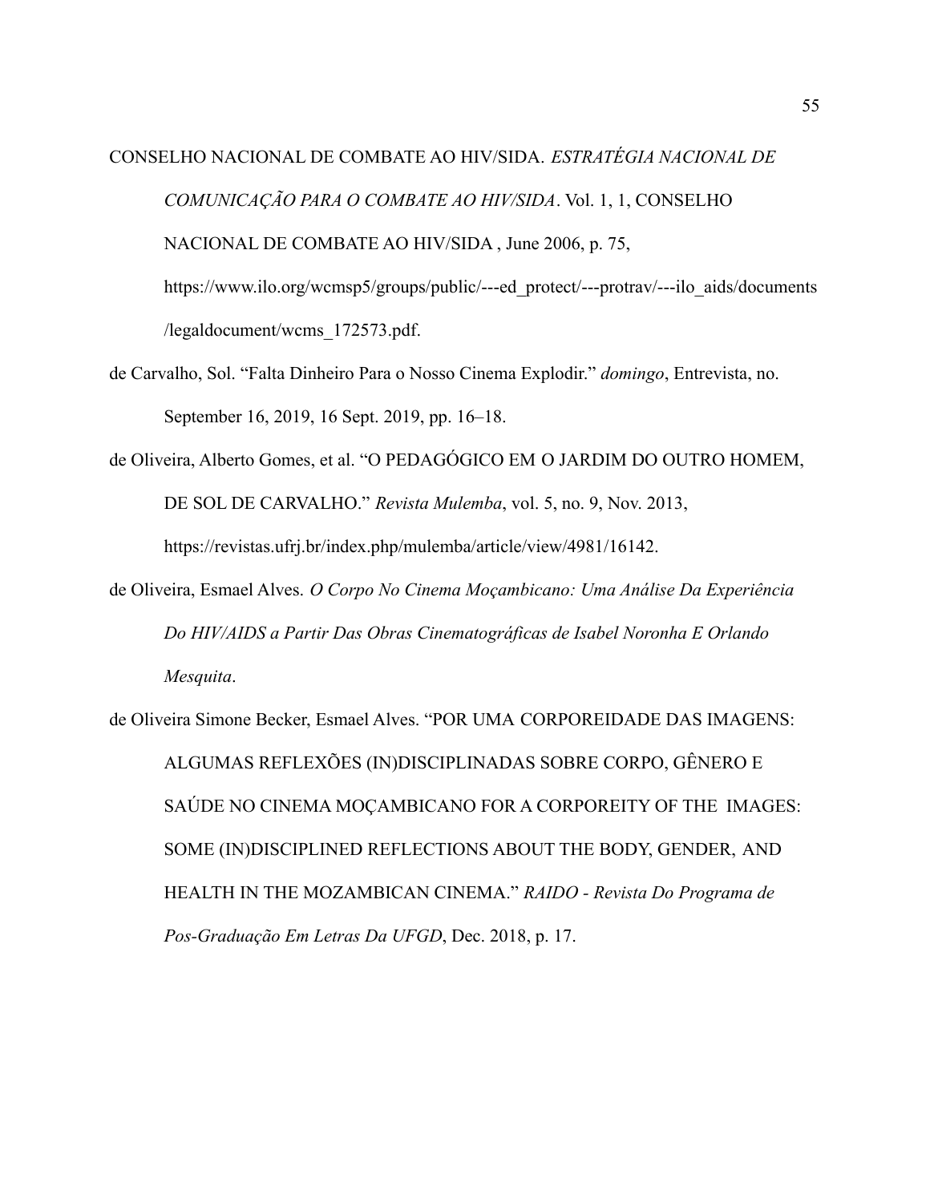CONSELHO NACIONAL DE COMBATE AO HIV/SIDA. *ESTRATÉGIA NACIONAL DE COMUNICAÇÃO PARA O COMBATE AO HIV/SIDA*. Vol. 1, 1, CONSELHO NACIONAL DE COMBATE AO HIV/SIDA , June 2006, p. 75, https://www.ilo.org/wcmsp5/groups/public/---ed_protect/---protrav/---ilo_aids/documents/legaldocument/wcms_172573.pdf.

de Carvalho, Sol. "Falta Dinheiro Para o Nosso Cinema Explodir." *domingo*, Entrevista, no. September 16, 2019, 16 Sept. 2019, pp. 16–18.

de Oliveira, Alberto Gomes, et al. "O PEDAGÓGICO EM O JARDIM DO OUTRO HOMEM, DE SOL DE CARVALHO." *Revista Mulemba*, vol. 5, no. 9, Nov. 2013, https://revistas.ufrj.br/index.php/mulemba/article/view/4981/16142.

de Oliveira, Esmael Alves. *O Corpo No Cinema Moçambicano: Uma Análise Da Experiência Do HIV/AIDS a Partir Das Obras Cinematográficas de Isabel Noronha E Orlando Mesquita*.

de Oliveira Simone Becker, Esmael Alves. "POR UMA CORPOREIDADE DAS IMAGENS: ALGUMAS REFLEXÕES (IN)DISCIPLINADAS SOBRE CORPO, GÊNERO E SAÚDE NO CINEMA MOÇAMBICANO FOR A CORPOREITY OF THE IMAGES: SOME (IN)DISCIPLINED REFLECTIONS ABOUT THE BODY, GENDER, AND HEALTH IN THE MOZAMBICAN CINEMA." *RAIDO - Revista Do Programa de Pos-Graduação Em Letras Da UFGD*, Dec. 2018, p. 17.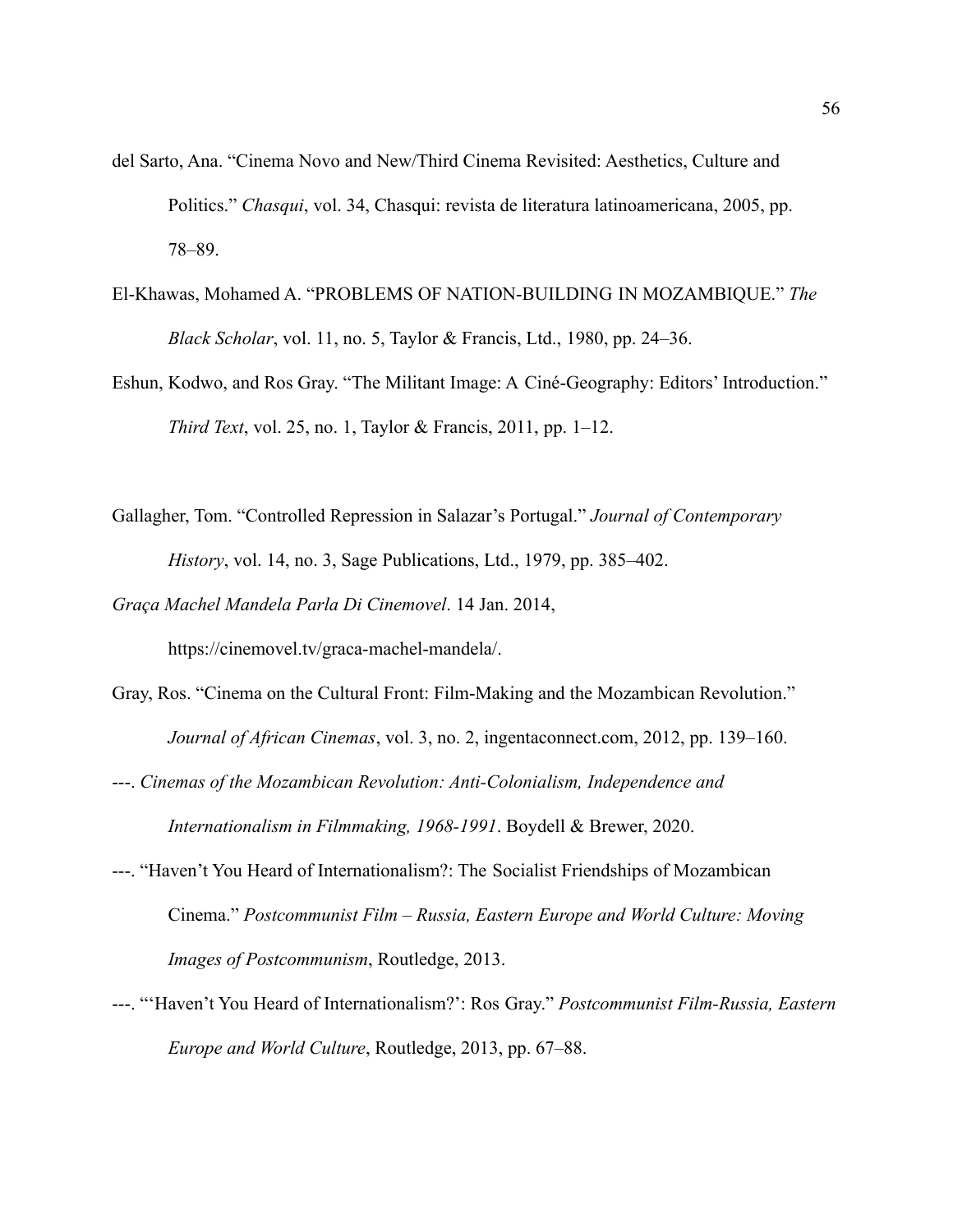del Sarto, Ana. "Cinema Novo and New/Third Cinema Revisited: Aesthetics, Culture and Politics." *Chasqui*, vol. 34, Chasqui: revista de literatura latinoamericana, 2005, pp. 78–89.

El-Khawas, Mohamed A. "PROBLEMS OF NATION-BUILDING IN MOZAMBIQUE." *The Black Scholar*, vol. 11, no. 5, Taylor & Francis, Ltd., 1980, pp. 24–36.

Eshun, Kodwo, and Ros Gray. "The Militant Image: A Ciné-Geography: Editors' Introduction." *Third Text*, vol. 25, no. 1, Taylor & Francis, 2011, pp. 1–12.

Gallagher, Tom. "Controlled Repression in Salazar's Portugal." *Journal of Contemporary History*, vol. 14, no. 3, Sage Publications, Ltd., 1979, pp. 385–402.

*Graça Machel Mandela Parla Di Cinemovel*. 14 Jan. 2014, https://cinemovel.tv/graca-machel-mandela/.

Gray, Ros. "Cinema on the Cultural Front: Film-Making and the Mozambican Revolution." *Journal of African Cinemas*, vol. 3, no. 2, ingentaconnect.com, 2012, pp. 139–160.

---. *Cinemas of the Mozambican Revolution: Anti-Colonialism, Independence and Internationalism in Filmmaking, 1968-1991*. Boydell & Brewer, 2020.

---. "Haven't You Heard of Internationalism?: The Socialist Friendships of Mozambican Cinema." *Postcommunist Film – Russia, Eastern Europe and World Culture: Moving Images of Postcommunism*, Routledge, 2013.

---. "'Haven't You Heard of Internationalism?': Ros Gray." *Postcommunist Film-Russia, Eastern Europe and World Culture*, Routledge, 2013, pp. 67–88.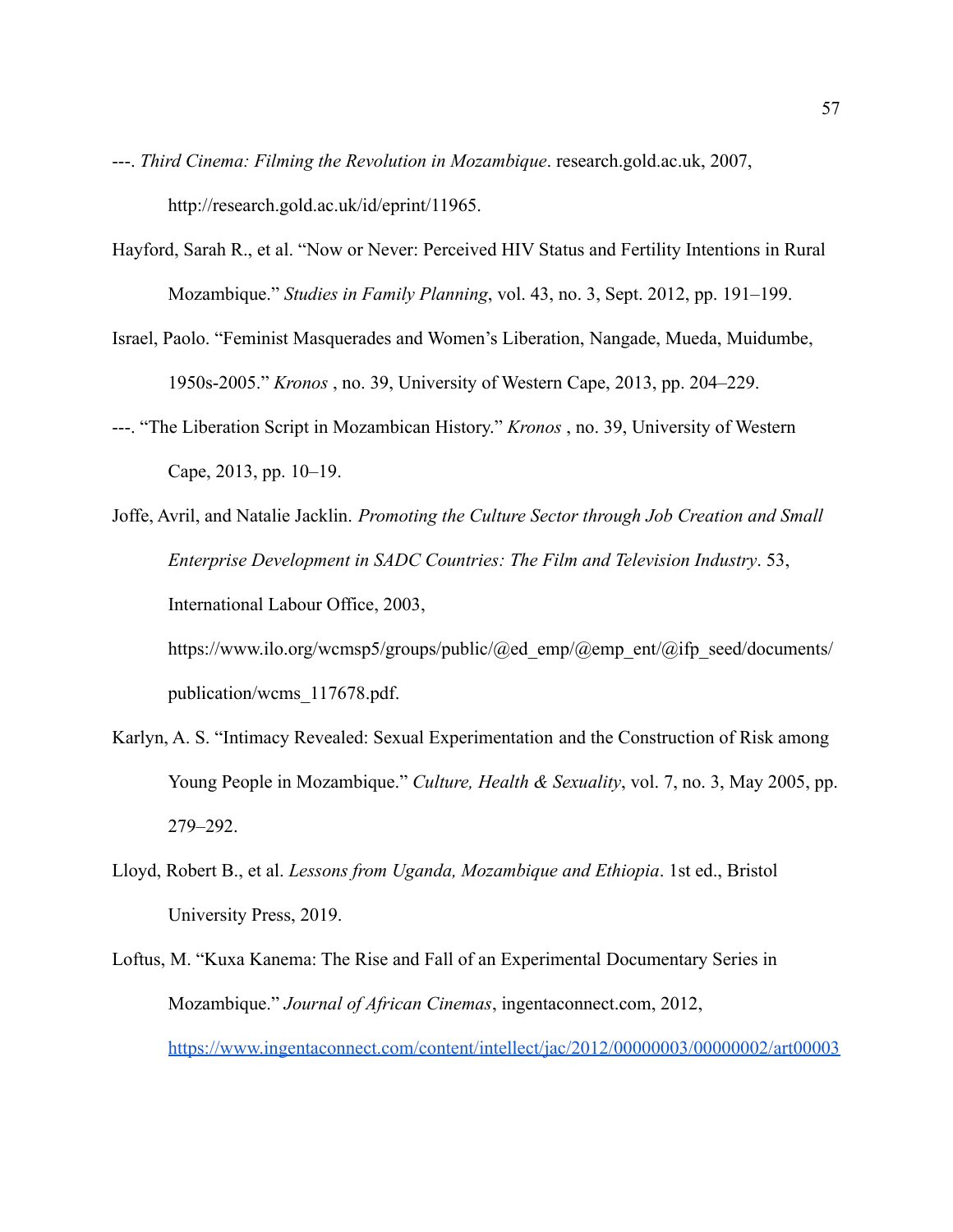---. *Third Cinema: Filming the Revolution in Mozambique*. research.gold.ac.uk, 2007, http://research.gold.ac.uk/id/eprint/11965.

Hayford, Sarah R., et al. "Now or Never: Perceived HIV Status and Fertility Intentions in Rural Mozambique." *Studies in Family Planning*, vol. 43, no. 3, Sept. 2012, pp. 191–199.

Israel, Paolo. "Feminist Masquerades and Women's Liberation, Nangade, Mueda, Muidumbe, 1950s-2005." *Kronos* , no. 39, University of Western Cape, 2013, pp. 204–229.

---. "The Liberation Script in Mozambican History." *Kronos* , no. 39, University of Western Cape, 2013, pp. 10–19.

Joffe, Avril, and Natalie Jacklin. *Promoting the Culture Sector through Job Creation and Small Enterprise Development in SADC Countries: The Film and Television Industry*. 53, International Labour Office, 2003, https://www.ilo.org/wcmsp5/groups/public/@ed_emp/@emp_ent/@ifp_seed/documents/publication/wcms_117678.pdf.

Karlyn, A. S. "Intimacy Revealed: Sexual Experimentation and the Construction of Risk among Young People in Mozambique." *Culture, Health & Sexuality*, vol. 7, no. 3, May 2005, pp. 279–292.

Lloyd, Robert B., et al. *Lessons from Uganda, Mozambique and Ethiopia*. 1st ed., Bristol University Press, 2019.

Loftus, M. "Kuxa Kanema: The Rise and Fall of an Experimental Documentary Series in Mozambique." *Journal of African Cinemas*, ingentaconnect.com, 2012, https://www.ingentaconnect.com/content/intellect/jac/2012/00000003/00000002/art00003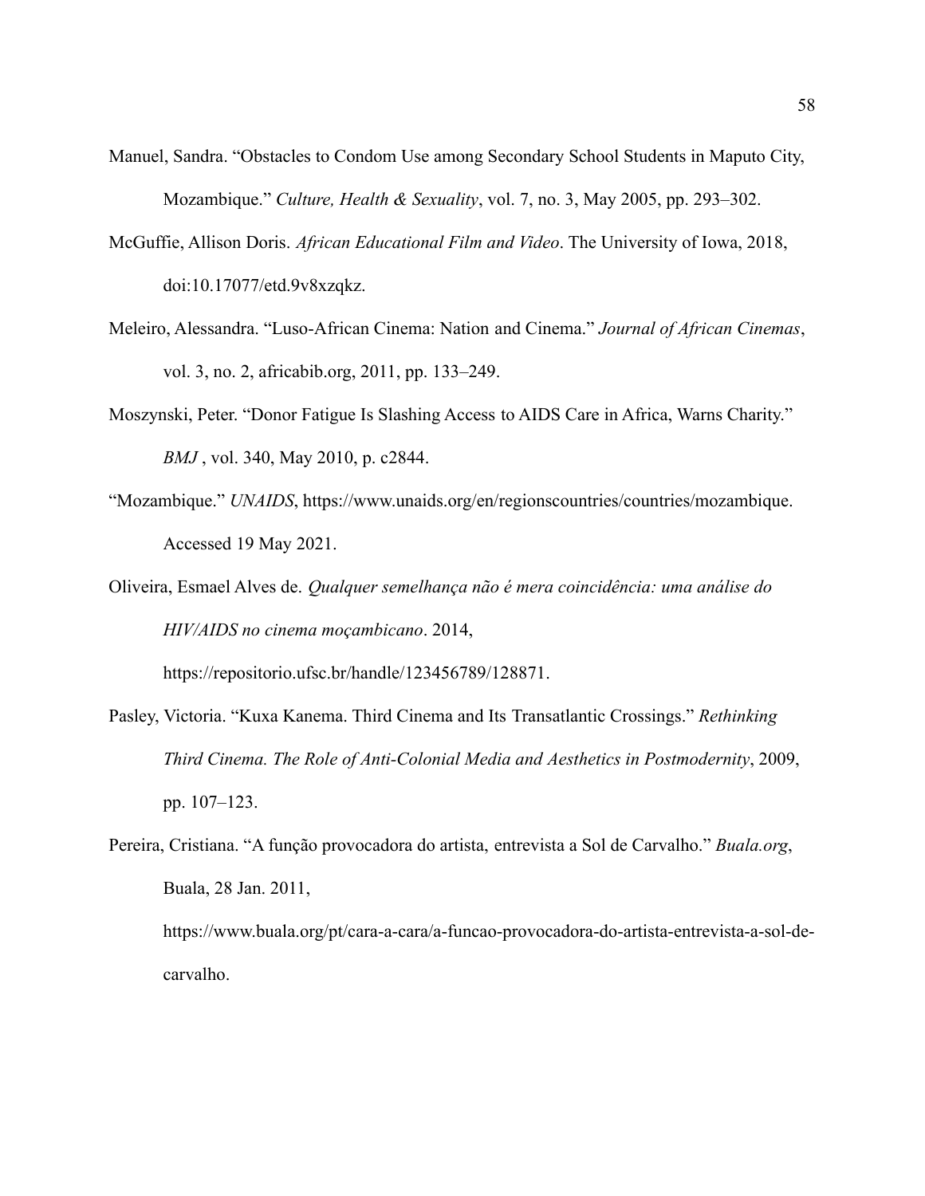Manuel, Sandra. "Obstacles to Condom Use among Secondary School Students in Maputo City, Mozambique." *Culture, Health & Sexuality*, vol. 7, no. 3, May 2005, pp. 293–302.

McGuffie, Allison Doris. *African Educational Film and Video*. The University of Iowa, 2018, doi:10.17077/etd.9v8xzqkz.

Meleiro, Alessandra. "Luso-African Cinema: Nation and Cinema." *Journal of African Cinemas*, vol. 3, no. 2, africabib.org, 2011, pp. 133–249.

Moszynski, Peter. "Donor Fatigue Is Slashing Access to AIDS Care in Africa, Warns Charity." *BMJ* , vol. 340, May 2010, p. c2844.

"Mozambique." *UNAIDS*, https://www.unaids.org/en/regionscountries/countries/mozambique. Accessed 19 May 2021.

Oliveira, Esmael Alves de. *Qualquer semelhança não é mera coincidência: uma análise do HIV/AIDS no cinema moçambicano*. 2014, https://repositorio.ufsc.br/handle/123456789/128871.

Pasley, Victoria. "Kuxa Kanema. Third Cinema and Its Transatlantic Crossings." *Rethinking Third Cinema. The Role of Anti-Colonial Media and Aesthetics in Postmodernity*, 2009, pp. 107–123.

Pereira, Cristiana. "A função provocadora do artista, entrevista a Sol de Carvalho." *Buala.org*, Buala, 28 Jan. 2011, https://www.buala.org/pt/cara-a-cara/a-funcao-provocadora-do-artista-entrevista-a-sol-de-carvalho.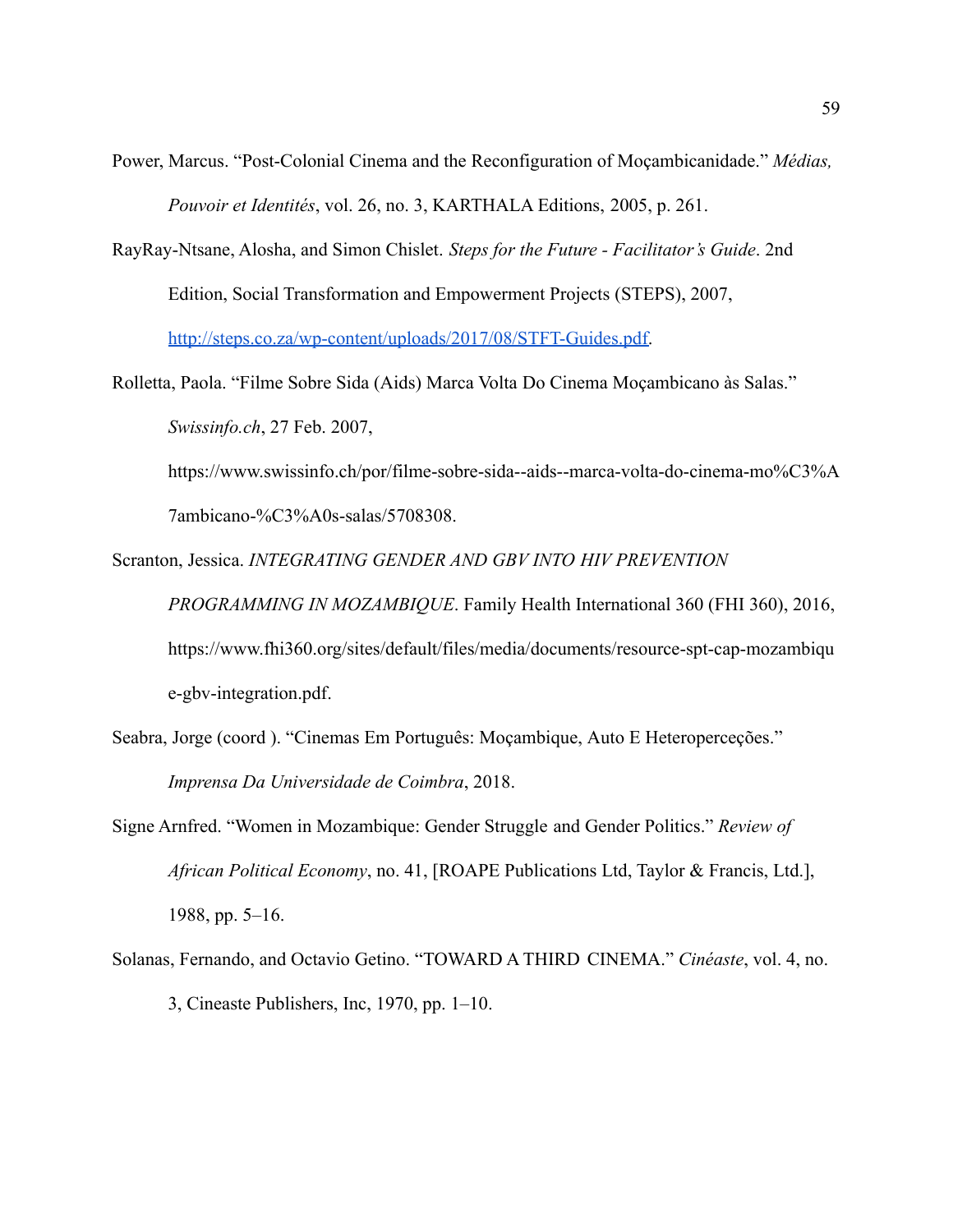Power, Marcus. “Post-Colonial Cinema and the Reconfiguration of Moçambicanidade.” *Médias, Pouvoir et Identités*, vol. 26, no. 3, KARTHALA Editions, 2005, p. 261.

RayRay-Ntsane, Alosha, and Simon Chislet. *Steps for the Future - Facilitator's Guide*. 2nd Edition, Social Transformation and Empowerment Projects (STEPS), 2007, [http://steps.co.za/wp-content/uploads/2017/08/STFT-Guides.pdf](http://steps.co.za/wp-content/uploads/2017/08/STFT-Guides.pdf).

Rolletta, Paola. “Filme Sobre Sida (Aids) Marca Volta Do Cinema Moçambicano às Salas.” *Swissinfo.ch*, 27 Feb. 2007, https://www.swissinfo.ch/por/filme-sobre-sida--aids--marca-volta-do-cinema-mo%C3%A7ambicano-%C3%A0s-salas/5708308.

Scranton, Jessica. *INTEGRATING GENDER AND GBV INTO HIV PREVENTION PROGRAMMING IN MOZAMBIQUE*. Family Health International 360 (FHI 360), 2016, https://www.fhi360.org/sites/default/files/media/documents/resource-spt-cap-mozambique-gbv-integration.pdf.

Seabra, Jorge (coord ). “Cinemas Em Português: Moçambique, Auto E Heteroperceções.” *Imprensa Da Universidade de Coimbra*, 2018.

Signe Arnfred. “Women in Mozambique: Gender Struggle and Gender Politics.” *Review of African Political Economy*, no. 41, [ROAPE Publications Ltd, Taylor & Francis, Ltd.], 1988, pp. 5–16.

Solanas, Fernando, and Octavio Getino. “TOWARD A THIRD CINEMA.” *Cinéaste*, vol. 4, no. 3, Cineaste Publishers, Inc, 1970, pp. 1–10.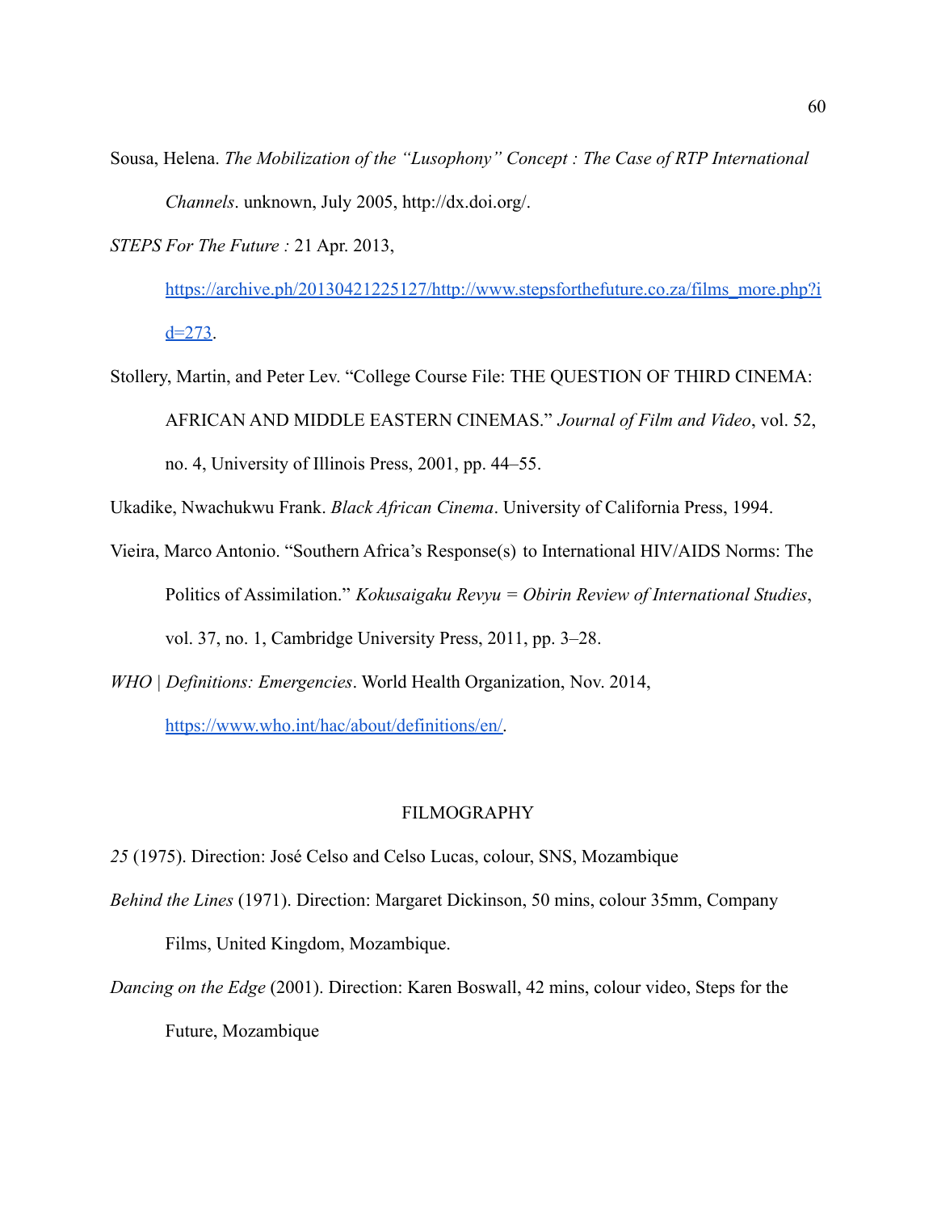Sousa, Helena. *The Mobilization of the "Lusophony" Concept : The Case of RTP International Channels*. unknown, July 2005, http://dx.doi.org/.

*STEPS For The Future :* 21 Apr. 2013, https://archive.ph/20130421225127/http://www.stepsforthefuture.co.za/films_more.php?id=273.

Stollery, Martin, and Peter Lev. "College Course File: THE QUESTION OF THIRD CINEMA: AFRICAN AND MIDDLE EASTERN CINEMAS." *Journal of Film and Video*, vol. 52, no. 4, University of Illinois Press, 2001, pp. 44–55.

Ukadike, Nwachukwu Frank. *Black African Cinema*. University of California Press, 1994.

Vieira, Marco Antonio. "Southern Africa's Response(s) to International HIV/AIDS Norms: The Politics of Assimilation." *Kokusaigaku Revyu = Obirin Review of International Studies*, vol. 37, no. 1, Cambridge University Press, 2011, pp. 3–28.

*WHO | Definitions: Emergencies*. World Health Organization, Nov. 2014, https://www.who.int/hac/about/definitions/en/.

## FILMOGRAPHY

*25* (1975). Direction: José Celso and Celso Lucas, colour, SNS, Mozambique

*Behind the Lines* (1971). Direction: Margaret Dickinson, 50 mins, colour 35mm, Company Films, United Kingdom, Mozambique.

*Dancing on the Edge* (2001). Direction: Karen Boswall, 42 mins, colour video, Steps for the Future, Mozambique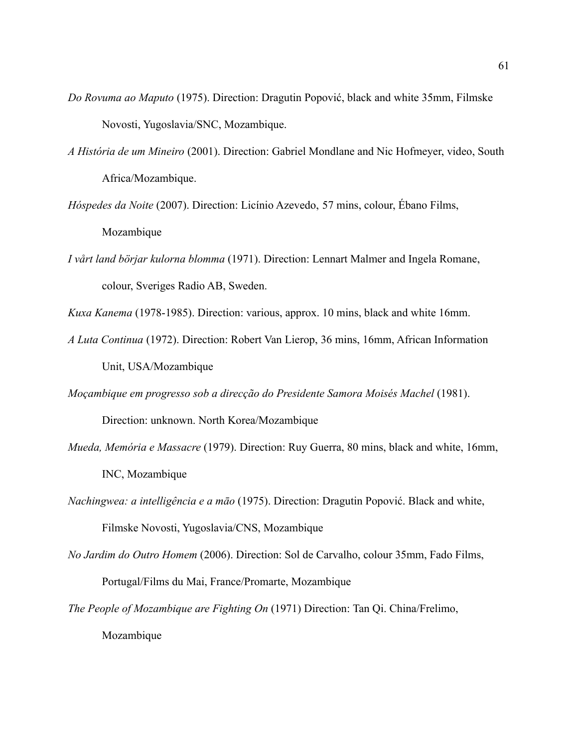*Do Rovuma ao Maputo* (1975). Direction: Dragutin Popović, black and white 35mm, Filmske Novosti, Yugoslavia/SNC, Mozambique.

*A História de um Mineiro* (2001). Direction: Gabriel Mondlane and Nic Hofmeyer, video, South Africa/Mozambique.

*Hóspedes da Noite* (2007). Direction: Licínio Azevedo, 57 mins, colour, Ébano Films, Mozambique

*I vårt land börjar kulorna blomma* (1971). Direction: Lennart Malmer and Ingela Romane, colour, Sveriges Radio AB, Sweden.

*Kuxa Kanema* (1978-1985). Direction: various, approx. 10 mins, black and white 16mm.

*A Luta Continua* (1972). Direction: Robert Van Lierop, 36 mins, 16mm, African Information Unit, USA/Mozambique

*Moçambique em progresso sob a direcção do Presidente Samora Moisés Machel* (1981). Direction: unknown. North Korea/Mozambique

*Mueda, Memória e Massacre* (1979). Direction: Ruy Guerra, 80 mins, black and white, 16mm, INC, Mozambique

*Nachingwea: a intelligência e a mão* (1975). Direction: Dragutin Popović. Black and white, Filmske Novosti, Yugoslavia/CNS, Mozambique

*No Jardim do Outro Homem* (2006). Direction: Sol de Carvalho, colour 35mm, Fado Films, Portugal/Films du Mai, France/Promarte, Mozambique

*The People of Mozambique are Fighting On* (1971) Direction: Tan Qi. China/Frelimo, Mozambique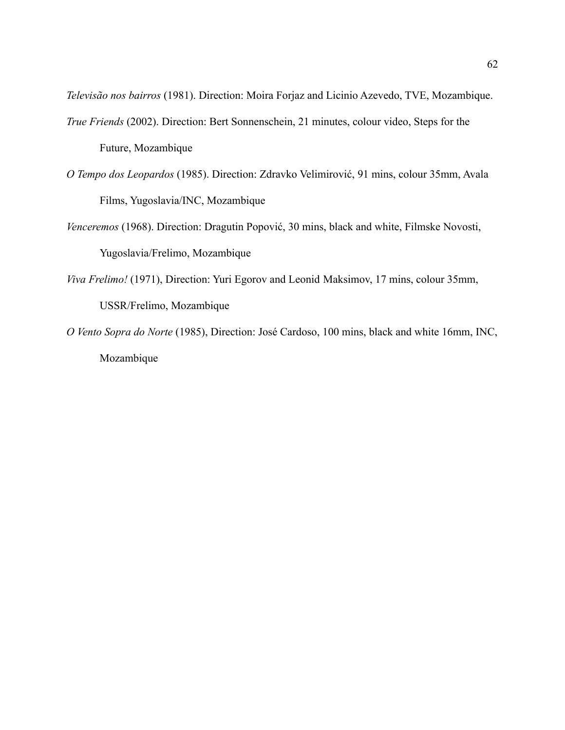*Televisão nos bairros* (1981). Direction: Moira Forjaz and Licinio Azevedo, TVE, Mozambique.

*True Friends* (2002). Direction: Bert Sonnenschein, 21 minutes, colour video, Steps for the Future, Mozambique

*O Tempo dos Leopardos* (1985). Direction: Zdravko Velimirović, 91 mins, colour 35mm, Avala Films, Yugoslavia/INC, Mozambique

*Venceremos* (1968). Direction: Dragutin Popović, 30 mins, black and white, Filmske Novosti, Yugoslavia/Frelimo, Mozambique

*Viva Frelimo!* (1971), Direction: Yuri Egorov and Leonid Maksimov, 17 mins, colour 35mm, USSR/Frelimo, Mozambique

*O Vento Sopra do Norte* (1985), Direction: José Cardoso, 100 mins, black and white 16mm, INC, Mozambique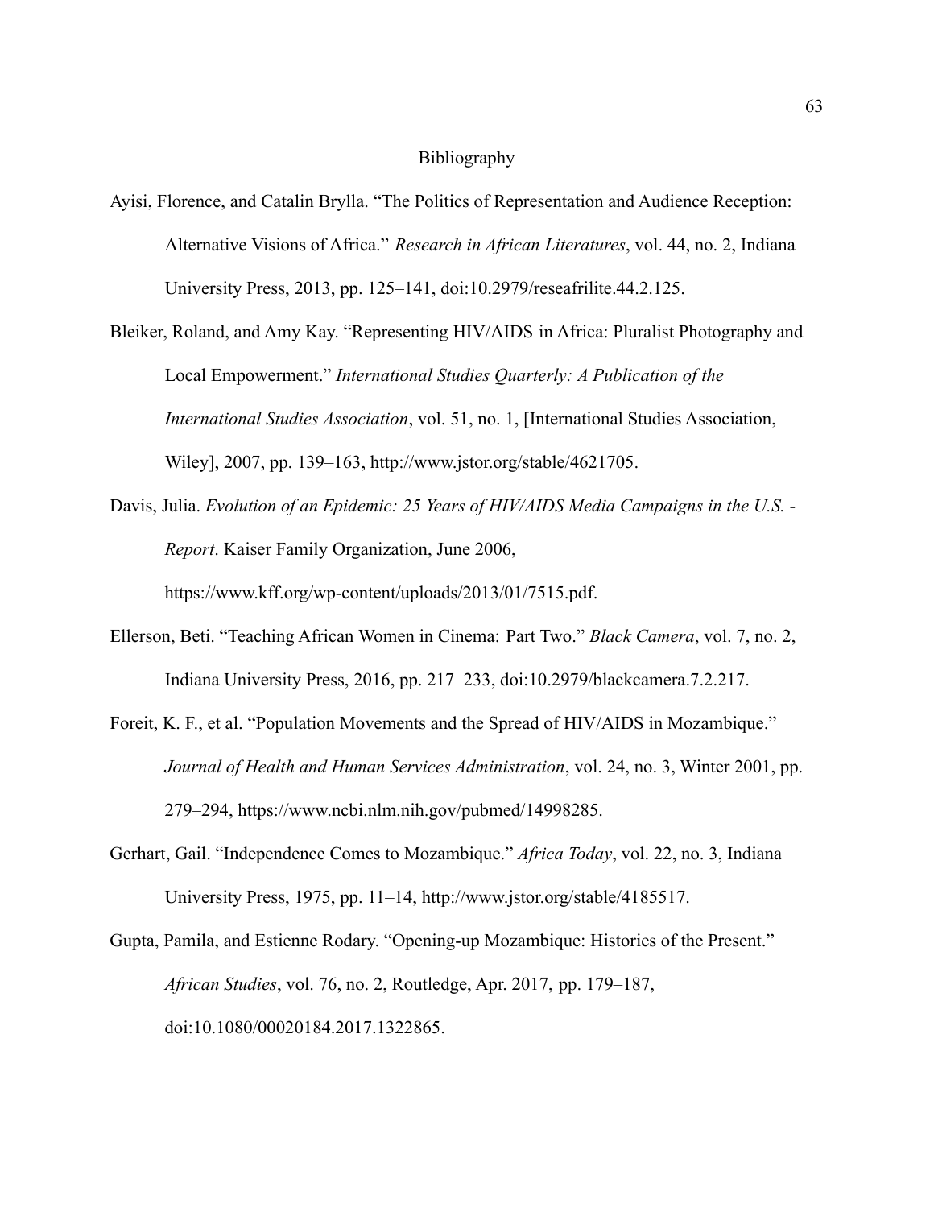# Bibliography

Ayisi, Florence, and Catalin Brylla. "The Politics of Representation and Audience Reception: Alternative Visions of Africa." *Research in African Literatures*, vol. 44, no. 2, Indiana University Press, 2013, pp. 125–141, doi:10.2979/reseafrilite.44.2.125.

Bleiker, Roland, and Amy Kay. "Representing HIV/AIDS in Africa: Pluralist Photography and Local Empowerment." *International Studies Quarterly: A Publication of the International Studies Association*, vol. 51, no. 1, [International Studies Association, Wiley], 2007, pp. 139–163, http://www.jstor.org/stable/4621705.

Davis, Julia. *Evolution of an Epidemic: 25 Years of HIV/AIDS Media Campaigns in the U.S. - Report*. Kaiser Family Organization, June 2006, https://www.kff.org/wp-content/uploads/2013/01/7515.pdf.

Ellerson, Beti. "Teaching African Women in Cinema: Part Two." *Black Camera*, vol. 7, no. 2, Indiana University Press, 2016, pp. 217–233, doi:10.2979/blackcamera.7.2.217.

Foreit, K. F., et al. "Population Movements and the Spread of HIV/AIDS in Mozambique." *Journal of Health and Human Services Administration*, vol. 24, no. 3, Winter 2001, pp. 279–294, https://www.ncbi.nlm.nih.gov/pubmed/14998285.

Gerhart, Gail. "Independence Comes to Mozambique." *Africa Today*, vol. 22, no. 3, Indiana University Press, 1975, pp. 11–14, http://www.jstor.org/stable/4185517.

Gupta, Pamila, and Estienne Rodary. "Opening-up Mozambique: Histories of the Present." *African Studies*, vol. 76, no. 2, Routledge, Apr. 2017, pp. 179–187, doi:10.1080/00020184.2017.1322865.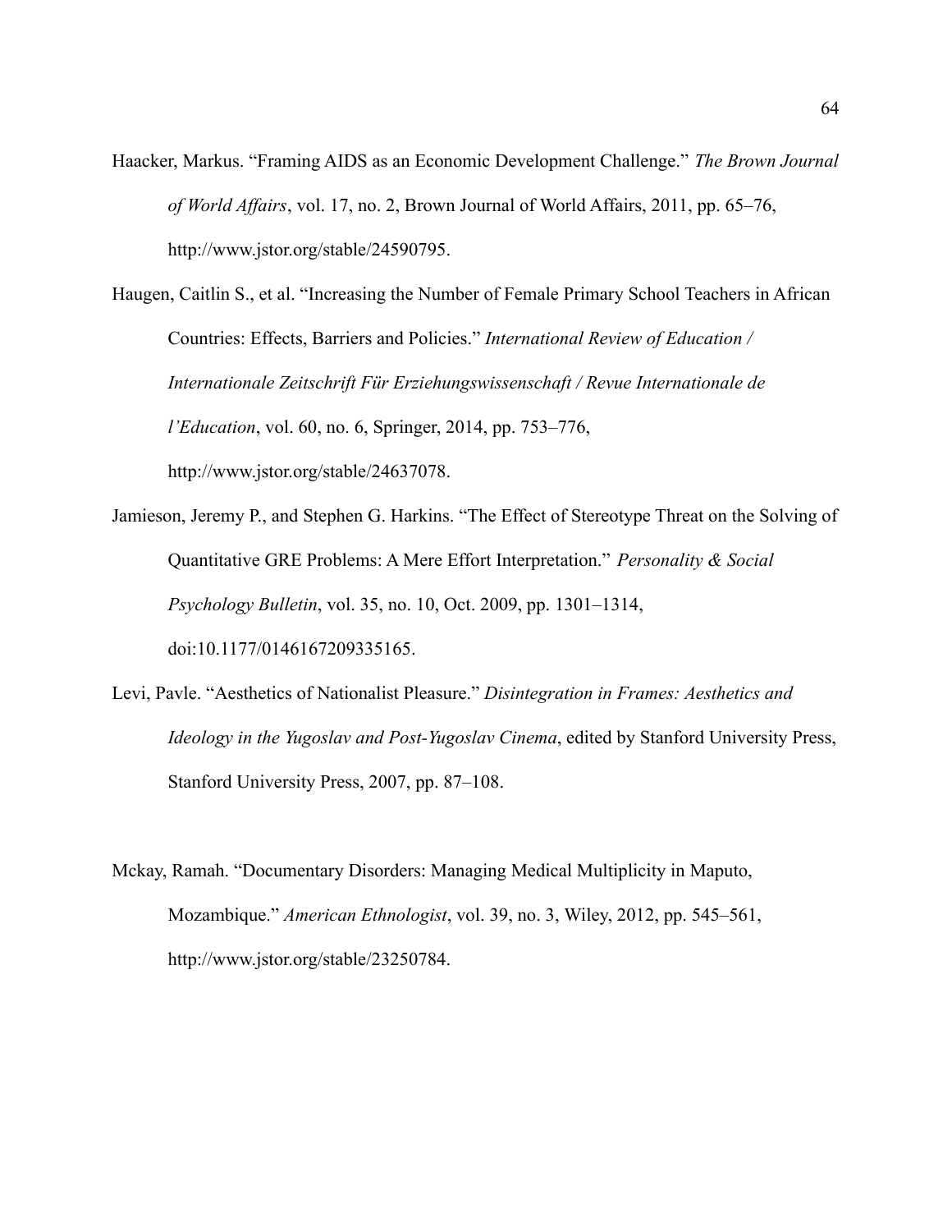Haacker, Markus. “Framing AIDS as an Economic Development Challenge.” *The Brown Journal of World Affairs*, vol. 17, no. 2, Brown Journal of World Affairs, 2011, pp. 65–76, http://www.jstor.org/stable/24590795.

Haugen, Caitlin S., et al. “Increasing the Number of Female Primary School Teachers in African Countries: Effects, Barriers and Policies.” *International Review of Education / Internationale Zeitschrift Für Erziehungswissenschaft / Revue Internationale de l’Education*, vol. 60, no. 6, Springer, 2014, pp. 753–776, http://www.jstor.org/stable/24637078.

Jamieson, Jeremy P., and Stephen G. Harkins. “The Effect of Stereotype Threat on the Solving of Quantitative GRE Problems: A Mere Effort Interpretation.” *Personality & Social Psychology Bulletin*, vol. 35, no. 10, Oct. 2009, pp. 1301–1314, doi:10.1177/0146167209335165.

Levi, Pavle. “Aesthetics of Nationalist Pleasure.” *Disintegration in Frames: Aesthetics and Ideology in the Yugoslav and Post-Yugoslav Cinema*, edited by Stanford University Press, Stanford University Press, 2007, pp. 87–108.

Mckay, Ramah. “Documentary Disorders: Managing Medical Multiplicity in Maputo, Mozambique.” *American Ethnologist*, vol. 39, no. 3, Wiley, 2012, pp. 545–561, http://www.jstor.org/stable/23250784.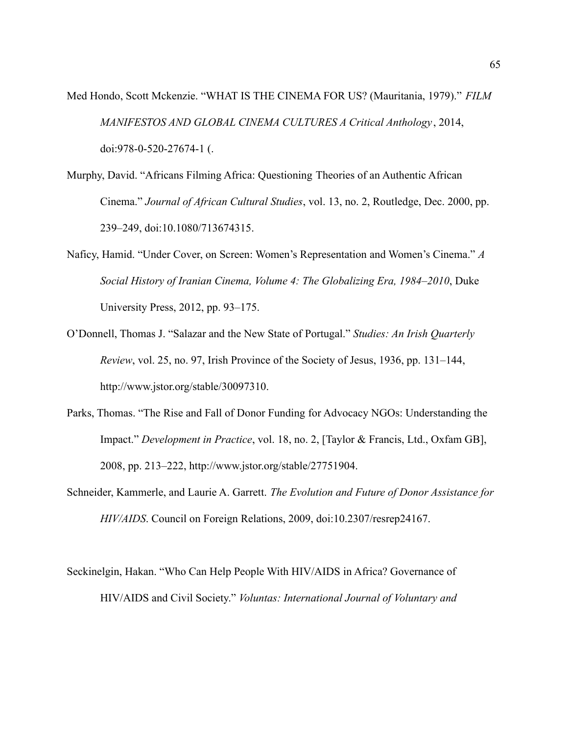Med Hondo, Scott Mckenzie. "WHAT IS THE CINEMA FOR US? (Mauritania, 1979)." *FILM MANIFESTOS AND GLOBAL CINEMA CULTURES A Critical Anthology*, 2014, doi:978-0-520-27674-1 (.

Murphy, David. "Africans Filming Africa: Questioning Theories of an Authentic African Cinema." *Journal of African Cultural Studies*, vol. 13, no. 2, Routledge, Dec. 2000, pp. 239–249, doi:10.1080/713674315.

Naficy, Hamid. "Under Cover, on Screen: Women's Representation and Women's Cinema." *A Social History of Iranian Cinema, Volume 4: The Globalizing Era, 1984–2010*, Duke University Press, 2012, pp. 93–175.

O'Donnell, Thomas J. "Salazar and the New State of Portugal." *Studies: An Irish Quarterly Review*, vol. 25, no. 97, Irish Province of the Society of Jesus, 1936, pp. 131–144, http://www.jstor.org/stable/30097310.

Parks, Thomas. "The Rise and Fall of Donor Funding for Advocacy NGOs: Understanding the Impact." *Development in Practice*, vol. 18, no. 2, [Taylor & Francis, Ltd., Oxfam GB], 2008, pp. 213–222, http://www.jstor.org/stable/27751904.

Schneider, Kammerle, and Laurie A. Garrett. *The Evolution and Future of Donor Assistance for HIV/AIDS*. Council on Foreign Relations, 2009, doi:10.2307/resrep24167.

Seckinelgin, Hakan. "Who Can Help People With HIV/AIDS in Africa? Governance of HIV/AIDS and Civil Society." *Voluntas: International Journal of Voluntary and*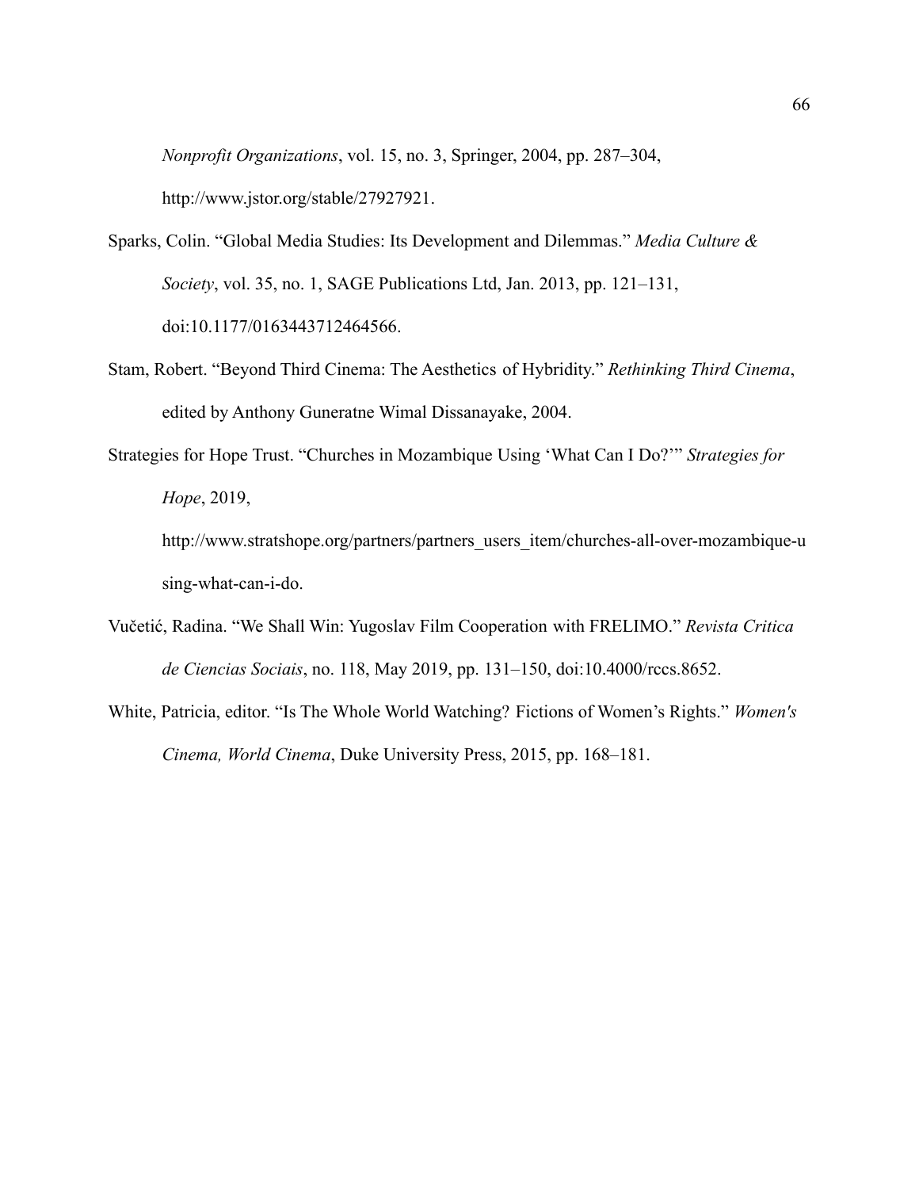*Nonprofit Organizations*, vol. 15, no. 3, Springer, 2004, pp. 287–304, http://www.jstor.org/stable/27927921.

Sparks, Colin. “Global Media Studies: Its Development and Dilemmas.” *Media Culture & Society*, vol. 35, no. 1, SAGE Publications Ltd, Jan. 2013, pp. 121–131, doi:10.1177/0163443712464566.

Stam, Robert. “Beyond Third Cinema: The Aesthetics of Hybridity.” *Rethinking Third Cinema*, edited by Anthony Guneratne Wimal Dissanayake, 2004.

Strategies for Hope Trust. “Churches in Mozambique Using ‘What Can I Do?’” *Strategies for Hope*, 2019, http://www.stratshope.org/partners/partners_users_item/churches-all-over-mozambique-using-what-can-i-do.

Vučetić, Radina. “We Shall Win: Yugoslav Film Cooperation with FRELIMO.” *Revista Critica de Ciencias Sociais*, no. 118, May 2019, pp. 131–150, doi:10.4000/rccs.8652.

White, Patricia, editor. “Is The Whole World Watching? Fictions of Women’s Rights.” *Women's Cinema, World Cinema*, Duke University Press, 2015, pp. 168–181.